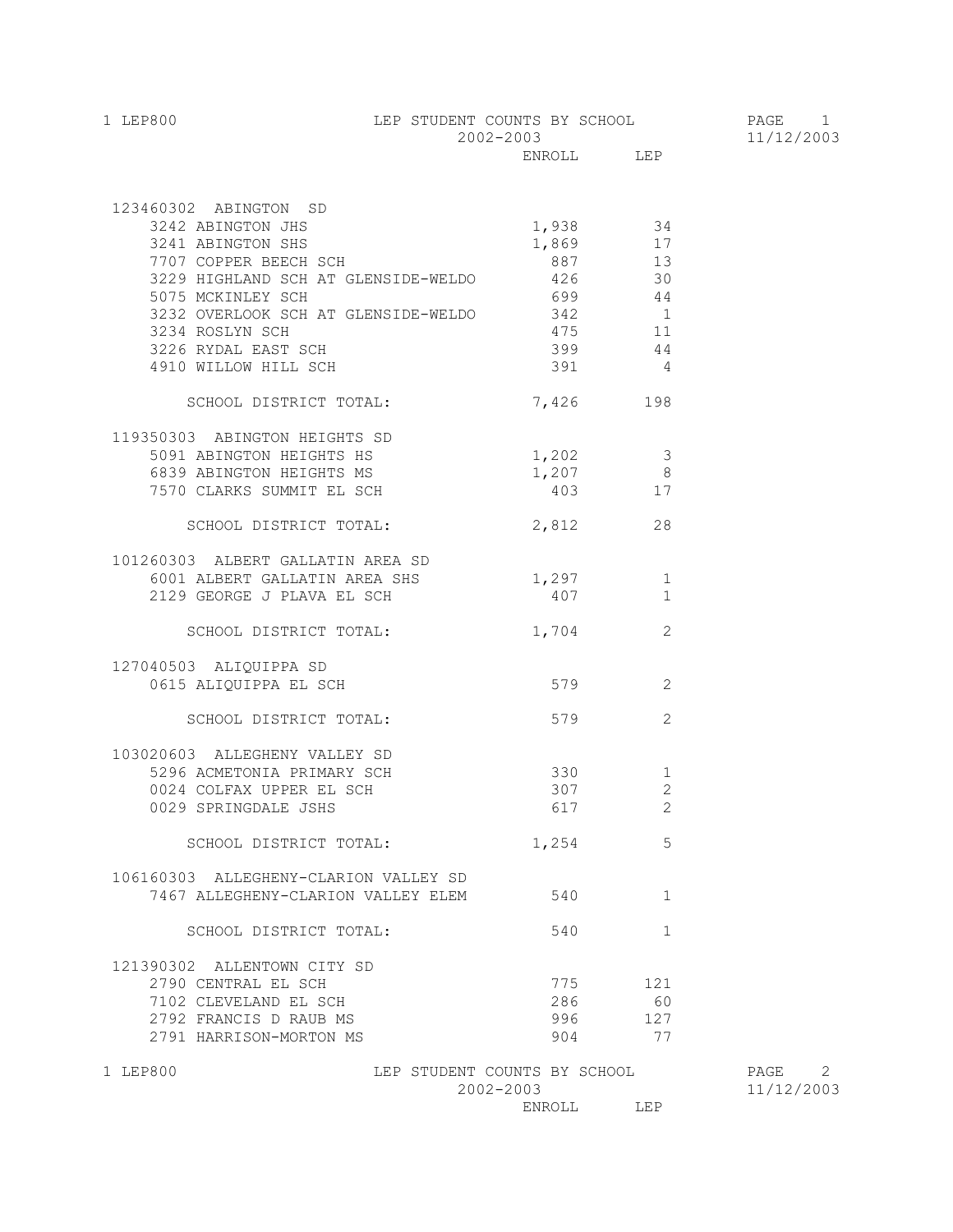# LEP STUDENT COUNTS BY SCHOOL

2002-2003

| | ENROLL | LEP |
|---|---|---|
| **123460302 ABINGTON SD** | | |
| 3242 ABINGTON JHS | 1,938 | 34 |
| 3241 ABINGTON SHS | 1,869 | 17 |
| 7707 COPPER BEECH SCH | 887 | 13 |
| 3229 HIGHLAND SCH AT GLENSIDE-WELDO | 426 | 30 |
| 5075 MCKINLEY SCH | 699 | 44 |
| 3232 OVERLOOK SCH AT GLENSIDE-WELDO | 342 | 1 |
| 3234 ROSLYN SCH | 475 | 11 |
| 3226 RYDAL EAST SCH | 399 | 44 |
| 4910 WILLOW HILL SCH | 391 | 4 |
| SCHOOL DISTRICT TOTAL: | 7,426 | 198 |
| **119350303 ABINGTON HEIGHTS SD** | | |
| 5091 ABINGTON HEIGHTS HS | 1,202 | 3 |
| 6839 ABINGTON HEIGHTS MS | 1,207 | 8 |
| 7570 CLARKS SUMMIT EL SCH | 403 | 17 |
| SCHOOL DISTRICT TOTAL: | 2,812 | 28 |
| **101260303 ALBERT GALLATIN AREA SD** | | |
| 6001 ALBERT GALLATIN AREA SHS | 1,297 | 1 |
| 2129 GEORGE J PLAVA EL SCH | 407 | 1 |
| SCHOOL DISTRICT TOTAL: | 1,704 | 2 |
| **127040503 ALIQUIPPA SD** | | |
| 0615 ALIQUIPPA EL SCH | 579 | 2 |
| SCHOOL DISTRICT TOTAL: | 579 | 2 |
| **103020603 ALLEGHENY VALLEY SD** | | |
| 5296 ACMETONIA PRIMARY SCH | 330 | 1 |
| 0024 COLFAX UPPER EL SCH | 307 | 2 |
| 0029 SPRINGDALE JSHS | 617 | 2 |
| SCHOOL DISTRICT TOTAL: | 1,254 | 5 |
| **106160303 ALLEGHENY-CLARION VALLEY SD** | | |
| 7467 ALLEGHENY-CLARION VALLEY ELEM | 540 | 1 |
| SCHOOL DISTRICT TOTAL: | 540 | 1 |
| **121390302 ALLENTOWN CITY SD** | | |
| 2790 CENTRAL EL SCH | 775 | 121 |
| 7102 CLEVELAND EL SCH | 286 | 60 |
| 2792 FRANCIS D RAUB MS | 996 | 127 |
| 2791 HARRISON-MORTON MS | 904 | 77 |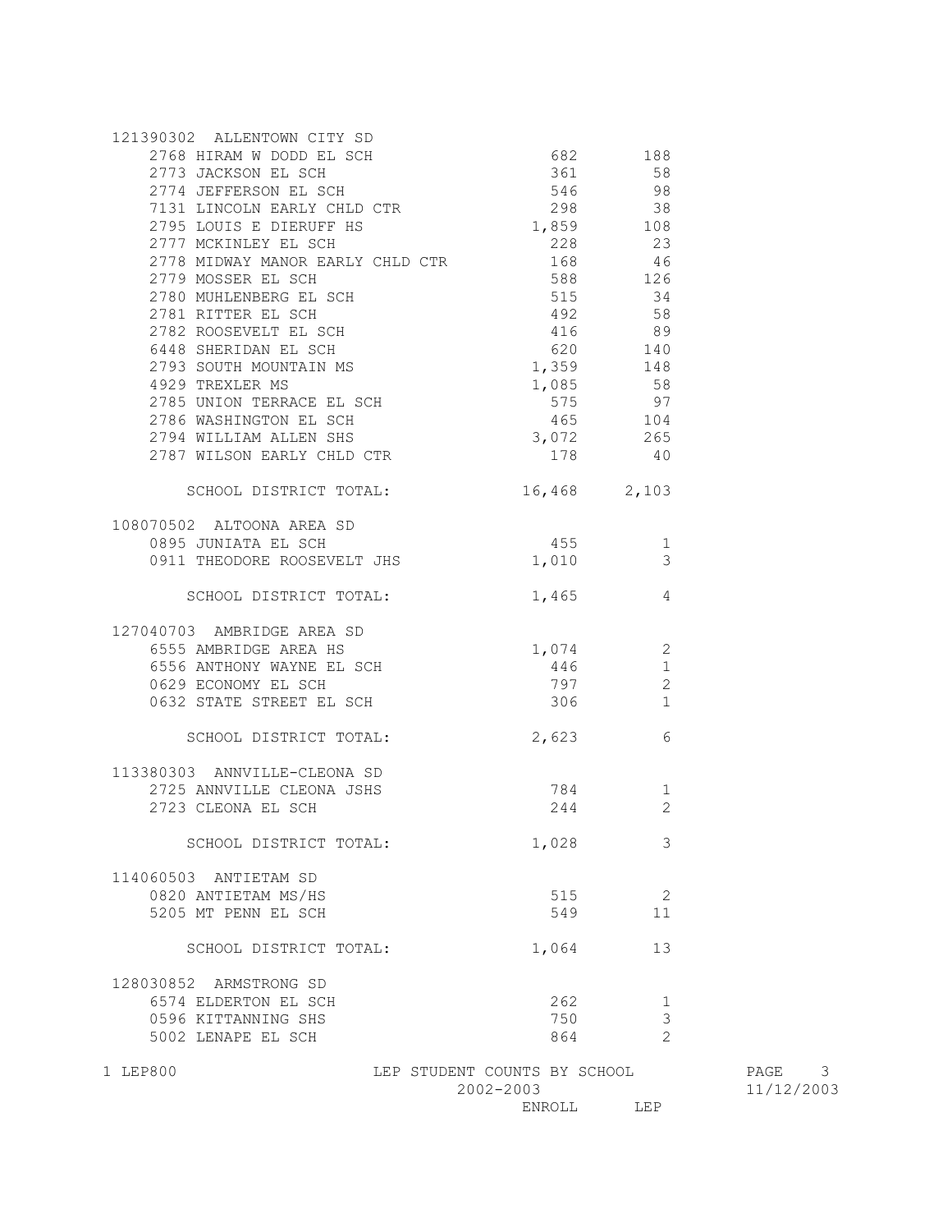| | ENROLL | LEP |
|---|---|---|
| **121390302 ALLENTOWN CITY SD** | | |
| 2768 HIRAM W DODD EL SCH | 682 | 188 |
| 2773 JACKSON EL SCH | 361 | 58 |
| 2774 JEFFERSON EL SCH | 546 | 98 |
| 7131 LINCOLN EARLY CHLD CTR | 298 | 38 |
| 2795 LOUIS E DIERUFF HS | 1,859 | 108 |
| 2777 MCKINLEY EL SCH | 228 | 23 |
| 2778 MIDWAY MANOR EARLY CHLD CTR | 168 | 46 |
| 2779 MOSSER EL SCH | 588 | 126 |
| 2780 MUHLENBERG EL SCH | 515 | 34 |
| 2781 RITTER EL SCH | 492 | 58 |
| 2782 ROOSEVELT EL SCH | 416 | 89 |
| 6448 SHERIDAN EL SCH | 620 | 140 |
| 2793 SOUTH MOUNTAIN MS | 1,359 | 148 |
| 4929 TREXLER MS | 1,085 | 58 |
| 2785 UNION TERRACE EL SCH | 575 | 97 |
| 2786 WASHINGTON EL SCH | 465 | 104 |
| 2794 WILLIAM ALLEN SHS | 3,072 | 265 |
| 2787 WILSON EARLY CHLD CTR | 178 | 40 |
| SCHOOL DISTRICT TOTAL: | 16,468 | 2,103 |
| **108070502 ALTOONA AREA SD** | | |
| 0895 JUNIATA EL SCH | 455 | 1 |
| 0911 THEODORE ROOSEVELT JHS | 1,010 | 3 |
| SCHOOL DISTRICT TOTAL: | 1,465 | 4 |
| **127040703 AMBRIDGE AREA SD** | | |
| 6555 AMBRIDGE AREA HS | 1,074 | 2 |
| 6556 ANTHONY WAYNE EL SCH | 446 | 1 |
| 0629 ECONOMY EL SCH | 797 | 2 |
| 0632 STATE STREET EL SCH | 306 | 1 |
| SCHOOL DISTRICT TOTAL: | 2,623 | 6 |
| **113380303 ANNVILLE-CLEONA SD** | | |
| 2725 ANNVILLE CLEONA JSHS | 784 | 1 |
| 2723 CLEONA EL SCH | 244 | 2 |
| SCHOOL DISTRICT TOTAL: | 1,028 | 3 |
| **114060503 ANTIETAM SD** | | |
| 0820 ANTIETAM MS/HS | 515 | 2 |
| 5205 MT PENN EL SCH | 549 | 11 |
| SCHOOL DISTRICT TOTAL: | 1,064 | 13 |
| **128030852 ARMSTRONG SD** | | |
| 6574 ELDERTON EL SCH | 262 | 1 |
| 0596 KITTANNING SHS | 750 | 3 |
| 5002 LENAPE EL SCH | 864 | 2 |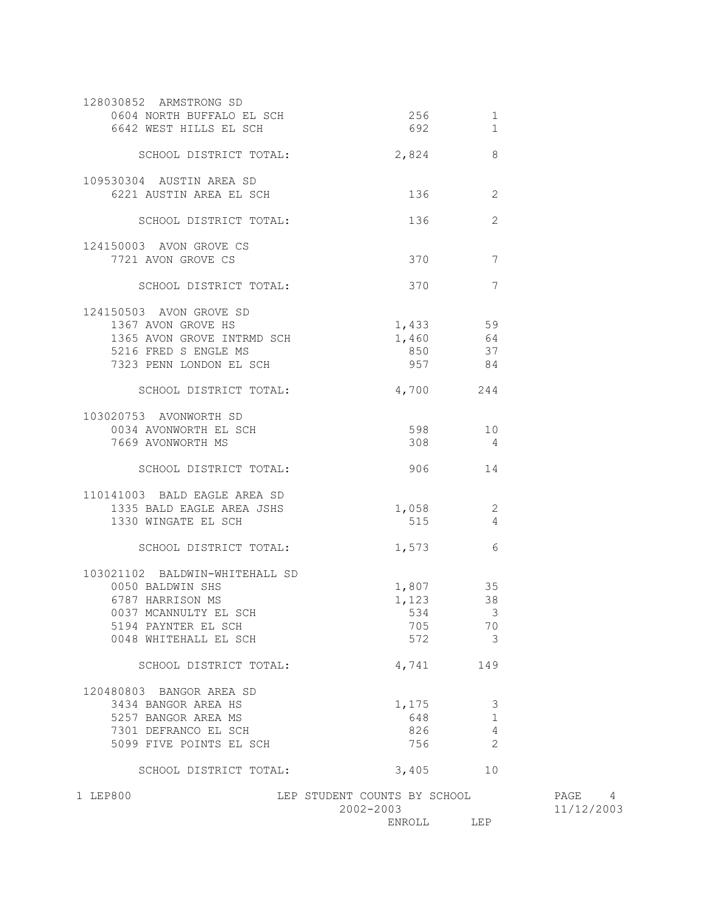| | ENROLL | LEP |
|---|---|---|
| 128030852 ARMSTRONG SD | | |
| 0604 NORTH BUFFALO EL SCH | 256 | 1 |
| 6642 WEST HILLS EL SCH | 692 | 1 |
| SCHOOL DISTRICT TOTAL: | 2,824 | 8 |
| 109530304 AUSTIN AREA SD | | |
| 6221 AUSTIN AREA EL SCH | 136 | 2 |
| SCHOOL DISTRICT TOTAL: | 136 | 2 |
| 124150003 AVON GROVE CS | | |
| 7721 AVON GROVE CS | 370 | 7 |
| SCHOOL DISTRICT TOTAL: | 370 | 7 |
| 124150503 AVON GROVE SD | | |
| 1367 AVON GROVE HS | 1,433 | 59 |
| 1365 AVON GROVE INTRMD SCH | 1,460 | 64 |
| 5216 FRED S ENGLE MS | 850 | 37 |
| 7323 PENN LONDON EL SCH | 957 | 84 |
| SCHOOL DISTRICT TOTAL: | 4,700 | 244 |
| 103020753 AVONWORTH SD | | |
| 0034 AVONWORTH EL SCH | 598 | 10 |
| 7669 AVONWORTH MS | 308 | 4 |
| SCHOOL DISTRICT TOTAL: | 906 | 14 |
| 110141003 BALD EAGLE AREA SD | | |
| 1335 BALD EAGLE AREA JSHS | 1,058 | 2 |
| 1330 WINGATE EL SCH | 515 | 4 |
| SCHOOL DISTRICT TOTAL: | 1,573 | 6 |
| 103021102 BALDWIN-WHITEHALL SD | | |
| 0050 BALDWIN SHS | 1,807 | 35 |
| 6787 HARRISON MS | 1,123 | 38 |
| 0037 MCANNULTY EL SCH | 534 | 3 |
| 5194 PAYNTER EL SCH | 705 | 70 |
| 0048 WHITEHALL EL SCH | 572 | 3 |
| SCHOOL DISTRICT TOTAL: | 4,741 | 149 |
| 120480803 BANGOR AREA SD | | |
| 3434 BANGOR AREA HS | 1,175 | 3 |
| 5257 BANGOR AREA MS | 648 | 1 |
| 7301 DEFRANCO EL SCH | 826 | 4 |
| 5099 FIVE POINTS EL SCH | 756 | 2 |
| SCHOOL DISTRICT TOTAL: | 3,405 | 10 |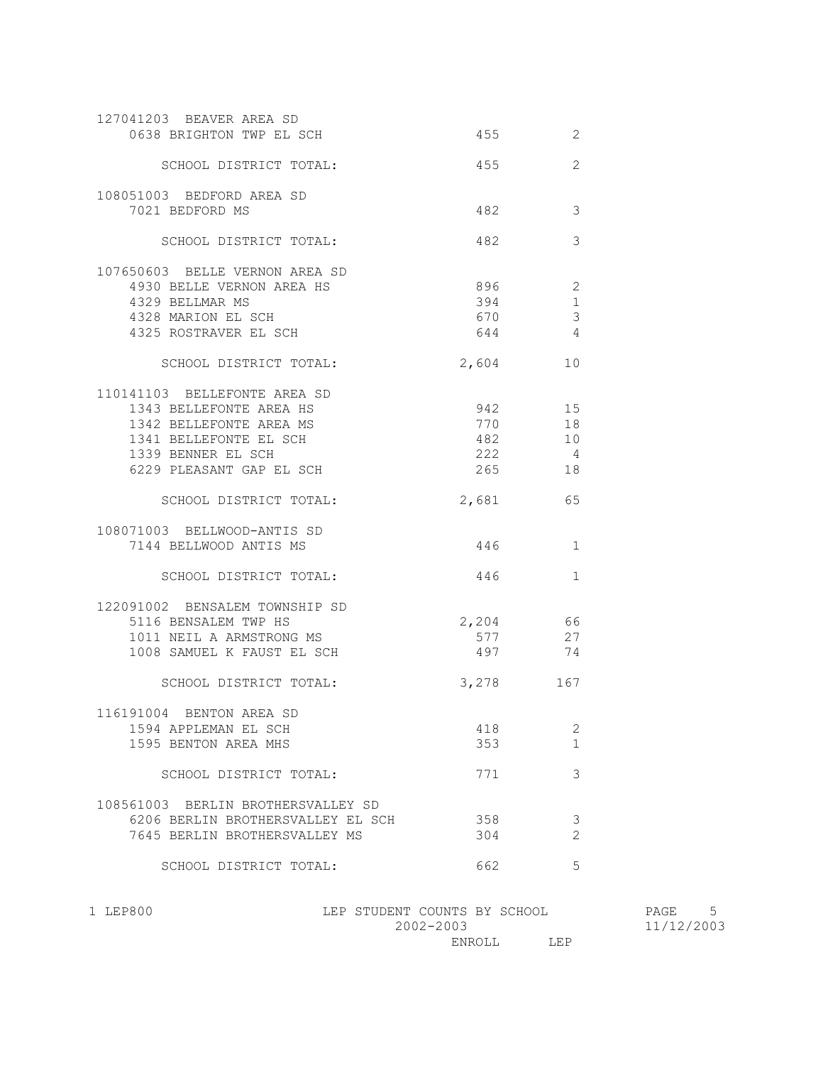| | ENROLL | LEP |
|---|---|---|
| **127041203 BEAVER AREA SD** | | |
| 0638 BRIGHTON TWP EL SCH | 455 | 2 |
| SCHOOL DISTRICT TOTAL: | 455 | 2 |
| **108051003 BEDFORD AREA SD** | | |
| 7021 BEDFORD MS | 482 | 3 |
| SCHOOL DISTRICT TOTAL: | 482 | 3 |
| **107650603 BELLE VERNON AREA SD** | | |
| 4930 BELLE VERNON AREA HS | 896 | 2 |
| 4329 BELLMAR MS | 394 | 1 |
| 4328 MARION EL SCH | 670 | 3 |
| 4325 ROSTRAVER EL SCH | 644 | 4 |
| SCHOOL DISTRICT TOTAL: | 2,604 | 10 |
| **110141103 BELLEFONTE AREA SD** | | |
| 1343 BELLEFONTE AREA HS | 942 | 15 |
| 1342 BELLEFONTE AREA MS | 770 | 18 |
| 1341 BELLEFONTE EL SCH | 482 | 10 |
| 1339 BENNER EL SCH | 222 | 4 |
| 6229 PLEASANT GAP EL SCH | 265 | 18 |
| SCHOOL DISTRICT TOTAL: | 2,681 | 65 |
| **108071003 BELLWOOD-ANTIS SD** | | |
| 7144 BELLWOOD ANTIS MS | 446 | 1 |
| SCHOOL DISTRICT TOTAL: | 446 | 1 |
| **122091002 BENSALEM TOWNSHIP SD** | | |
| 5116 BENSALEM TWP HS | 2,204 | 66 |
| 1011 NEIL A ARMSTRONG MS | 577 | 27 |
| 1008 SAMUEL K FAUST EL SCH | 497 | 74 |
| SCHOOL DISTRICT TOTAL: | 3,278 | 167 |
| **116191004 BENTON AREA SD** | | |
| 1594 APPLEMAN EL SCH | 418 | 2 |
| 1595 BENTON AREA MHS | 353 | 1 |
| SCHOOL DISTRICT TOTAL: | 771 | 3 |
| **108561003 BERLIN BROTHERSVALLEY SD** | | |
| 6206 BERLIN BROTHERSVALLEY EL SCH | 358 | 3 |
| 7645 BERLIN BROTHERSVALLEY MS | 304 | 2 |
| SCHOOL DISTRICT TOTAL: | 662 | 5 |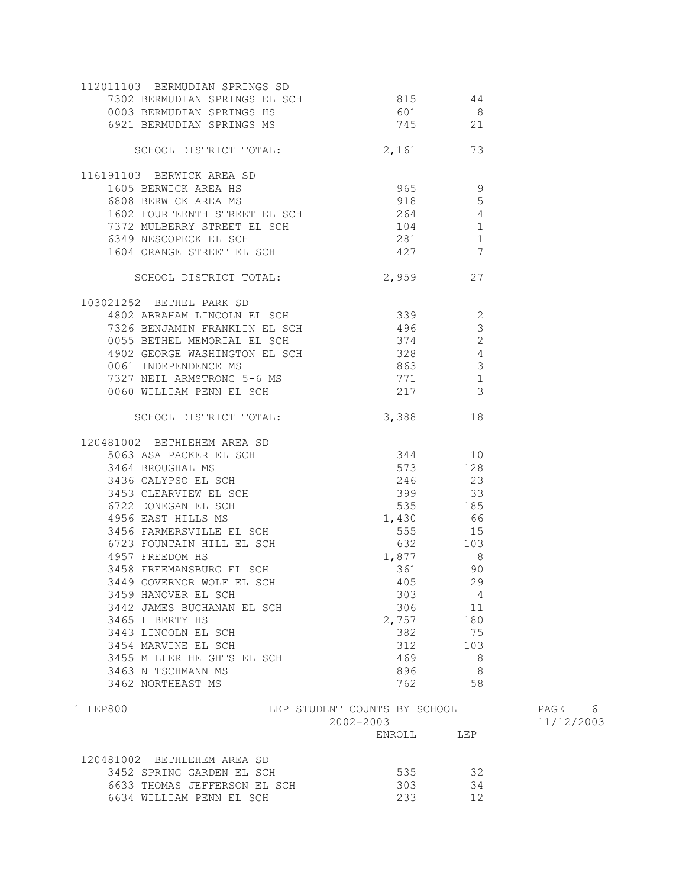| | ENROLL | LEP |
|---|---|---|
| **112011103 BERMUDIAN SPRINGS SD** | | |
| 7302 BERMUDIAN SPRINGS EL SCH | 815 | 44 |
| 0003 BERMUDIAN SPRINGS HS | 601 | 8 |
| 6921 BERMUDIAN SPRINGS MS | 745 | 21 |
| SCHOOL DISTRICT TOTAL: | 2,161 | 73 |
| **116191103 BERWICK AREA SD** | | |
| 1605 BERWICK AREA HS | 965 | 9 |
| 6808 BERWICK AREA MS | 918 | 5 |
| 1602 FOURTEENTH STREET EL SCH | 264 | 4 |
| 7372 MULBERRY STREET EL SCH | 104 | 1 |
| 6349 NESCOPECK EL SCH | 281 | 1 |
| 1604 ORANGE STREET EL SCH | 427 | 7 |
| SCHOOL DISTRICT TOTAL: | 2,959 | 27 |
| **103021252 BETHEL PARK SD** | | |
| 4802 ABRAHAM LINCOLN EL SCH | 339 | 2 |
| 7326 BENJAMIN FRANKLIN EL SCH | 496 | 3 |
| 0055 BETHEL MEMORIAL EL SCH | 374 | 2 |
| 4902 GEORGE WASHINGTON EL SCH | 328 | 4 |
| 0061 INDEPENDENCE MS | 863 | 3 |
| 7327 NEIL ARMSTRONG 5-6 MS | 771 | 1 |
| 0060 WILLIAM PENN EL SCH | 217 | 3 |
| SCHOOL DISTRICT TOTAL: | 3,388 | 18 |
| **120481002 BETHLEHEM AREA SD** | | |
| 5063 ASA PACKER EL SCH | 344 | 10 |
| 3464 BROUGHAL MS | 573 | 128 |
| 3436 CALYPSO EL SCH | 246 | 23 |
| 3453 CLEARVIEW EL SCH | 399 | 33 |
| 6722 DONEGAN EL SCH | 535 | 185 |
| 4956 EAST HILLS MS | 1,430 | 66 |
| 3456 FARMERSVILLE EL SCH | 555 | 15 |
| 6723 FOUNTAIN HILL EL SCH | 632 | 103 |
| 4957 FREEDOM HS | 1,877 | 8 |
| 3458 FREEMANSBURG EL SCH | 361 | 90 |
| 3449 GOVERNOR WOLF EL SCH | 405 | 29 |
| 3459 HANOVER EL SCH | 303 | 4 |
| 3442 JAMES BUCHANAN EL SCH | 306 | 11 |
| 3465 LIBERTY HS | 2,757 | 180 |
| 3443 LINCOLN EL SCH | 382 | 75 |
| 3454 MARVINE EL SCH | 312 | 103 |
| 3455 MILLER HEIGHTS EL SCH | 469 | 8 |
| 3463 NITSCHMANN MS | 896 | 8 |
| 3462 NORTHEAST MS | 762 | 58 |

LEP STUDENT COUNTS BY SCHOOL
2002-2003

| | ENROLL | LEP |
|---|---|---|
| **120481002 BETHLEHEM AREA SD** | | |
| 3452 SPRING GARDEN EL SCH | 535 | 32 |
| 6633 THOMAS JEFFERSON EL SCH | 303 | 34 |
| 6634 WILLIAM PENN EL SCH | 233 | 12 |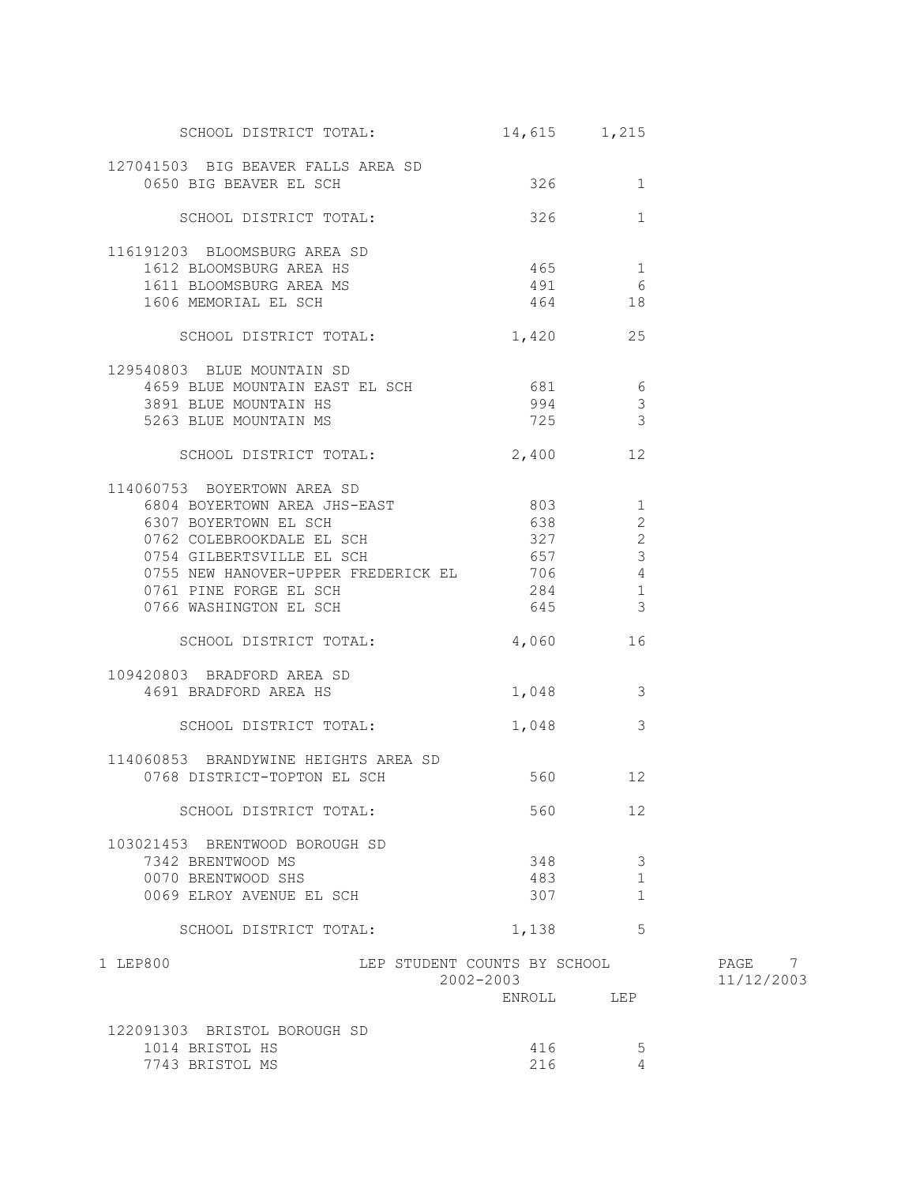| | ENROLL | LEP |
|---|---|---|
| SCHOOL DISTRICT TOTAL: | 14,615 | 1,215 |
| **127041503 BIG BEAVER FALLS AREA SD** | | |
| 0650 BIG BEAVER EL SCH | 326 | 1 |
| SCHOOL DISTRICT TOTAL: | 326 | 1 |
| **116191203 BLOOMSBURG AREA SD** | | |
| 1612 BLOOMSBURG AREA HS | 465 | 1 |
| 1611 BLOOMSBURG AREA MS | 491 | 6 |
| 1606 MEMORIAL EL SCH | 464 | 18 |
| SCHOOL DISTRICT TOTAL: | 1,420 | 25 |
| **129540803 BLUE MOUNTAIN SD** | | |
| 4659 BLUE MOUNTAIN EAST EL SCH | 681 | 6 |
| 3891 BLUE MOUNTAIN HS | 994 | 3 |
| 5263 BLUE MOUNTAIN MS | 725 | 3 |
| SCHOOL DISTRICT TOTAL: | 2,400 | 12 |
| **114060753 BOYERTOWN AREA SD** | | |
| 6804 BOYERTOWN AREA JHS-EAST | 803 | 1 |
| 6307 BOYERTOWN EL SCH | 638 | 2 |
| 0762 COLEBROOKDALE EL SCH | 327 | 2 |
| 0754 GILBERTSVILLE EL SCH | 657 | 3 |
| 0755 NEW HANOVER-UPPER FREDERICK EL | 706 | 4 |
| 0761 PINE FORGE EL SCH | 284 | 1 |
| 0766 WASHINGTON EL SCH | 645 | 3 |
| SCHOOL DISTRICT TOTAL: | 4,060 | 16 |
| **109420803 BRADFORD AREA SD** | | |
| 4691 BRADFORD AREA HS | 1,048 | 3 |
| SCHOOL DISTRICT TOTAL: | 1,048 | 3 |
| **114060853 BRANDYWINE HEIGHTS AREA SD** | | |
| 0768 DISTRICT-TOPTON EL SCH | 560 | 12 |
| SCHOOL DISTRICT TOTAL: | 560 | 12 |
| **103021453 BRENTWOOD BOROUGH SD** | | |
| 7342 BRENTWOOD MS | 348 | 3 |
| 0070 BRENTWOOD SHS | 483 | 1 |
| 0069 ELROY AVENUE EL SCH | 307 | 1 |
| SCHOOL DISTRICT TOTAL: | 1,138 | 5 |

1 LEP800 — LEP STUDENT COUNTS BY SCHOOL — 2002-2003 — 11/12/2003

| | ENROLL | LEP |
|---|---|---|
| **122091303 BRISTOL BOROUGH SD** | | |
| 1014 BRISTOL HS | 416 | 5 |
| 7743 BRISTOL MS | 216 | 4 |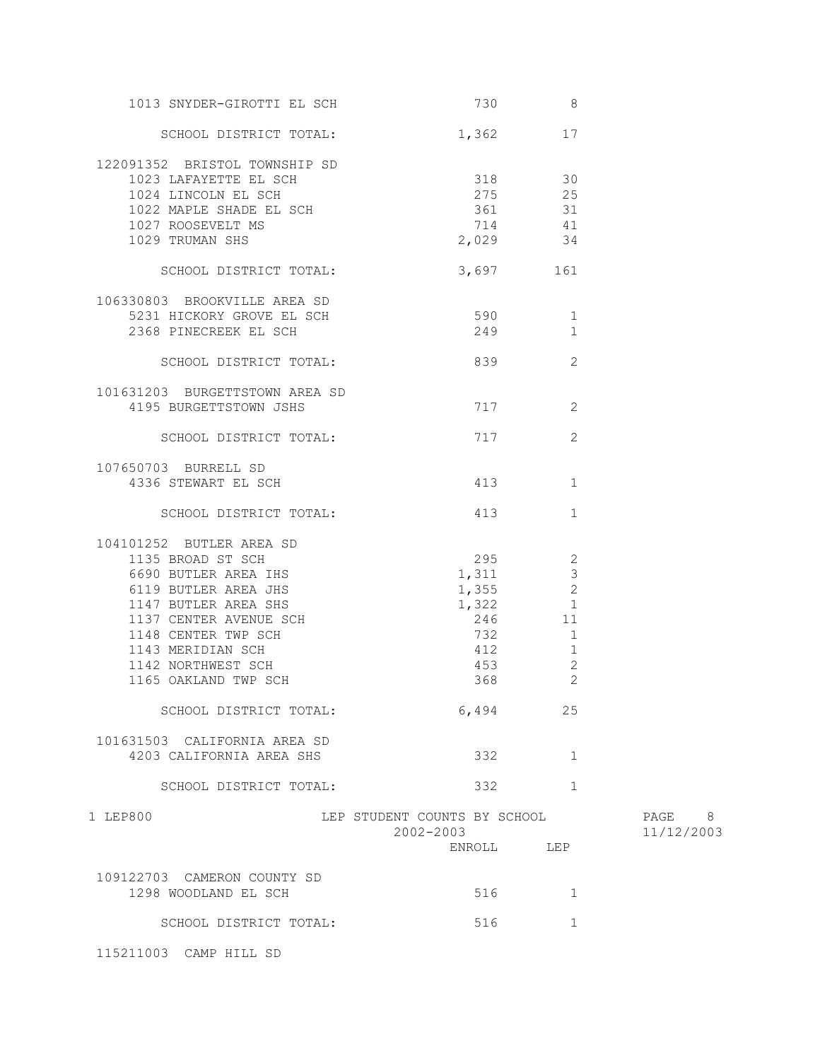| School | ENROLL | LEP |
|---|---|---|
| 1013 SNYDER-GIROTTI EL SCH | 730 | 8 |
| SCHOOL DISTRICT TOTAL: | 1,362 | 17 |
| **122091352 BRISTOL TOWNSHIP SD** | | |
| 1023 LAFAYETTE EL SCH | 318 | 30 |
| 1024 LINCOLN EL SCH | 275 | 25 |
| 1022 MAPLE SHADE EL SCH | 361 | 31 |
| 1027 ROOSEVELT MS | 714 | 41 |
| 1029 TRUMAN SHS | 2,029 | 34 |
| SCHOOL DISTRICT TOTAL: | 3,697 | 161 |
| **106330803 BROOKVILLE AREA SD** | | |
| 5231 HICKORY GROVE EL SCH | 590 | 1 |
| 2368 PINECREEK EL SCH | 249 | 1 |
| SCHOOL DISTRICT TOTAL: | 839 | 2 |
| **101631203 BURGETTSTOWN AREA SD** | | |
| 4195 BURGETTSTOWN JSHS | 717 | 2 |
| SCHOOL DISTRICT TOTAL: | 717 | 2 |
| **107650703 BURRELL SD** | | |
| 4336 STEWART EL SCH | 413 | 1 |
| SCHOOL DISTRICT TOTAL: | 413 | 1 |
| **104101252 BUTLER AREA SD** | | |
| 1135 BROAD ST SCH | 295 | 2 |
| 6690 BUTLER AREA IHS | 1,311 | 3 |
| 6119 BUTLER AREA JHS | 1,355 | 2 |
| 1147 BUTLER AREA SHS | 1,322 | 1 |
| 1137 CENTER AVENUE SCH | 246 | 11 |
| 1148 CENTER TWP SCH | 732 | 1 |
| 1143 MERIDIAN SCH | 412 | 1 |
| 1142 NORTHWEST SCH | 453 | 2 |
| 1165 OAKLAND TWP SCH | 368 | 2 |
| SCHOOL DISTRICT TOTAL: | 6,494 | 25 |
| **101631503 CALIFORNIA AREA SD** | | |
| 4203 CALIFORNIA AREA SHS | 332 | 1 |
| SCHOOL DISTRICT TOTAL: | 332 | 1 |

1 LEP800 — LEP STUDENT COUNTS BY SCHOOL — 2002-2003

| School | ENROLL | LEP |
|---|---|---|
| **109122703 CAMERON COUNTY SD** | | |
| 1298 WOODLAND EL SCH | 516 | 1 |
| SCHOOL DISTRICT TOTAL: | 516 | 1 |
| **115211003 CAMP HILL SD** | | |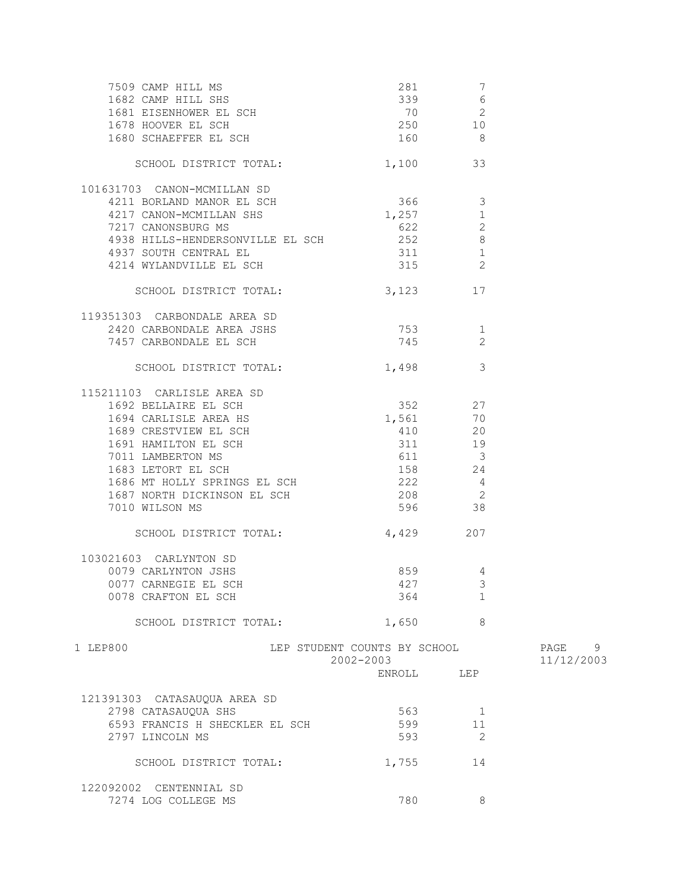| School | ENROLL | LEP |
|---|---|---|
| 7509 CAMP HILL MS | 281 | 7 |
| 1682 CAMP HILL SHS | 339 | 6 |
| 1681 EISENHOWER EL SCH | 70 | 2 |
| 1678 HOOVER EL SCH | 250 | 10 |
| 1680 SCHAEFFER EL SCH | 160 | 8 |
| SCHOOL DISTRICT TOTAL: | 1,100 | 33 |
| **101631703 CANON-MCMILLAN SD** | | |
| 4211 BORLAND MANOR EL SCH | 366 | 3 |
| 4217 CANON-MCMILLAN SHS | 1,257 | 1 |
| 7217 CANONSBURG MS | 622 | 2 |
| 4938 HILLS-HENDERSONVILLE EL SCH | 252 | 8 |
| 4937 SOUTH CENTRAL EL | 311 | 1 |
| 4214 WYLANDVILLE EL SCH | 315 | 2 |
| SCHOOL DISTRICT TOTAL: | 3,123 | 17 |
| **119351303 CARBONDALE AREA SD** | | |
| 2420 CARBONDALE AREA JSHS | 753 | 1 |
| 7457 CARBONDALE EL SCH | 745 | 2 |
| SCHOOL DISTRICT TOTAL: | 1,498 | 3 |
| **115211103 CARLISLE AREA SD** | | |
| 1692 BELLAIRE EL SCH | 352 | 27 |
| 1694 CARLISLE AREA HS | 1,561 | 70 |
| 1689 CRESTVIEW EL SCH | 410 | 20 |
| 1691 HAMILTON EL SCH | 311 | 19 |
| 7011 LAMBERTON MS | 611 | 3 |
| 1683 LETORT EL SCH | 158 | 24 |
| 1686 MT HOLLY SPRINGS EL SCH | 222 | 4 |
| 1687 NORTH DICKINSON EL SCH | 208 | 2 |
| 7010 WILSON MS | 596 | 38 |
| SCHOOL DISTRICT TOTAL: | 4,429 | 207 |
| **103021603 CARLYNTON SD** | | |
| 0079 CARLYNTON JSHS | 859 | 4 |
| 0077 CARNEGIE EL SCH | 427 | 3 |
| 0078 CRAFTON EL SCH | 364 | 1 |
| SCHOOL DISTRICT TOTAL: | 1,650 | 8 |

1 LEP800 LEP STUDENT COUNTS BY SCHOOL 2002-2003

| School | ENROLL | LEP |
|---|---|---|
| **121391303 CATASAUQUA AREA SD** | | |
| 2798 CATASAUQUA SHS | 563 | 1 |
| 6593 FRANCIS H SHECKLER EL SCH | 599 | 11 |
| 2797 LINCOLN MS | 593 | 2 |
| SCHOOL DISTRICT TOTAL: | 1,755 | 14 |
| **122092002 CENTENNIAL SD** | | |
| 7274 LOG COLLEGE MS | 780 | 8 |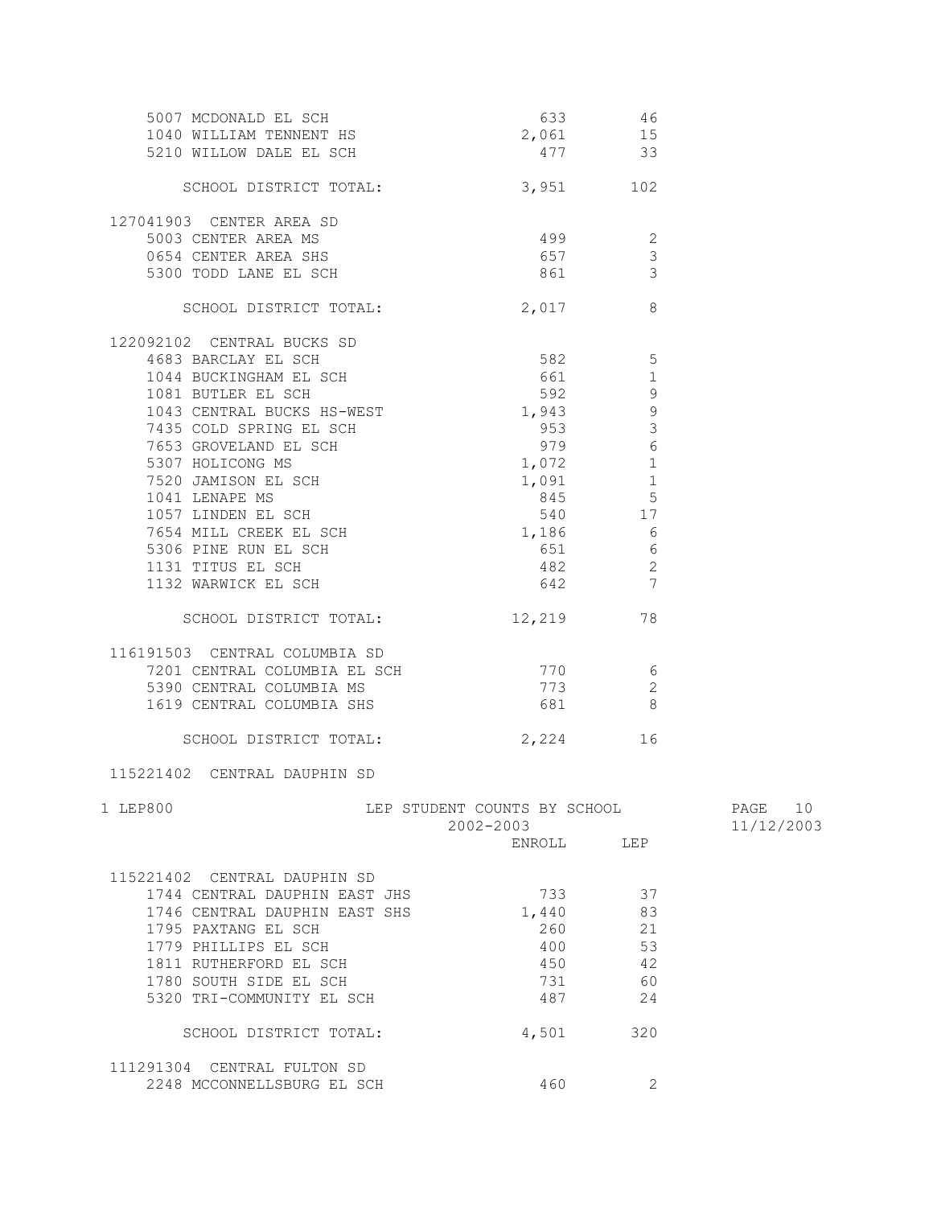| | ENROLL | LEP |
|---|---|---|
| 5007 MCDONALD EL SCH | 633 | 46 |
| 1040 WILLIAM TENNENT HS | 2,061 | 15 |
| 5210 WILLOW DALE EL SCH | 477 | 33 |
| SCHOOL DISTRICT TOTAL: | 3,951 | 102 |
| **127041903 CENTER AREA SD** | | |
| 5003 CENTER AREA MS | 499 | 2 |
| 0654 CENTER AREA SHS | 657 | 3 |
| 5300 TODD LANE EL SCH | 861 | 3 |
| SCHOOL DISTRICT TOTAL: | 2,017 | 8 |
| **122092102 CENTRAL BUCKS SD** | | |
| 4683 BARCLAY EL SCH | 582 | 5 |
| 1044 BUCKINGHAM EL SCH | 661 | 1 |
| 1081 BUTLER EL SCH | 592 | 9 |
| 1043 CENTRAL BUCKS HS-WEST | 1,943 | 9 |
| 7435 COLD SPRING EL SCH | 953 | 3 |
| 7653 GROVELAND EL SCH | 979 | 6 |
| 5307 HOLICONG MS | 1,072 | 1 |
| 7520 JAMISON EL SCH | 1,091 | 1 |
| 1041 LENAPE MS | 845 | 5 |
| 1057 LINDEN EL SCH | 540 | 17 |
| 7654 MILL CREEK EL SCH | 1,186 | 6 |
| 5306 PINE RUN EL SCH | 651 | 6 |
| 1131 TITUS EL SCH | 482 | 2 |
| 1132 WARWICK EL SCH | 642 | 7 |
| SCHOOL DISTRICT TOTAL: | 12,219 | 78 |
| **116191503 CENTRAL COLUMBIA SD** | | |
| 7201 CENTRAL COLUMBIA EL SCH | 770 | 6 |
| 5390 CENTRAL COLUMBIA MS | 773 | 2 |
| 1619 CENTRAL COLUMBIA SHS | 681 | 8 |
| SCHOOL DISTRICT TOTAL: | 2,224 | 16 |
| **115221402 CENTRAL DAUPHIN SD** | | |

LEP800 — LEP STUDENT COUNTS BY SCHOOL — 2002-2003 — 11/12/2003

| | ENROLL | LEP |
|---|---|---|
| **115221402 CENTRAL DAUPHIN SD** | | |
| 1744 CENTRAL DAUPHIN EAST JHS | 733 | 37 |
| 1746 CENTRAL DAUPHIN EAST SHS | 1,440 | 83 |
| 1795 PAXTANG EL SCH | 260 | 21 |
| 1779 PHILLIPS EL SCH | 400 | 53 |
| 1811 RUTHERFORD EL SCH | 450 | 42 |
| 1780 SOUTH SIDE EL SCH | 731 | 60 |
| 5320 TRI-COMMUNITY EL SCH | 487 | 24 |
| SCHOOL DISTRICT TOTAL: | 4,501 | 320 |
| **111291304 CENTRAL FULTON SD** | | |
| 2248 MCCONNELLSBURG EL SCH | 460 | 2 |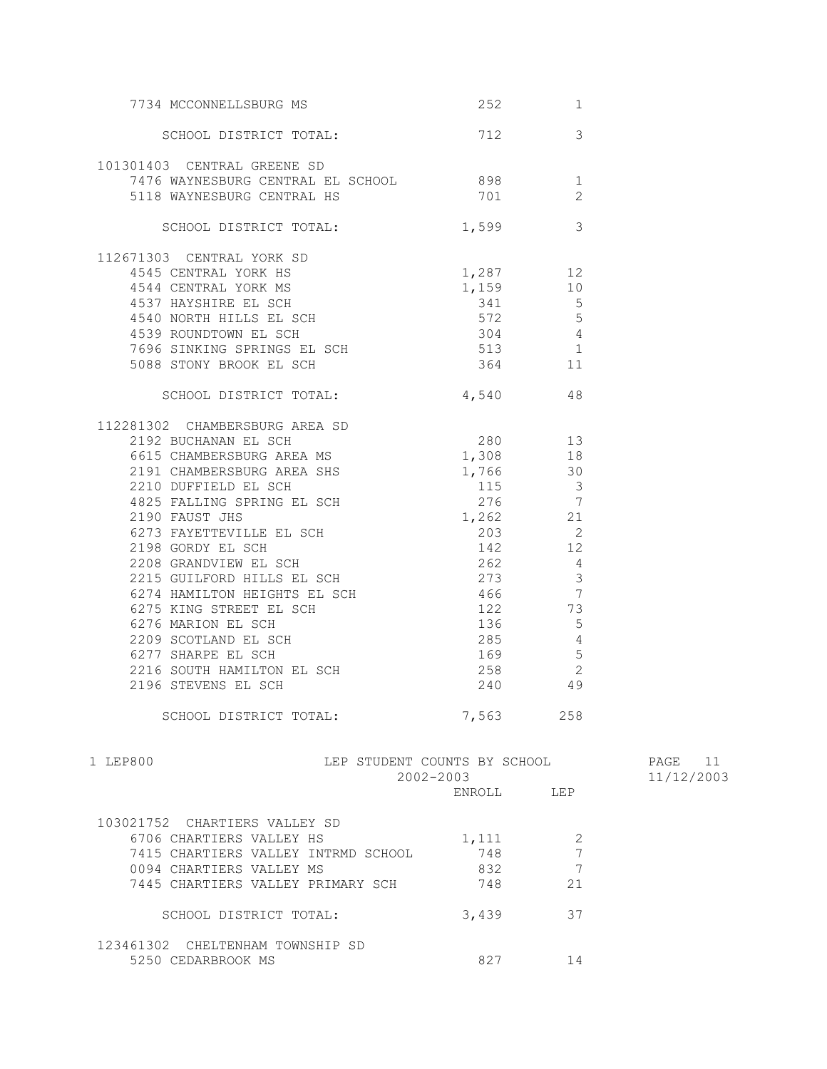| | ENROLL | LEP |
|---|---|---|
| 7734 MCCONNELLSBURG MS | 252 | 1 |
| SCHOOL DISTRICT TOTAL: | 712 | 3 |
| **101301403 CENTRAL GREENE SD** | | |
| 7476 WAYNESBURG CENTRAL EL SCHOOL | 898 | 1 |
| 5118 WAYNESBURG CENTRAL HS | 701 | 2 |
| SCHOOL DISTRICT TOTAL: | 1,599 | 3 |
| **112671303 CENTRAL YORK SD** | | |
| 4545 CENTRAL YORK HS | 1,287 | 12 |
| 4544 CENTRAL YORK MS | 1,159 | 10 |
| 4537 HAYSHIRE EL SCH | 341 | 5 |
| 4540 NORTH HILLS EL SCH | 572 | 5 |
| 4539 ROUNDTOWN EL SCH | 304 | 4 |
| 7696 SINKING SPRINGS EL SCH | 513 | 1 |
| 5088 STONY BROOK EL SCH | 364 | 11 |
| SCHOOL DISTRICT TOTAL: | 4,540 | 48 |
| **112281302 CHAMBERSBURG AREA SD** | | |
| 2192 BUCHANAN EL SCH | 280 | 13 |
| 6615 CHAMBERSBURG AREA MS | 1,308 | 18 |
| 2191 CHAMBERSBURG AREA SHS | 1,766 | 30 |
| 2210 DUFFIELD EL SCH | 115 | 3 |
| 4825 FALLING SPRING EL SCH | 276 | 7 |
| 2190 FAUST JHS | 1,262 | 21 |
| 6273 FAYETTEVILLE EL SCH | 203 | 2 |
| 2198 GORDY EL SCH | 142 | 12 |
| 2208 GRANDVIEW EL SCH | 262 | 4 |
| 2215 GUILFORD HILLS EL SCH | 273 | 3 |
| 6274 HAMILTON HEIGHTS EL SCH | 466 | 7 |
| 6275 KING STREET EL SCH | 122 | 73 |
| 6276 MARION EL SCH | 136 | 5 |
| 2209 SCOTLAND EL SCH | 285 | 4 |
| 6277 SHARPE EL SCH | 169 | 5 |
| 2216 SOUTH HAMILTON EL SCH | 258 | 2 |
| 2196 STEVENS EL SCH | 240 | 49 |
| SCHOOL DISTRICT TOTAL: | 7,563 | 258 |

1 LEP800 LEP STUDENT COUNTS BY SCHOOL 2002-2003 PAGE 11 11/12/2003

| | ENROLL | LEP |
|---|---|---|
| **103021752 CHARTIERS VALLEY SD** | | |
| 6706 CHARTIERS VALLEY HS | 1,111 | 2 |
| 7415 CHARTIERS VALLEY INTRMD SCHOOL | 748 | 7 |
| 0094 CHARTIERS VALLEY MS | 832 | 7 |
| 7445 CHARTIERS VALLEY PRIMARY SCH | 748 | 21 |
| SCHOOL DISTRICT TOTAL: | 3,439 | 37 |
| **123461302 CHELTENHAM TOWNSHIP SD** | | |
| 5250 CEDARBROOK MS | 827 | 14 |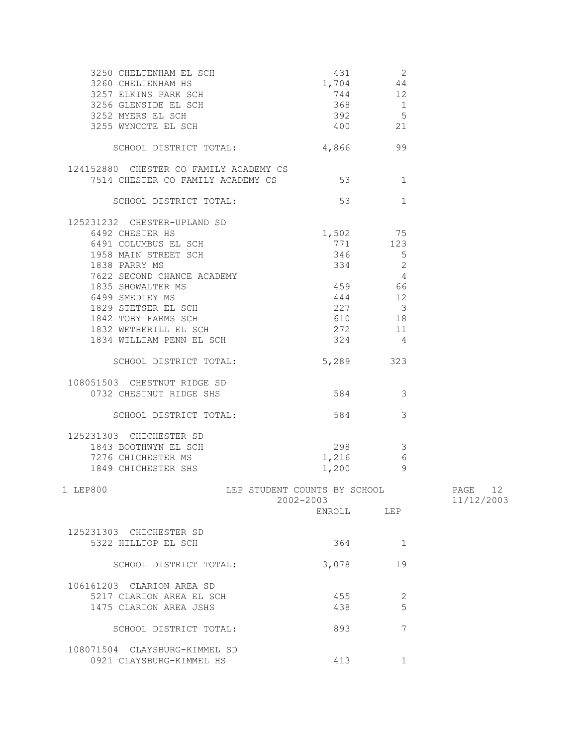| School | ENROLL | LEP |
|---|---|---|
| 3250 CHELTENHAM EL SCH | 431 | 2 |
| 3260 CHELTENHAM HS | 1,704 | 44 |
| 3257 ELKINS PARK SCH | 744 | 12 |
| 3256 GLENSIDE EL SCH | 368 | 1 |
| 3252 MYERS EL SCH | 392 | 5 |
| 3255 WYNCOTE EL SCH | 400 | 21 |
| SCHOOL DISTRICT TOTAL: | 4,866 | 99 |
| **124152880 CHESTER CO FAMILY ACADEMY CS** | | |
| 7514 CHESTER CO FAMILY ACADEMY CS | 53 | 1 |
| SCHOOL DISTRICT TOTAL: | 53 | 1 |
| **125231232 CHESTER-UPLAND SD** | | |
| 6492 CHESTER HS | 1,502 | 75 |
| 6491 COLUMBUS EL SCH | 771 | 123 |
| 1958 MAIN STREET SCH | 346 | 5 |
| 1838 PARRY MS | 334 | 2 |
| 7622 SECOND CHANCE ACADEMY | | 4 |
| 1835 SHOWALTER MS | 459 | 66 |
| 6499 SMEDLEY MS | 444 | 12 |
| 1829 STETSER EL SCH | 227 | 3 |
| 1842 TOBY FARMS SCH | 610 | 18 |
| 1832 WETHERILL EL SCH | 272 | 11 |
| 1834 WILLIAM PENN EL SCH | 324 | 4 |
| SCHOOL DISTRICT TOTAL: | 5,289 | 323 |
| **108051503 CHESTNUT RIDGE SD** | | |
| 0732 CHESTNUT RIDGE SHS | 584 | 3 |
| SCHOOL DISTRICT TOTAL: | 584 | 3 |
| **125231303 CHICHESTER SD** | | |
| 1843 BOOTHWYN EL SCH | 298 | 3 |
| 7276 CHICHESTER MS | 1,216 | 6 |
| 1849 CHICHESTER SHS | 1,200 | 9 |

1 LEP800 LEP STUDENT COUNTS BY SCHOOL 2002-2003 11/12/2003

| School | ENROLL | LEP |
|---|---|---|
| **125231303 CHICHESTER SD** | | |
| 5322 HILLTOP EL SCH | 364 | 1 |
| SCHOOL DISTRICT TOTAL: | 3,078 | 19 |
| **106161203 CLARION AREA SD** | | |
| 5217 CLARION AREA EL SCH | 455 | 2 |
| 1475 CLARION AREA JSHS | 438 | 5 |
| SCHOOL DISTRICT TOTAL: | 893 | 7 |
| **108071504 CLAYSBURG-KIMMEL SD** | | |
| 0921 CLAYSBURG-KIMMEL HS | 413 | 1 |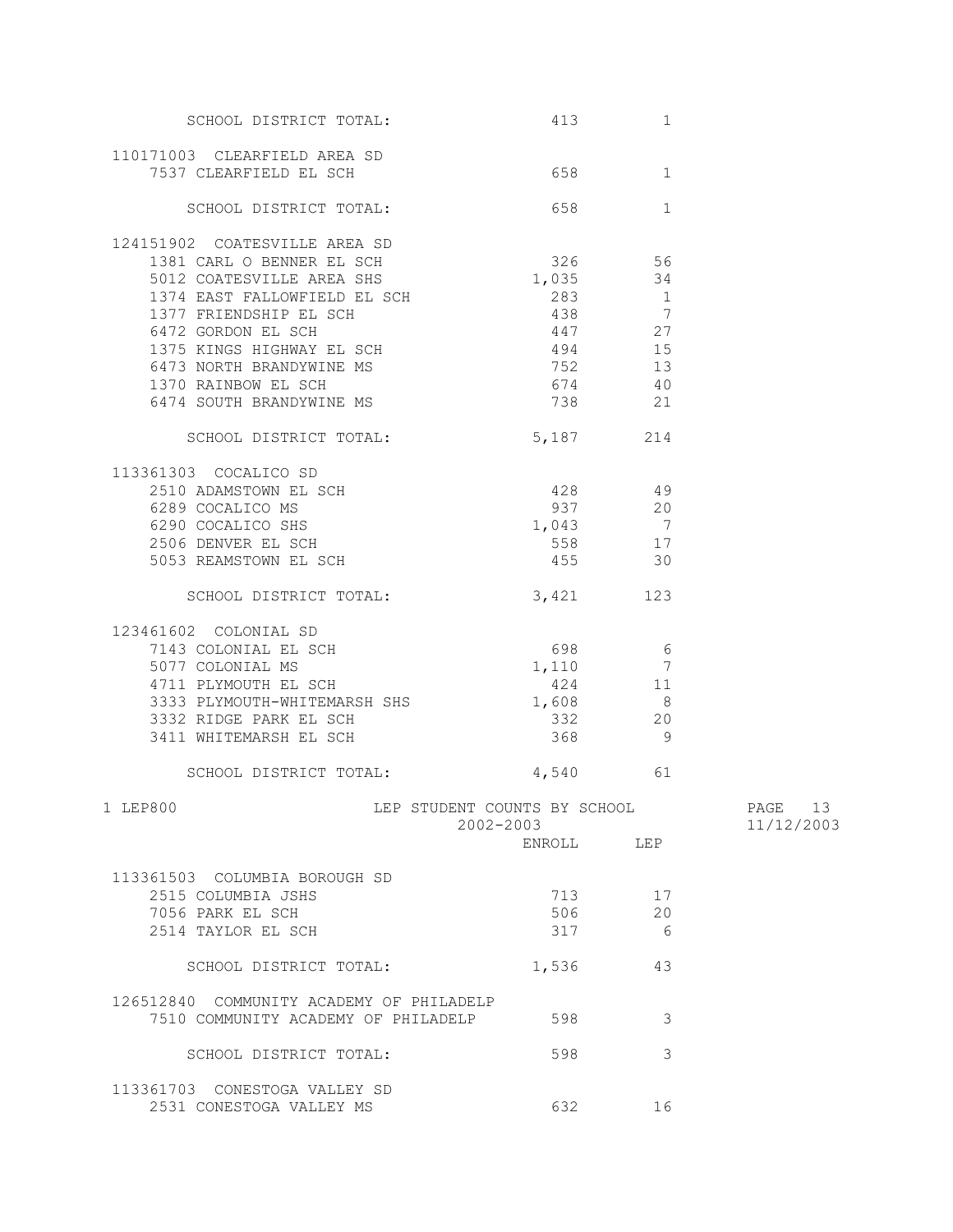| | ENROLL | LEP |
|---|---|---|
| SCHOOL DISTRICT TOTAL: | 413 | 1 |
| **110171003 CLEARFIELD AREA SD** | | |
| 7537 CLEARFIELD EL SCH | 658 | 1 |
| SCHOOL DISTRICT TOTAL: | 658 | 1 |
| **124151902 COATESVILLE AREA SD** | | |
| 1381 CARL O BENNER EL SCH | 326 | 56 |
| 5012 COATESVILLE AREA SHS | 1,035 | 34 |
| 1374 EAST FALLOWFIELD EL SCH | 283 | 1 |
| 1377 FRIENDSHIP EL SCH | 438 | 7 |
| 6472 GORDON EL SCH | 447 | 27 |
| 1375 KINGS HIGHWAY EL SCH | 494 | 15 |
| 6473 NORTH BRANDYWINE MS | 752 | 13 |
| 1370 RAINBOW EL SCH | 674 | 40 |
| 6474 SOUTH BRANDYWINE MS | 738 | 21 |
| SCHOOL DISTRICT TOTAL: | 5,187 | 214 |
| **113361303 COCALICO SD** | | |
| 2510 ADAMSTOWN EL SCH | 428 | 49 |
| 6289 COCALICO MS | 937 | 20 |
| 6290 COCALICO SHS | 1,043 | 7 |
| 2506 DENVER EL SCH | 558 | 17 |
| 5053 REAMSTOWN EL SCH | 455 | 30 |
| SCHOOL DISTRICT TOTAL: | 3,421 | 123 |
| **123461602 COLONIAL SD** | | |
| 7143 COLONIAL EL SCH | 698 | 6 |
| 5077 COLONIAL MS | 1,110 | 7 |
| 4711 PLYMOUTH EL SCH | 424 | 11 |
| 3333 PLYMOUTH-WHITEMARSH SHS | 1,608 | 8 |
| 3332 RIDGE PARK EL SCH | 332 | 20 |
| 3411 WHITEMARSH EL SCH | 368 | 9 |
| SCHOOL DISTRICT TOTAL: | 4,540 | 61 |

1 LEP800 LEP STUDENT COUNTS BY SCHOOL 2002-2003

| | ENROLL | LEP |
|---|---|---|
| **113361503 COLUMBIA BOROUGH SD** | | |
| 2515 COLUMBIA JSHS | 713 | 17 |
| 7056 PARK EL SCH | 506 | 20 |
| 2514 TAYLOR EL SCH | 317 | 6 |
| SCHOOL DISTRICT TOTAL: | 1,536 | 43 |
| **126512840 COMMUNITY ACADEMY OF PHILADELP** | | |
| 7510 COMMUNITY ACADEMY OF PHILADELP | 598 | 3 |
| SCHOOL DISTRICT TOTAL: | 598 | 3 |
| **113361703 CONESTOGA VALLEY SD** | | |
| 2531 CONESTOGA VALLEY MS | 632 | 16 |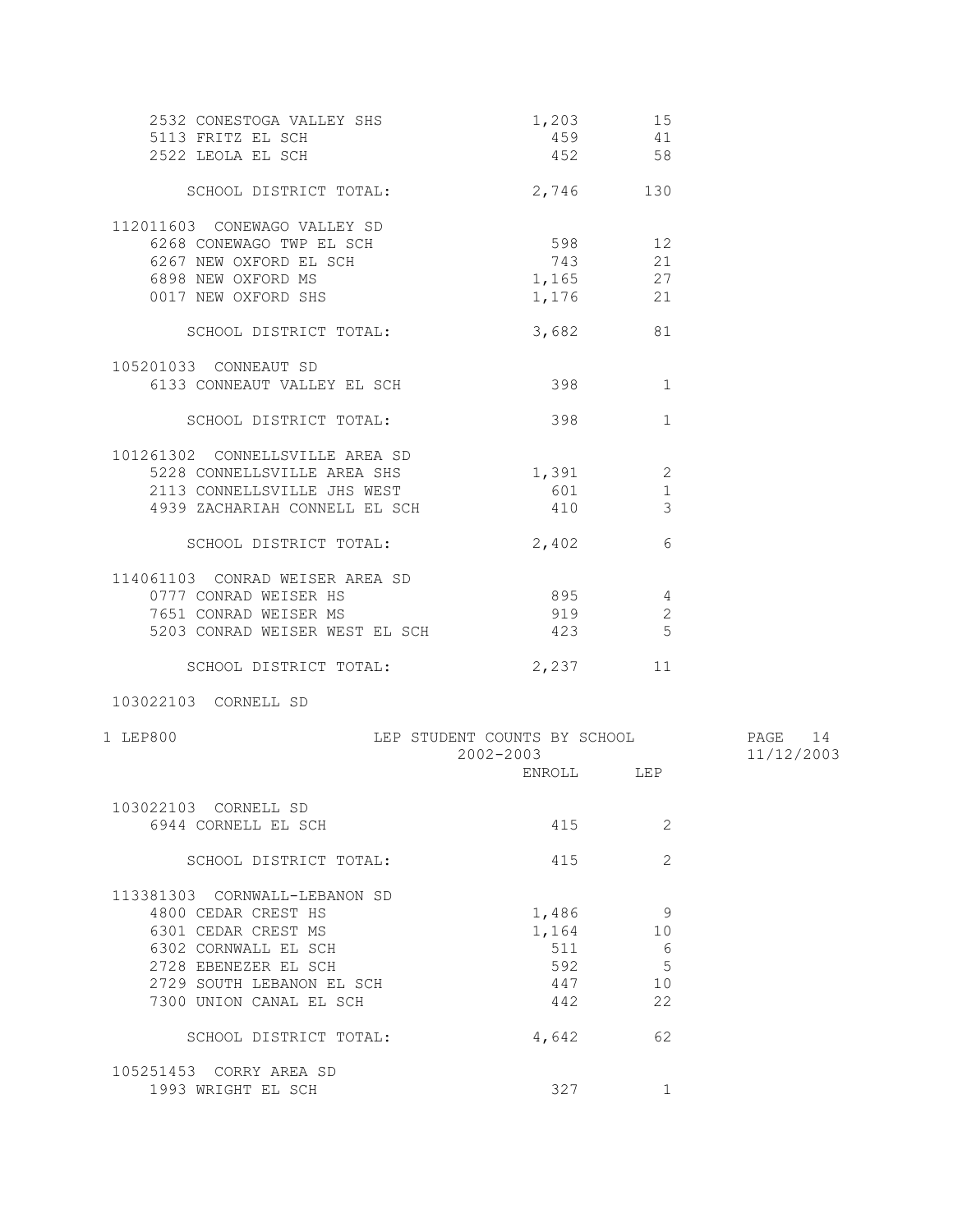| | ENROLL | LEP |
|---|---|---|
| 2532 CONESTOGA VALLEY SHS | 1,203 | 15 |
| 5113 FRITZ EL SCH | 459 | 41 |
| 2522 LEOLA EL SCH | 452 | 58 |
| SCHOOL DISTRICT TOTAL: | 2,746 | 130 |
| **112011603 CONEWAGO VALLEY SD** | | |
| 6268 CONEWAGO TWP EL SCH | 598 | 12 |
| 6267 NEW OXFORD EL SCH | 743 | 21 |
| 6898 NEW OXFORD MS | 1,165 | 27 |
| 0017 NEW OXFORD SHS | 1,176 | 21 |
| SCHOOL DISTRICT TOTAL: | 3,682 | 81 |
| **105201033 CONNEAUT SD** | | |
| 6133 CONNEAUT VALLEY EL SCH | 398 | 1 |
| SCHOOL DISTRICT TOTAL: | 398 | 1 |
| **101261302 CONNELLSVILLE AREA SD** | | |
| 5228 CONNELLSVILLE AREA SHS | 1,391 | 2 |
| 2113 CONNELLSVILLE JHS WEST | 601 | 1 |
| 4939 ZACHARIAH CONNELL EL SCH | 410 | 3 |
| SCHOOL DISTRICT TOTAL: | 2,402 | 6 |
| **114061103 CONRAD WEISER AREA SD** | | |
| 0777 CONRAD WEISER HS | 895 | 4 |
| 7651 CONRAD WEISER MS | 919 | 2 |
| 5203 CONRAD WEISER WEST EL SCH | 423 | 5 |
| SCHOOL DISTRICT TOTAL: | 2,237 | 11 |

LEP800 — LEP STUDENT COUNTS BY SCHOOL — 2002-2003

| | ENROLL | LEP |
|---|---|---|
| **103022103 CORNELL SD** | | |
| 6944 CORNELL EL SCH | 415 | 2 |
| SCHOOL DISTRICT TOTAL: | 415 | 2 |
| **113381303 CORNWALL-LEBANON SD** | | |
| 4800 CEDAR CREST HS | 1,486 | 9 |
| 6301 CEDAR CREST MS | 1,164 | 10 |
| 6302 CORNWALL EL SCH | 511 | 6 |
| 2728 EBENEZER EL SCH | 592 | 5 |
| 2729 SOUTH LEBANON EL SCH | 447 | 10 |
| 7300 UNION CANAL EL SCH | 442 | 22 |
| SCHOOL DISTRICT TOTAL: | 4,642 | 62 |
| **105251453 CORRY AREA SD** | | |
| 1993 WRIGHT EL SCH | 327 | 1 |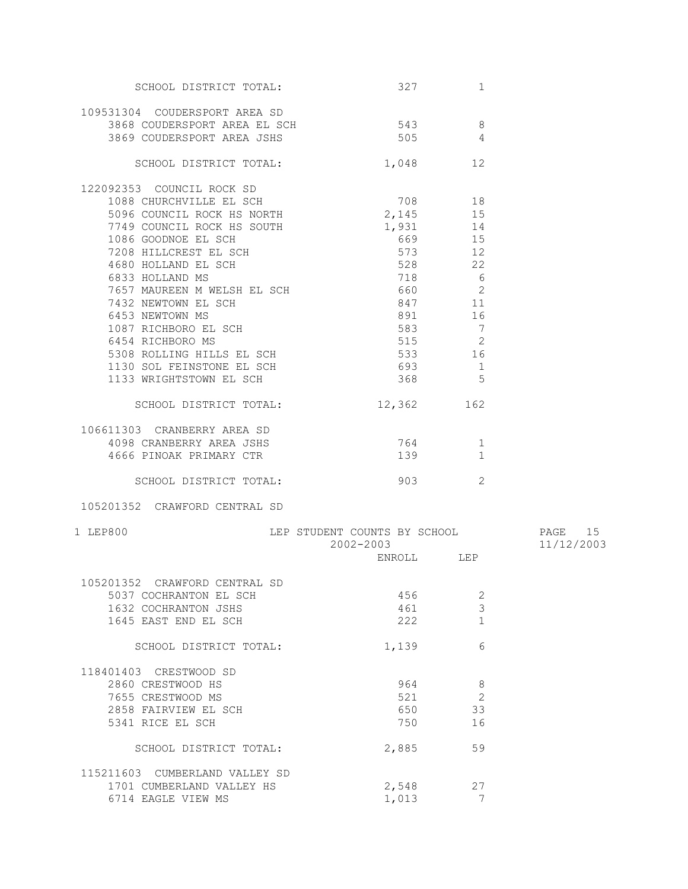| | ENROLL | LEP |
|---|---|---|
| SCHOOL DISTRICT TOTAL: | 327 | 1 |
| **109531304 COUDERSPORT AREA SD** | | |
| 3868 COUDERSPORT AREA EL SCH | 543 | 8 |
| 3869 COUDERSPORT AREA JSHS | 505 | 4 |
| SCHOOL DISTRICT TOTAL: | 1,048 | 12 |
| **122092353 COUNCIL ROCK SD** | | |
| 1088 CHURCHVILLE EL SCH | 708 | 18 |
| 5096 COUNCIL ROCK HS NORTH | 2,145 | 15 |
| 7749 COUNCIL ROCK HS SOUTH | 1,931 | 14 |
| 1086 GOODNOE EL SCH | 669 | 15 |
| 7208 HILLCREST EL SCH | 573 | 12 |
| 4680 HOLLAND EL SCH | 528 | 22 |
| 6833 HOLLAND MS | 718 | 6 |
| 7657 MAUREEN M WELSH EL SCH | 660 | 2 |
| 7432 NEWTOWN EL SCH | 847 | 11 |
| 6453 NEWTOWN MS | 891 | 16 |
| 1087 RICHBORO EL SCH | 583 | 7 |
| 6454 RICHBORO MS | 515 | 2 |
| 5308 ROLLING HILLS EL SCH | 533 | 16 |
| 1130 SOL FEINSTONE EL SCH | 693 | 1 |
| 1133 WRIGHTSTOWN EL SCH | 368 | 5 |
| SCHOOL DISTRICT TOTAL: | 12,362 | 162 |
| **106611303 CRANBERRY AREA SD** | | |
| 4098 CRANBERRY AREA JSHS | 764 | 1 |
| 4666 PINOAK PRIMARY CTR | 139 | 1 |
| SCHOOL DISTRICT TOTAL: | 903 | 2 |
| **105201352 CRAWFORD CENTRAL SD** | | |

LEP800 — LEP STUDENT COUNTS BY SCHOOL — 2002-2003 — 11/12/2003

| | ENROLL | LEP |
|---|---|---|
| **105201352 CRAWFORD CENTRAL SD** | | |
| 5037 COCHRANTON EL SCH | 456 | 2 |
| 1632 COCHRANTON JSHS | 461 | 3 |
| 1645 EAST END EL SCH | 222 | 1 |
| SCHOOL DISTRICT TOTAL: | 1,139 | 6 |
| **118401403 CRESTWOOD SD** | | |
| 2860 CRESTWOOD HS | 964 | 8 |
| 7655 CRESTWOOD MS | 521 | 2 |
| 2858 FAIRVIEW EL SCH | 650 | 33 |
| 5341 RICE EL SCH | 750 | 16 |
| SCHOOL DISTRICT TOTAL: | 2,885 | 59 |
| **115211603 CUMBERLAND VALLEY SD** | | |
| 1701 CUMBERLAND VALLEY HS | 2,548 | 27 |
| 6714 EAGLE VIEW MS | 1,013 | 7 |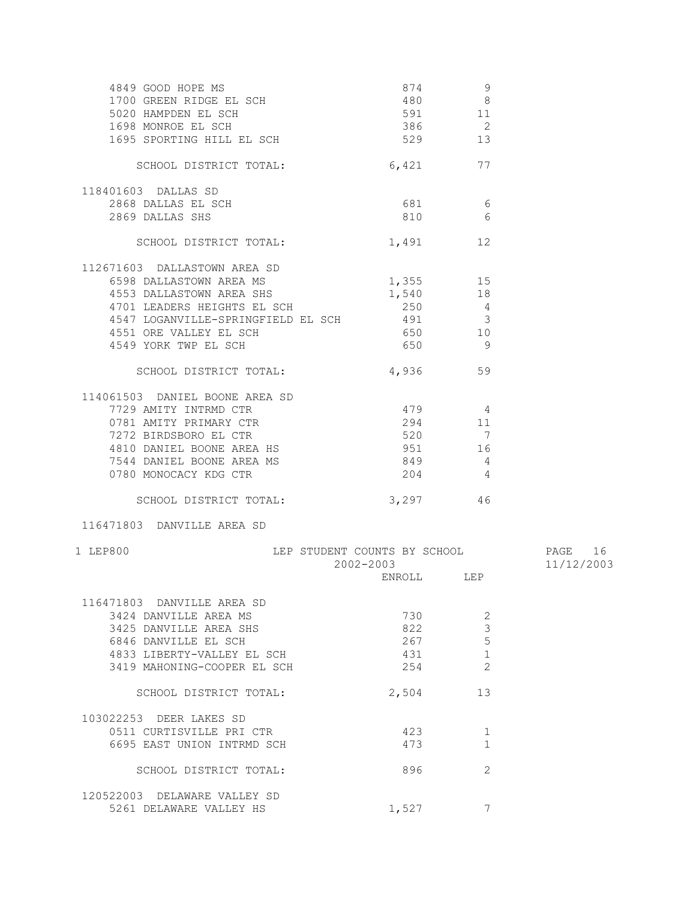| School | ENROLL | LEP |
|---|---|---|
| 4849 GOOD HOPE MS | 874 | 9 |
| 1700 GREEN RIDGE EL SCH | 480 | 8 |
| 5020 HAMPDEN EL SCH | 591 | 11 |
| 1698 MONROE EL SCH | 386 | 2 |
| 1695 SPORTING HILL EL SCH | 529 | 13 |
| SCHOOL DISTRICT TOTAL: | 6,421 | 77 |
| **118401603 DALLAS SD** | | |
| 2868 DALLAS EL SCH | 681 | 6 |
| 2869 DALLAS SHS | 810 | 6 |
| SCHOOL DISTRICT TOTAL: | 1,491 | 12 |
| **112671603 DALLASTOWN AREA SD** | | |
| 6598 DALLASTOWN AREA MS | 1,355 | 15 |
| 4553 DALLASTOWN AREA SHS | 1,540 | 18 |
| 4701 LEADERS HEIGHTS EL SCH | 250 | 4 |
| 4547 LOGANVILLE-SPRINGFIELD EL SCH | 491 | 3 |
| 4551 ORE VALLEY EL SCH | 650 | 10 |
| 4549 YORK TWP EL SCH | 650 | 9 |
| SCHOOL DISTRICT TOTAL: | 4,936 | 59 |
| **114061503 DANIEL BOONE AREA SD** | | |
| 7729 AMITY INTRMD CTR | 479 | 4 |
| 0781 AMITY PRIMARY CTR | 294 | 11 |
| 7272 BIRDSBORO EL CTR | 520 | 7 |
| 4810 DANIEL BOONE AREA HS | 951 | 16 |
| 7544 DANIEL BOONE AREA MS | 849 | 4 |
| 0780 MONOCACY KDG CTR | 204 | 4 |
| SCHOOL DISTRICT TOTAL: | 3,297 | 46 |

1 LEP800 — LEP STUDENT COUNTS BY SCHOOL — 2002-2003

| School | ENROLL | LEP |
|---|---|---|
| **116471803 DANVILLE AREA SD** | | |
| 3424 DANVILLE AREA MS | 730 | 2 |
| 3425 DANVILLE AREA SHS | 822 | 3 |
| 6846 DANVILLE EL SCH | 267 | 5 |
| 4833 LIBERTY-VALLEY EL SCH | 431 | 1 |
| 3419 MAHONING-COOPER EL SCH | 254 | 2 |
| SCHOOL DISTRICT TOTAL: | 2,504 | 13 |
| **103022253 DEER LAKES SD** | | |
| 0511 CURTISVILLE PRI CTR | 423 | 1 |
| 6695 EAST UNION INTRMD SCH | 473 | 1 |
| SCHOOL DISTRICT TOTAL: | 896 | 2 |
| **120522003 DELAWARE VALLEY SD** | | |
| 5261 DELAWARE VALLEY HS | 1,527 | 7 |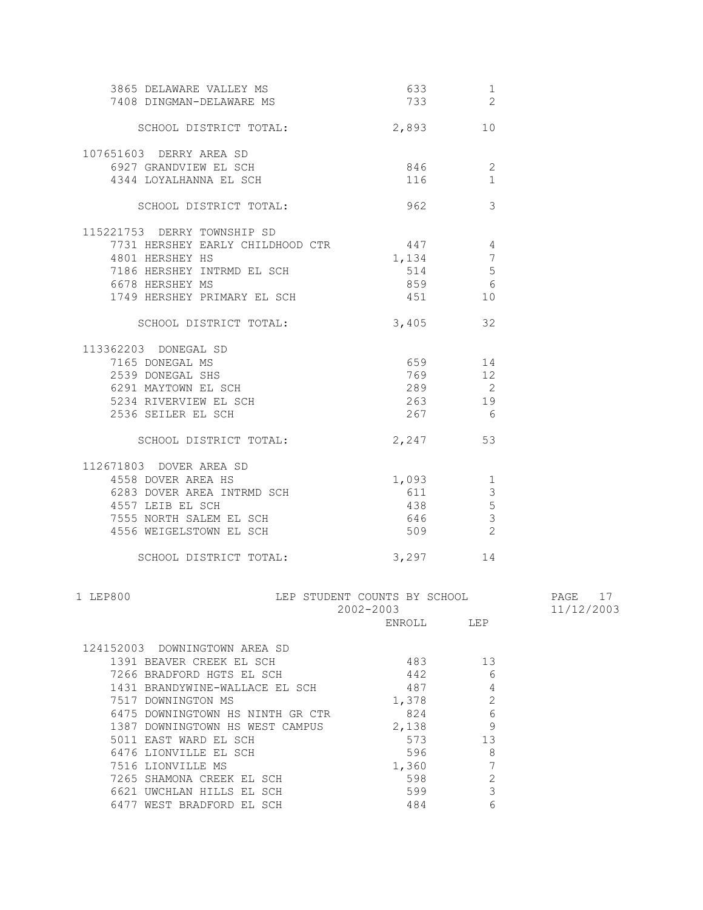| | ENROLL | LEP |
|---|---|---|
| 3865 DELAWARE VALLEY MS | 633 | 1 |
| 7408 DINGMAN-DELAWARE MS | 733 | 2 |
| SCHOOL DISTRICT TOTAL: | 2,893 | 10 |
| **107651603 DERRY AREA SD** | | |
| 6927 GRANDVIEW EL SCH | 846 | 2 |
| 4344 LOYALHANNA EL SCH | 116 | 1 |
| SCHOOL DISTRICT TOTAL: | 962 | 3 |
| **115221753 DERRY TOWNSHIP SD** | | |
| 7731 HERSHEY EARLY CHILDHOOD CTR | 447 | 4 |
| 4801 HERSHEY HS | 1,134 | 7 |
| 7186 HERSHEY INTRMD EL SCH | 514 | 5 |
| 6678 HERSHEY MS | 859 | 6 |
| 1749 HERSHEY PRIMARY EL SCH | 451 | 10 |
| SCHOOL DISTRICT TOTAL: | 3,405 | 32 |
| **113362203 DONEGAL SD** | | |
| 7165 DONEGAL MS | 659 | 14 |
| 2539 DONEGAL SHS | 769 | 12 |
| 6291 MAYTOWN EL SCH | 289 | 2 |
| 5234 RIVERVIEW EL SCH | 263 | 19 |
| 2536 SEILER EL SCH | 267 | 6 |
| SCHOOL DISTRICT TOTAL: | 2,247 | 53 |
| **112671803 DOVER AREA SD** | | |
| 4558 DOVER AREA HS | 1,093 | 1 |
| 6283 DOVER AREA INTRMD SCH | 611 | 3 |
| 4557 LEIB EL SCH | 438 | 5 |
| 7555 NORTH SALEM EL SCH | 646 | 3 |
| 4556 WEIGELSTOWN EL SCH | 509 | 2 |
| SCHOOL DISTRICT TOTAL: | 3,297 | 14 |

1 LEP800 — LEP STUDENT COUNTS BY SCHOOL — 2002-2003 — 11/12/2003

| | ENROLL | LEP |
|---|---|---|
| **124152003 DOWNINGTOWN AREA SD** | | |
| 1391 BEAVER CREEK EL SCH | 483 | 13 |
| 7266 BRADFORD HGTS EL SCH | 442 | 6 |
| 1431 BRANDYWINE-WALLACE EL SCH | 487 | 4 |
| 7517 DOWNINGTON MS | 1,378 | 2 |
| 6475 DOWNINGTOWN HS NINTH GR CTR | 824 | 6 |
| 1387 DOWNINGTOWN HS WEST CAMPUS | 2,138 | 9 |
| 5011 EAST WARD EL SCH | 573 | 13 |
| 6476 LIONVILLE EL SCH | 596 | 8 |
| 7516 LIONVILLE MS | 1,360 | 7 |
| 7265 SHAMONA CREEK EL SCH | 598 | 2 |
| 6621 UWCHLAN HILLS EL SCH | 599 | 3 |
| 6477 WEST BRADFORD EL SCH | 484 | 6 |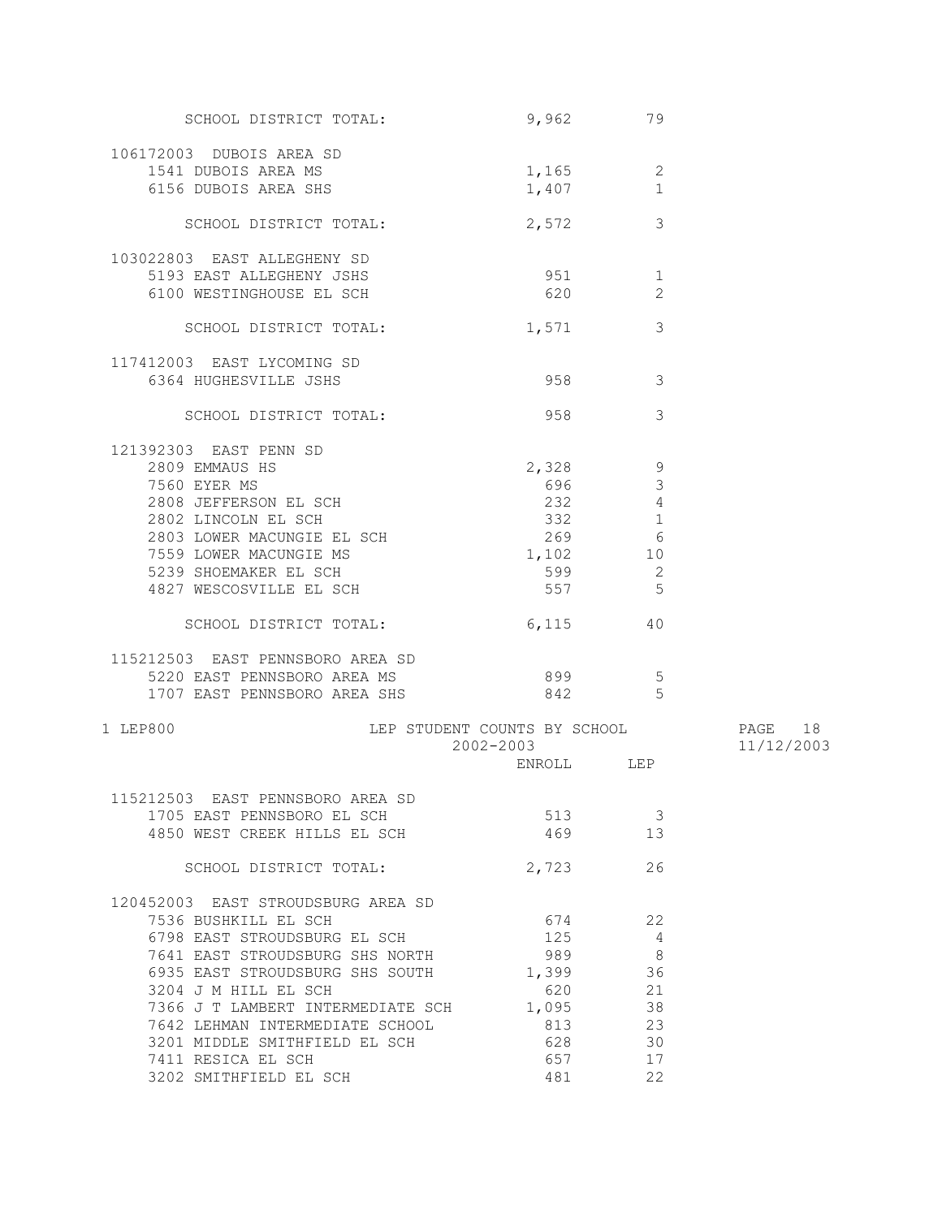| | ENROLL | LEP |
|---|---|---|
| SCHOOL DISTRICT TOTAL: | 9,962 | 79 |
| **106172003 DUBOIS AREA SD** | | |
| 1541 DUBOIS AREA MS | 1,165 | 2 |
| 6156 DUBOIS AREA SHS | 1,407 | 1 |
| SCHOOL DISTRICT TOTAL: | 2,572 | 3 |
| **103022803 EAST ALLEGHENY SD** | | |
| 5193 EAST ALLEGHENY JSHS | 951 | 1 |
| 6100 WESTINGHOUSE EL SCH | 620 | 2 |
| SCHOOL DISTRICT TOTAL: | 1,571 | 3 |
| **117412003 EAST LYCOMING SD** | | |
| 6364 HUGHESVILLE JSHS | 958 | 3 |
| SCHOOL DISTRICT TOTAL: | 958 | 3 |
| **121392303 EAST PENN SD** | | |
| 2809 EMMAUS HS | 2,328 | 9 |
| 7560 EYER MS | 696 | 3 |
| 2808 JEFFERSON EL SCH | 232 | 4 |
| 2802 LINCOLN EL SCH | 332 | 1 |
| 2803 LOWER MACUNGIE EL SCH | 269 | 6 |
| 7559 LOWER MACUNGIE MS | 1,102 | 10 |
| 5239 SHOEMAKER EL SCH | 599 | 2 |
| 4827 WESCOSVILLE EL SCH | 557 | 5 |
| SCHOOL DISTRICT TOTAL: | 6,115 | 40 |
| **115212503 EAST PENNSBORO AREA SD** | | |
| 5220 EAST PENNSBORO AREA MS | 899 | 5 |
| 1707 EAST PENNSBORO AREA SHS | 842 | 5 |

LEP800 — LEP STUDENT COUNTS BY SCHOOL — 2002-2003

| | ENROLL | LEP |
|---|---|---|
| **115212503 EAST PENNSBORO AREA SD** | | |
| 1705 EAST PENNSBORO EL SCH | 513 | 3 |
| 4850 WEST CREEK HILLS EL SCH | 469 | 13 |
| SCHOOL DISTRICT TOTAL: | 2,723 | 26 |
| **120452003 EAST STROUDSBURG AREA SD** | | |
| 7536 BUSHKILL EL SCH | 674 | 22 |
| 6798 EAST STROUDSBURG EL SCH | 125 | 4 |
| 7641 EAST STROUDSBURG SHS NORTH | 989 | 8 |
| 6935 EAST STROUDSBURG SHS SOUTH | 1,399 | 36 |
| 3204 J M HILL EL SCH | 620 | 21 |
| 7366 J T LAMBERT INTERMEDIATE SCH | 1,095 | 38 |
| 7642 LEHMAN INTERMEDIATE SCHOOL | 813 | 23 |
| 3201 MIDDLE SMITHFIELD EL SCH | 628 | 30 |
| 7411 RESICA EL SCH | 657 | 17 |
| 3202 SMITHFIELD EL SCH | 481 | 22 |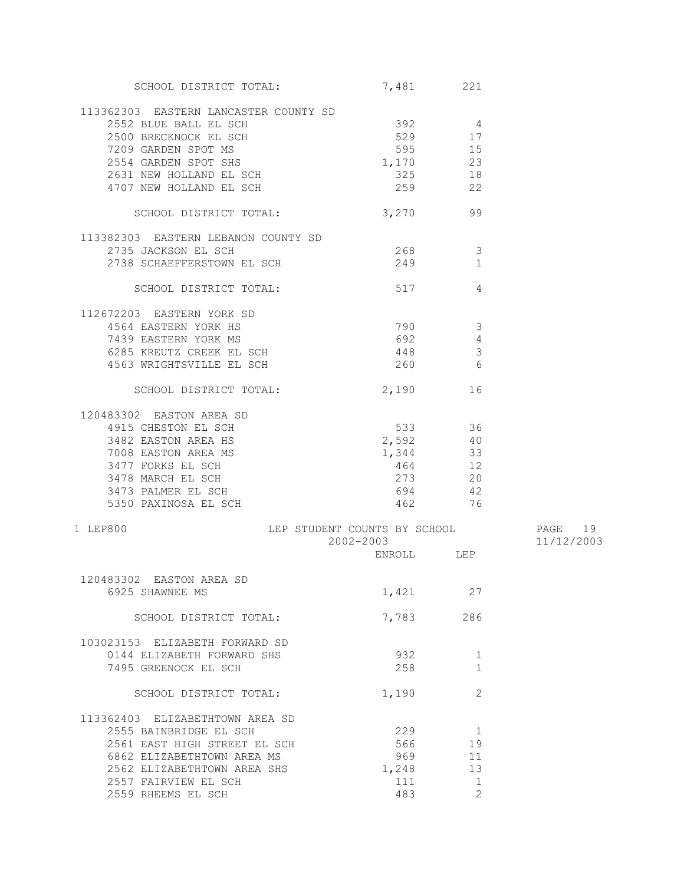| | ENROLL | LEP |
|---|---|---|
| SCHOOL DISTRICT TOTAL: | 7,481 | 221 |
| **113362303 EASTERN LANCASTER COUNTY SD** | | |
| 2552 BLUE BALL EL SCH | 392 | 4 |
| 2500 BRECKNOCK EL SCH | 529 | 17 |
| 7209 GARDEN SPOT MS | 595 | 15 |
| 2554 GARDEN SPOT SHS | 1,170 | 23 |
| 2631 NEW HOLLAND EL SCH | 325 | 18 |
| 4707 NEW HOLLAND EL SCH | 259 | 22 |
| SCHOOL DISTRICT TOTAL: | 3,270 | 99 |
| **113382303 EASTERN LEBANON COUNTY SD** | | |
| 2735 JACKSON EL SCH | 268 | 3 |
| 2738 SCHAEFFERSTOWN EL SCH | 249 | 1 |
| SCHOOL DISTRICT TOTAL: | 517 | 4 |
| **112672203 EASTERN YORK SD** | | |
| 4564 EASTERN YORK HS | 790 | 3 |
| 7439 EASTERN YORK MS | 692 | 4 |
| 6285 KREUTZ CREEK EL SCH | 448 | 3 |
| 4563 WRIGHTSVILLE EL SCH | 260 | 6 |
| SCHOOL DISTRICT TOTAL: | 2,190 | 16 |
| **120483302 EASTON AREA SD** | | |
| 4915 CHESTON EL SCH | 533 | 36 |
| 3482 EASTON AREA HS | 2,592 | 40 |
| 7008 EASTON AREA MS | 1,344 | 33 |
| 3477 FORKS EL SCH | 464 | 12 |
| 3478 MARCH EL SCH | 273 | 20 |
| 3473 PALMER EL SCH | 694 | 42 |
| 5350 PAXINOSA EL SCH | 462 | 76 |

LEP800 — LEP STUDENT COUNTS BY SCHOOL — 2002-2003 — 11/12/2003

| | ENROLL | LEP |
|---|---|---|
| **120483302 EASTON AREA SD** | | |
| 6925 SHAWNEE MS | 1,421 | 27 |
| SCHOOL DISTRICT TOTAL: | 7,783 | 286 |
| **103023153 ELIZABETH FORWARD SD** | | |
| 0144 ELIZABETH FORWARD SHS | 932 | 1 |
| 7495 GREENOCK EL SCH | 258 | 1 |
| SCHOOL DISTRICT TOTAL: | 1,190 | 2 |
| **113362403 ELIZABETHTOWN AREA SD** | | |
| 2555 BAINBRIDGE EL SCH | 229 | 1 |
| 2561 EAST HIGH STREET EL SCH | 566 | 19 |
| 6862 ELIZABETHTOWN AREA MS | 969 | 11 |
| 2562 ELIZABETHTOWN AREA SHS | 1,248 | 13 |
| 2557 FAIRVIEW EL SCH | 111 | 1 |
| 2559 RHEEMS EL SCH | 483 | 2 |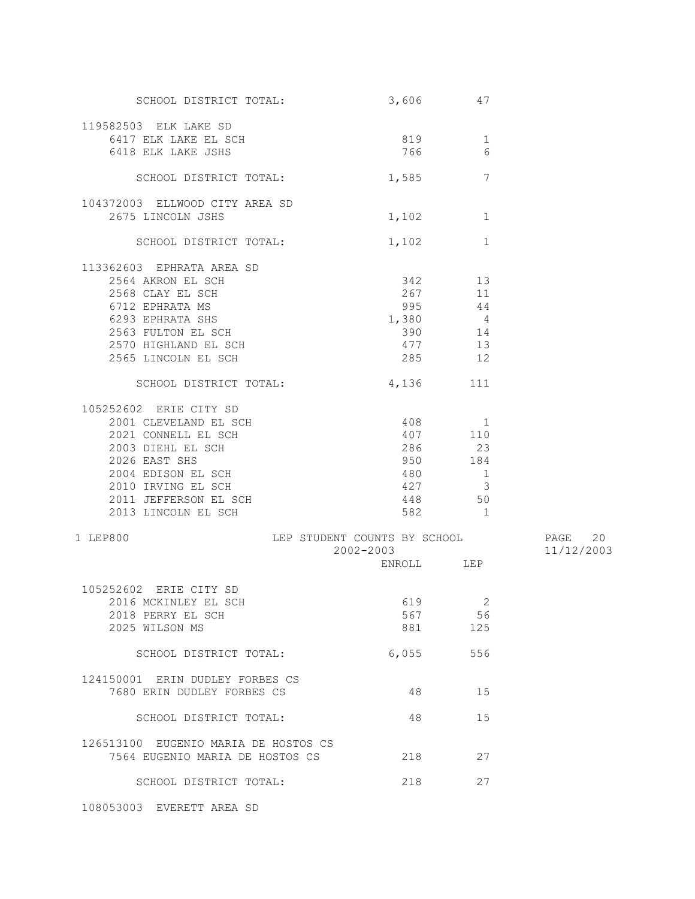| | ENROLL | LEP |
|---|---|---|
| SCHOOL DISTRICT TOTAL: | 3,606 | 47 |
| **119582503 ELK LAKE SD** | | |
| 6417 ELK LAKE EL SCH | 819 | 1 |
| 6418 ELK LAKE JSHS | 766 | 6 |
| SCHOOL DISTRICT TOTAL: | 1,585 | 7 |
| **104372003 ELLWOOD CITY AREA SD** | | |
| 2675 LINCOLN JSHS | 1,102 | 1 |
| SCHOOL DISTRICT TOTAL: | 1,102 | 1 |
| **113362603 EPHRATA AREA SD** | | |
| 2564 AKRON EL SCH | 342 | 13 |
| 2568 CLAY EL SCH | 267 | 11 |
| 6712 EPHRATA MS | 995 | 44 |
| 6293 EPHRATA SHS | 1,380 | 4 |
| 2563 FULTON EL SCH | 390 | 14 |
| 2570 HIGHLAND EL SCH | 477 | 13 |
| 2565 LINCOLN EL SCH | 285 | 12 |
| SCHOOL DISTRICT TOTAL: | 4,136 | 111 |
| **105252602 ERIE CITY SD** | | |
| 2001 CLEVELAND EL SCH | 408 | 1 |
| 2021 CONNELL EL SCH | 407 | 110 |
| 2003 DIEHL EL SCH | 286 | 23 |
| 2026 EAST SHS | 950 | 184 |
| 2004 EDISON EL SCH | 480 | 1 |
| 2010 IRVING EL SCH | 427 | 3 |
| 2011 JEFFERSON EL SCH | 448 | 50 |
| 2013 LINCOLN EL SCH | 582 | 1 |

LEP800 — LEP STUDENT COUNTS BY SCHOOL — 2002-2003 — 11/12/2003

| | ENROLL | LEP |
|---|---|---|
| **105252602 ERIE CITY SD** | | |
| 2016 MCKINLEY EL SCH | 619 | 2 |
| 2018 PERRY EL SCH | 567 | 56 |
| 2025 WILSON MS | 881 | 125 |
| SCHOOL DISTRICT TOTAL: | 6,055 | 556 |
| **124150001 ERIN DUDLEY FORBES CS** | | |
| 7680 ERIN DUDLEY FORBES CS | 48 | 15 |
| SCHOOL DISTRICT TOTAL: | 48 | 15 |
| **126513100 EUGENIO MARIA DE HOSTOS CS** | | |
| 7564 EUGENIO MARIA DE HOSTOS CS | 218 | 27 |
| SCHOOL DISTRICT TOTAL: | 218 | 27 |
| **108053003 EVERETT AREA SD** | | |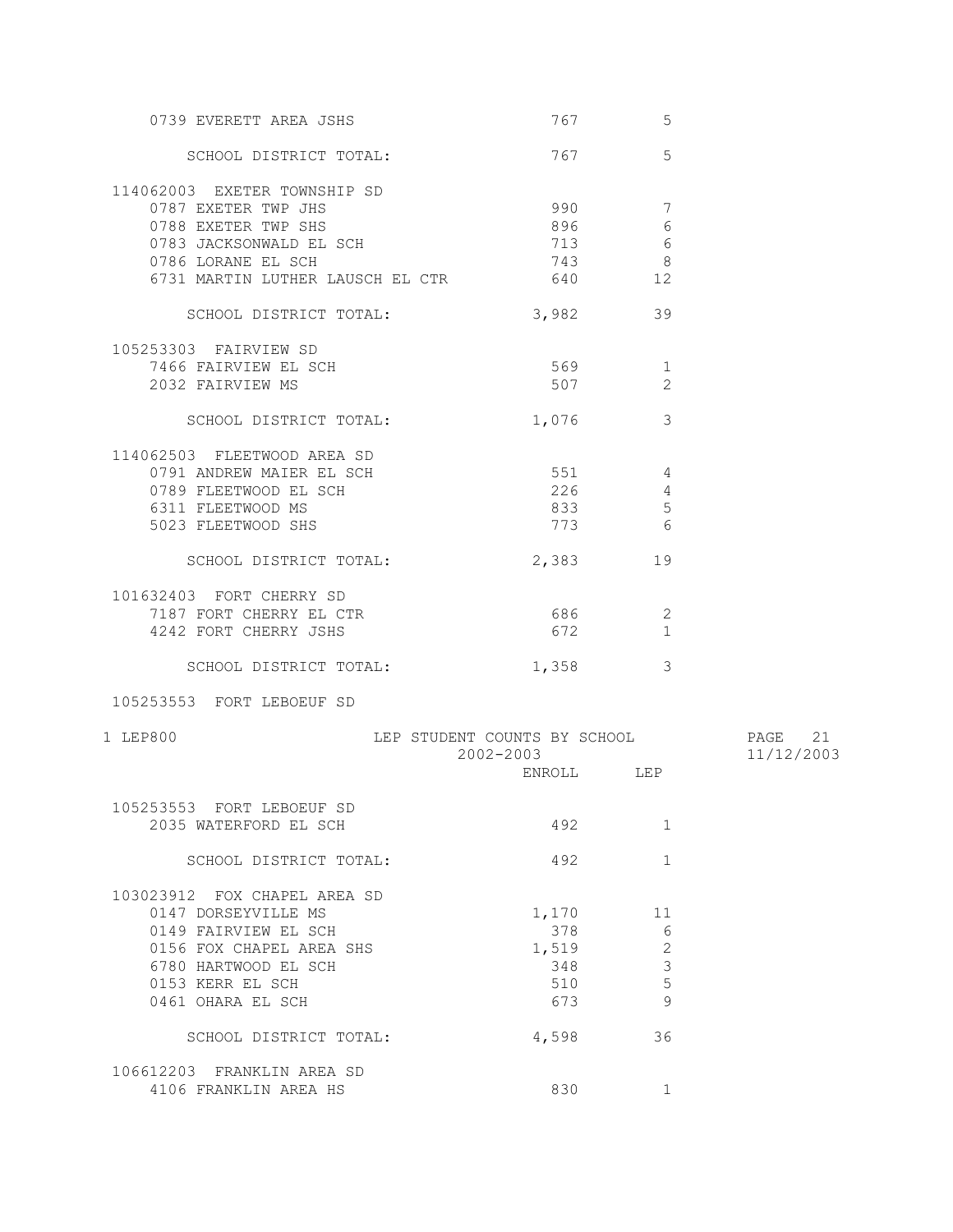| | ENROLL | LEP |
|---|---|---|
| 0739 EVERETT AREA JSHS | 767 | 5 |
| SCHOOL DISTRICT TOTAL: | 767 | 5 |
| **114062003 EXETER TOWNSHIP SD** | | |
| 0787 EXETER TWP JHS | 990 | 7 |
| 0788 EXETER TWP SHS | 896 | 6 |
| 0783 JACKSONWALD EL SCH | 713 | 6 |
| 0786 LORANE EL SCH | 743 | 8 |
| 6731 MARTIN LUTHER LAUSCH EL CTR | 640 | 12 |
| SCHOOL DISTRICT TOTAL: | 3,982 | 39 |
| **105253303 FAIRVIEW SD** | | |
| 7466 FAIRVIEW EL SCH | 569 | 1 |
| 2032 FAIRVIEW MS | 507 | 2 |
| SCHOOL DISTRICT TOTAL: | 1,076 | 3 |
| **114062503 FLEETWOOD AREA SD** | | |
| 0791 ANDREW MAIER EL SCH | 551 | 4 |
| 0789 FLEETWOOD EL SCH | 226 | 4 |
| 6311 FLEETWOOD MS | 833 | 5 |
| 5023 FLEETWOOD SHS | 773 | 6 |
| SCHOOL DISTRICT TOTAL: | 2,383 | 19 |
| **101632403 FORT CHERRY SD** | | |
| 7187 FORT CHERRY EL CTR | 686 | 2 |
| 4242 FORT CHERRY JSHS | 672 | 1 |
| SCHOOL DISTRICT TOTAL: | 1,358 | 3 |
| **105253553 FORT LEBOEUF SD** | | |

1 LEP800 — LEP STUDENT COUNTS BY SCHOOL — 2002-2003 — PAGE 21 — 11/12/2003

| | ENROLL | LEP |
|---|---|---|
| **105253553 FORT LEBOEUF SD** | | |
| 2035 WATERFORD EL SCH | 492 | 1 |
| SCHOOL DISTRICT TOTAL: | 492 | 1 |
| **103023912 FOX CHAPEL AREA SD** | | |
| 0147 DORSEYVILLE MS | 1,170 | 11 |
| 0149 FAIRVIEW EL SCH | 378 | 6 |
| 0156 FOX CHAPEL AREA SHS | 1,519 | 2 |
| 6780 HARTWOOD EL SCH | 348 | 3 |
| 0153 KERR EL SCH | 510 | 5 |
| 0461 OHARA EL SCH | 673 | 9 |
| SCHOOL DISTRICT TOTAL: | 4,598 | 36 |
| **106612203 FRANKLIN AREA SD** | | |
| 4106 FRANKLIN AREA HS | 830 | 1 |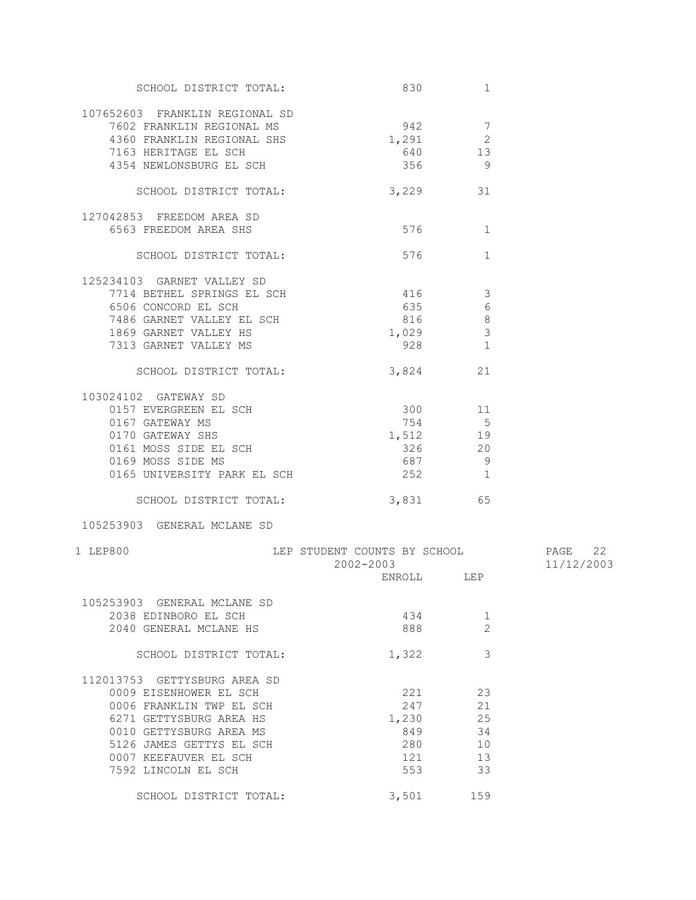| | ENROLL | LEP |
|---|---|---|
| SCHOOL DISTRICT TOTAL: | 830 | 1 |
| **107652603 FRANKLIN REGIONAL SD** | | |
| 7602 FRANKLIN REGIONAL MS | 942 | 7 |
| 4360 FRANKLIN REGIONAL SHS | 1,291 | 2 |
| 7163 HERITAGE EL SCH | 640 | 13 |
| 4354 NEWLONSBURG EL SCH | 356 | 9 |
| SCHOOL DISTRICT TOTAL: | 3,229 | 31 |
| **127042853 FREEDOM AREA SD** | | |
| 6563 FREEDOM AREA SHS | 576 | 1 |
| SCHOOL DISTRICT TOTAL: | 576 | 1 |
| **125234103 GARNET VALLEY SD** | | |
| 7714 BETHEL SPRINGS EL SCH | 416 | 3 |
| 6506 CONCORD EL SCH | 635 | 6 |
| 7486 GARNET VALLEY EL SCH | 816 | 8 |
| 1869 GARNET VALLEY HS | 1,029 | 3 |
| 7313 GARNET VALLEY MS | 928 | 1 |
| SCHOOL DISTRICT TOTAL: | 3,824 | 21 |
| **103024102 GATEWAY SD** | | |
| 0157 EVERGREEN EL SCH | 300 | 11 |
| 0167 GATEWAY MS | 754 | 5 |
| 0170 GATEWAY SHS | 1,512 | 19 |
| 0161 MOSS SIDE EL SCH | 326 | 20 |
| 0169 MOSS SIDE MS | 687 | 9 |
| 0165 UNIVERSITY PARK EL SCH | 252 | 1 |
| SCHOOL DISTRICT TOTAL: | 3,831 | 65 |

1 LEP800 — LEP STUDENT COUNTS BY SCHOOL 2002-2003

| | ENROLL | LEP |
|---|---|---|
| **105253903 GENERAL MCLANE SD** | | |
| 2038 EDINBORO EL SCH | 434 | 1 |
| 2040 GENERAL MCLANE HS | 888 | 2 |
| SCHOOL DISTRICT TOTAL: | 1,322 | 3 |
| **112013753 GETTYSBURG AREA SD** | | |
| 0009 EISENHOWER EL SCH | 221 | 23 |
| 0006 FRANKLIN TWP EL SCH | 247 | 21 |
| 6271 GETTYSBURG AREA HS | 1,230 | 25 |
| 0010 GETTYSBURG AREA MS | 849 | 34 |
| 5126 JAMES GETTYS EL SCH | 280 | 10 |
| 0007 KEEFAUVER EL SCH | 121 | 13 |
| 7592 LINCOLN EL SCH | 553 | 33 |
| SCHOOL DISTRICT TOTAL: | 3,501 | 159 |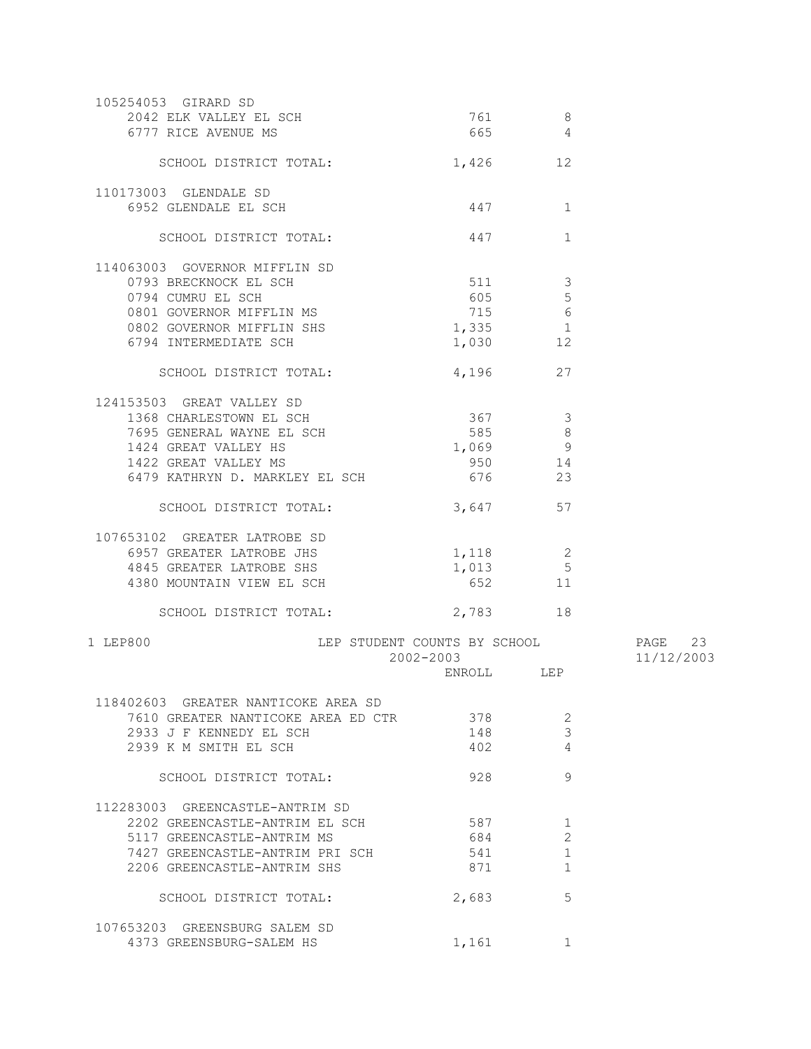| School | ENROLL | LEP |
|---|---|---|
| **105254053 GIRARD SD** | | |
| 2042 ELK VALLEY EL SCH | 761 | 8 |
| 6777 RICE AVENUE MS | 665 | 4 |
| SCHOOL DISTRICT TOTAL: | 1,426 | 12 |
| **110173003 GLENDALE SD** | | |
| 6952 GLENDALE EL SCH | 447 | 1 |
| SCHOOL DISTRICT TOTAL: | 447 | 1 |
| **114063003 GOVERNOR MIFFLIN SD** | | |
| 0793 BRECKNOCK EL SCH | 511 | 3 |
| 0794 CUMRU EL SCH | 605 | 5 |
| 0801 GOVERNOR MIFFLIN MS | 715 | 6 |
| 0802 GOVERNOR MIFFLIN SHS | 1,335 | 1 |
| 6794 INTERMEDIATE SCH | 1,030 | 12 |
| SCHOOL DISTRICT TOTAL: | 4,196 | 27 |
| **124153503 GREAT VALLEY SD** | | |
| 1368 CHARLESTOWN EL SCH | 367 | 3 |
| 7695 GENERAL WAYNE EL SCH | 585 | 8 |
| 1424 GREAT VALLEY HS | 1,069 | 9 |
| 1422 GREAT VALLEY MS | 950 | 14 |
| 6479 KATHRYN D. MARKLEY EL SCH | 676 | 23 |
| SCHOOL DISTRICT TOTAL: | 3,647 | 57 |
| **107653102 GREATER LATROBE SD** | | |
| 6957 GREATER LATROBE JHS | 1,118 | 2 |
| 4845 GREATER LATROBE SHS | 1,013 | 5 |
| 4380 MOUNTAIN VIEW EL SCH | 652 | 11 |
| SCHOOL DISTRICT TOTAL: | 2,783 | 18 |

1 LEP800 — LEP STUDENT COUNTS BY SCHOOL — 2002-2003 — PAGE 23 — 11/12/2003

| School | ENROLL | LEP |
|---|---|---|
| **118402603 GREATER NANTICOKE AREA SD** | | |
| 7610 GREATER NANTICOKE AREA ED CTR | 378 | 2 |
| 2933 J F KENNEDY EL SCH | 148 | 3 |
| 2939 K M SMITH EL SCH | 402 | 4 |
| SCHOOL DISTRICT TOTAL: | 928 | 9 |
| **112283003 GREENCASTLE-ANTRIM SD** | | |
| 2202 GREENCASTLE-ANTRIM EL SCH | 587 | 1 |
| 5117 GREENCASTLE-ANTRIM MS | 684 | 2 |
| 7427 GREENCASTLE-ANTRIM PRI SCH | 541 | 1 |
| 2206 GREENCASTLE-ANTRIM SHS | 871 | 1 |
| SCHOOL DISTRICT TOTAL: | 2,683 | 5 |
| **107653203 GREENSBURG SALEM SD** | | |
| 4373 GREENSBURG-SALEM HS | 1,161 | 1 |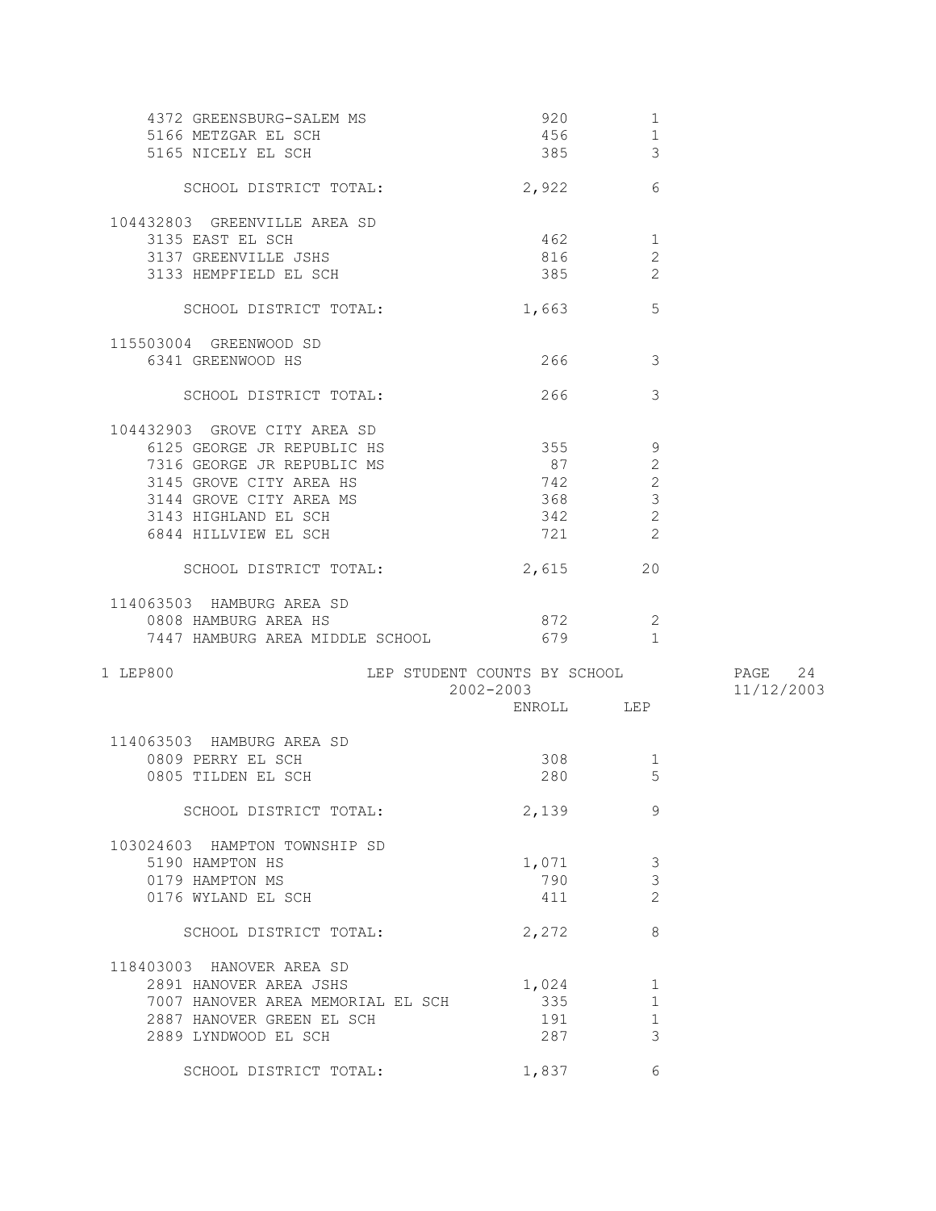| School | ENROLL | LEP |
|---|---|---|
| 4372 GREENSBURG-SALEM MS | 920 | 1 |
| 5166 METZGAR EL SCH | 456 | 1 |
| 5165 NICELY EL SCH | 385 | 3 |
| SCHOOL DISTRICT TOTAL: | 2,922 | 6 |
| **104432803 GREENVILLE AREA SD** | | |
| 3135 EAST EL SCH | 462 | 1 |
| 3137 GREENVILLE JSHS | 816 | 2 |
| 3133 HEMPFIELD EL SCH | 385 | 2 |
| SCHOOL DISTRICT TOTAL: | 1,663 | 5 |
| **115503004 GREENWOOD SD** | | |
| 6341 GREENWOOD HS | 266 | 3 |
| SCHOOL DISTRICT TOTAL: | 266 | 3 |
| **104432903 GROVE CITY AREA SD** | | |
| 6125 GEORGE JR REPUBLIC HS | 355 | 9 |
| 7316 GEORGE JR REPUBLIC MS | 87 | 2 |
| 3145 GROVE CITY AREA HS | 742 | 2 |
| 3144 GROVE CITY AREA MS | 368 | 3 |
| 3143 HIGHLAND EL SCH | 342 | 2 |
| 6844 HILLVIEW EL SCH | 721 | 2 |
| SCHOOL DISTRICT TOTAL: | 2,615 | 20 |
| **114063503 HAMBURG AREA SD** | | |
| 0808 HAMBURG AREA HS | 872 | 2 |
| 7447 HAMBURG AREA MIDDLE SCHOOL | 679 | 1 |

LEP800 — LEP STUDENT COUNTS BY SCHOOL — 2002-2003 — 11/12/2003

| School | ENROLL | LEP |
|---|---|---|
| **114063503 HAMBURG AREA SD** | | |
| 0809 PERRY EL SCH | 308 | 1 |
| 0805 TILDEN EL SCH | 280 | 5 |
| SCHOOL DISTRICT TOTAL: | 2,139 | 9 |
| **103024603 HAMPTON TOWNSHIP SD** | | |
| 5190 HAMPTON HS | 1,071 | 3 |
| 0179 HAMPTON MS | 790 | 3 |
| 0176 WYLAND EL SCH | 411 | 2 |
| SCHOOL DISTRICT TOTAL: | 2,272 | 8 |
| **118403003 HANOVER AREA SD** | | |
| 2891 HANOVER AREA JSHS | 1,024 | 1 |
| 7007 HANOVER AREA MEMORIAL EL SCH | 335 | 1 |
| 2887 HANOVER GREEN EL SCH | 191 | 1 |
| 2889 LYNDWOOD EL SCH | 287 | 3 |
| SCHOOL DISTRICT TOTAL: | 1,837 | 6 |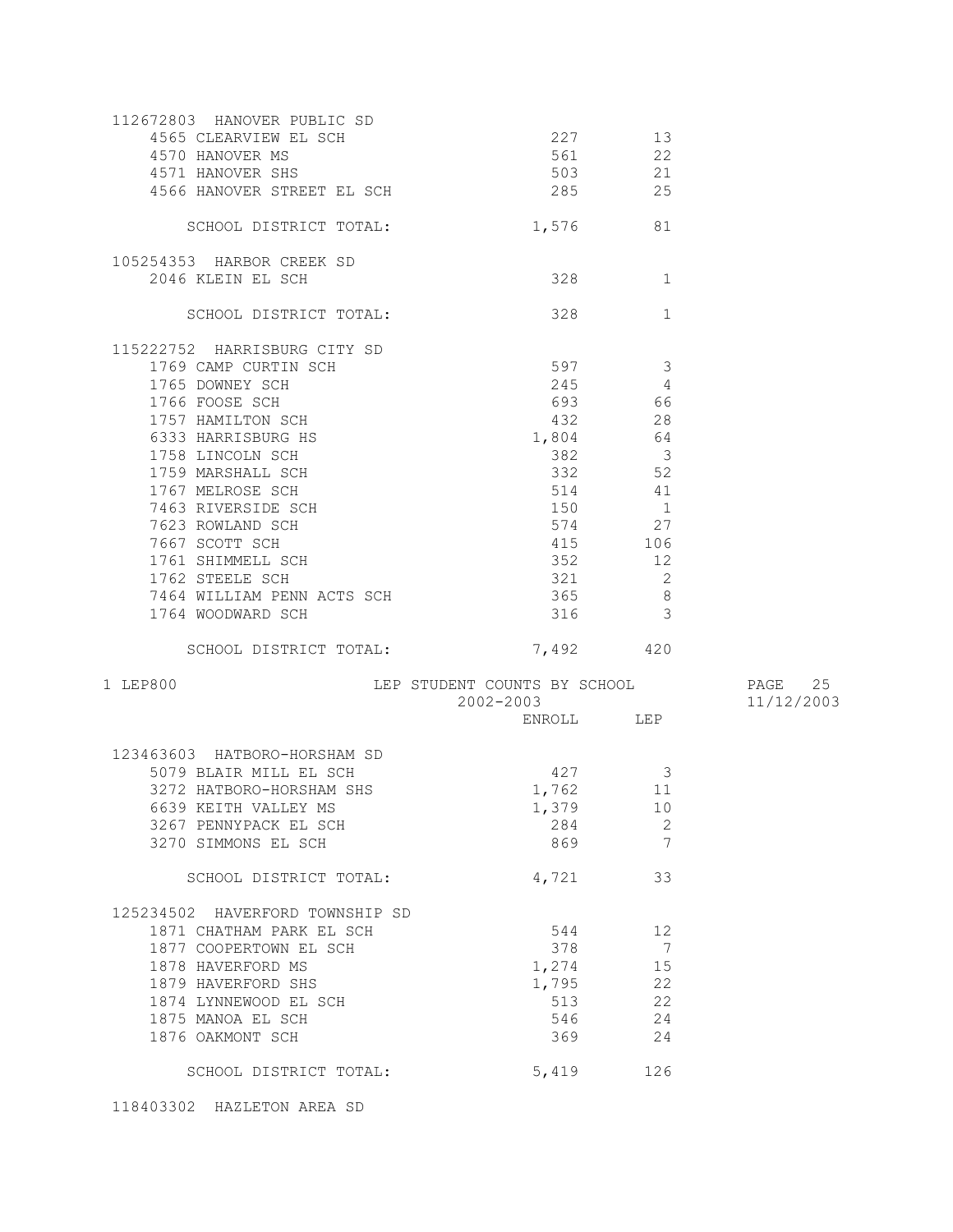**112672803 HANOVER PUBLIC SD**

| School | ENROLL | LEP |
|---|---|---|
| 4565 CLEARVIEW EL SCH | 227 | 13 |
| 4570 HANOVER MS | 561 | 22 |
| 4571 HANOVER SHS | 503 | 21 |
| 4566 HANOVER STREET EL SCH | 285 | 25 |
| SCHOOL DISTRICT TOTAL: | 1,576 | 81 |

**105254353 HARBOR CREEK SD**

| School | ENROLL | LEP |
|---|---|---|
| 2046 KLEIN EL SCH | 328 | 1 |
| SCHOOL DISTRICT TOTAL: | 328 | 1 |

**115222752 HARRISBURG CITY SD**

| School | ENROLL | LEP |
|---|---|---|
| 1769 CAMP CURTIN SCH | 597 | 3 |
| 1765 DOWNEY SCH | 245 | 4 |
| 1766 FOOSE SCH | 693 | 66 |
| 1757 HAMILTON SCH | 432 | 28 |
| 6333 HARRISBURG HS | 1,804 | 64 |
| 1758 LINCOLN SCH | 382 | 3 |
| 1759 MARSHALL SCH | 332 | 52 |
| 1767 MELROSE SCH | 514 | 41 |
| 7463 RIVERSIDE SCH | 150 | 1 |
| 7623 ROWLAND SCH | 574 | 27 |
| 7667 SCOTT SCH | 415 | 106 |
| 1761 SHIMMELL SCH | 352 | 12 |
| 1762 STEELE SCH | 321 | 2 |
| 7464 WILLIAM PENN ACTS SCH | 365 | 8 |
| 1764 WOODWARD SCH | 316 | 3 |
| SCHOOL DISTRICT TOTAL: | 7,492 | 420 |

1 LEP800 — LEP STUDENT COUNTS BY SCHOOL — 2002-2003

**123463603 HATBORO-HORSHAM SD**

| School | ENROLL | LEP |
|---|---|---|
| 5079 BLAIR MILL EL SCH | 427 | 3 |
| 3272 HATBORO-HORSHAM SHS | 1,762 | 11 |
| 6639 KEITH VALLEY MS | 1,379 | 10 |
| 3267 PENNYPACK EL SCH | 284 | 2 |
| 3270 SIMMONS EL SCH | 869 | 7 |
| SCHOOL DISTRICT TOTAL: | 4,721 | 33 |

**125234502 HAVERFORD TOWNSHIP SD**

| School | ENROLL | LEP |
|---|---|---|
| 1871 CHATHAM PARK EL SCH | 544 | 12 |
| 1877 COOPERTOWN EL SCH | 378 | 7 |
| 1878 HAVERFORD MS | 1,274 | 15 |
| 1879 HAVERFORD SHS | 1,795 | 22 |
| 1874 LYNNEWOOD EL SCH | 513 | 22 |
| 1875 MANOA EL SCH | 546 | 24 |
| 1876 OAKMONT SCH | 369 | 24 |
| SCHOOL DISTRICT TOTAL: | 5,419 | 126 |

**118403302 HAZLETON AREA SD**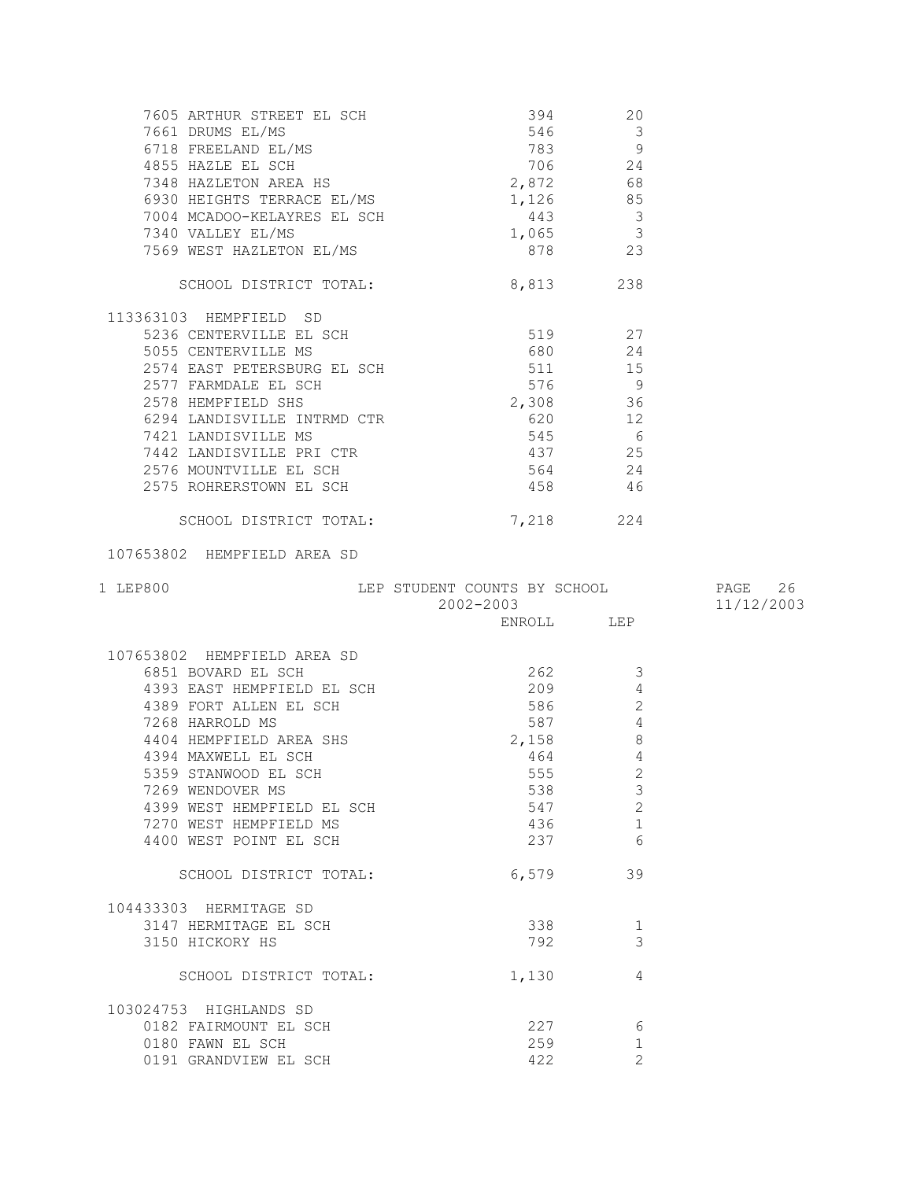| School | ENROLL | LEP |
|---|---|---|
| 7605 ARTHUR STREET EL SCH | 394 | 20 |
| 7661 DRUMS EL/MS | 546 | 3 |
| 6718 FREELAND EL/MS | 783 | 9 |
| 4855 HAZLE EL SCH | 706 | 24 |
| 7348 HAZLETON AREA HS | 2,872 | 68 |
| 6930 HEIGHTS TERRACE EL/MS | 1,126 | 85 |
| 7004 MCADOO-KELAYRES EL SCH | 443 | 3 |
| 7340 VALLEY EL/MS | 1,065 | 3 |
| 7569 WEST HAZLETON EL/MS | 878 | 23 |
| SCHOOL DISTRICT TOTAL: | 8,813 | 238 |
| **113363103 HEMPFIELD SD** | | |
| 5236 CENTERVILLE EL SCH | 519 | 27 |
| 5055 CENTERVILLE MS | 680 | 24 |
| 2574 EAST PETERSBURG EL SCH | 511 | 15 |
| 2577 FARMDALE EL SCH | 576 | 9 |
| 2578 HEMPFIELD SHS | 2,308 | 36 |
| 6294 LANDISVILLE INTRMD CTR | 620 | 12 |
| 7421 LANDISVILLE MS | 545 | 6 |
| 7442 LANDISVILLE PRI CTR | 437 | 25 |
| 2576 MOUNTVILLE EL SCH | 564 | 24 |
| 2575 ROHRERSTOWN EL SCH | 458 | 46 |
| SCHOOL DISTRICT TOTAL: | 7,218 | 224 |

107653802 HEMPFIELD AREA SD

1 LEP800 — LEP STUDENT COUNTS BY SCHOOL — 2002-2003 — PAGE 26 — 11/12/2003

| School | ENROLL | LEP |
|---|---|---|
| **107653802 HEMPFIELD AREA SD** | | |
| 6851 BOVARD EL SCH | 262 | 3 |
| 4393 EAST HEMPFIELD EL SCH | 209 | 4 |
| 4389 FORT ALLEN EL SCH | 586 | 2 |
| 7268 HARROLD MS | 587 | 4 |
| 4404 HEMPFIELD AREA SHS | 2,158 | 8 |
| 4394 MAXWELL EL SCH | 464 | 4 |
| 5359 STANWOOD EL SCH | 555 | 2 |
| 7269 WENDOVER MS | 538 | 3 |
| 4399 WEST HEMPFIELD EL SCH | 547 | 2 |
| 7270 WEST HEMPFIELD MS | 436 | 1 |
| 4400 WEST POINT EL SCH | 237 | 6 |
| SCHOOL DISTRICT TOTAL: | 6,579 | 39 |
| **104433303 HERMITAGE SD** | | |
| 3147 HERMITAGE EL SCH | 338 | 1 |
| 3150 HICKORY HS | 792 | 3 |
| SCHOOL DISTRICT TOTAL: | 1,130 | 4 |
| **103024753 HIGHLANDS SD** | | |
| 0182 FAIRMOUNT EL SCH | 227 | 6 |
| 0180 FAWN EL SCH | 259 | 1 |
| 0191 GRANDVIEW EL SCH | 422 | 2 |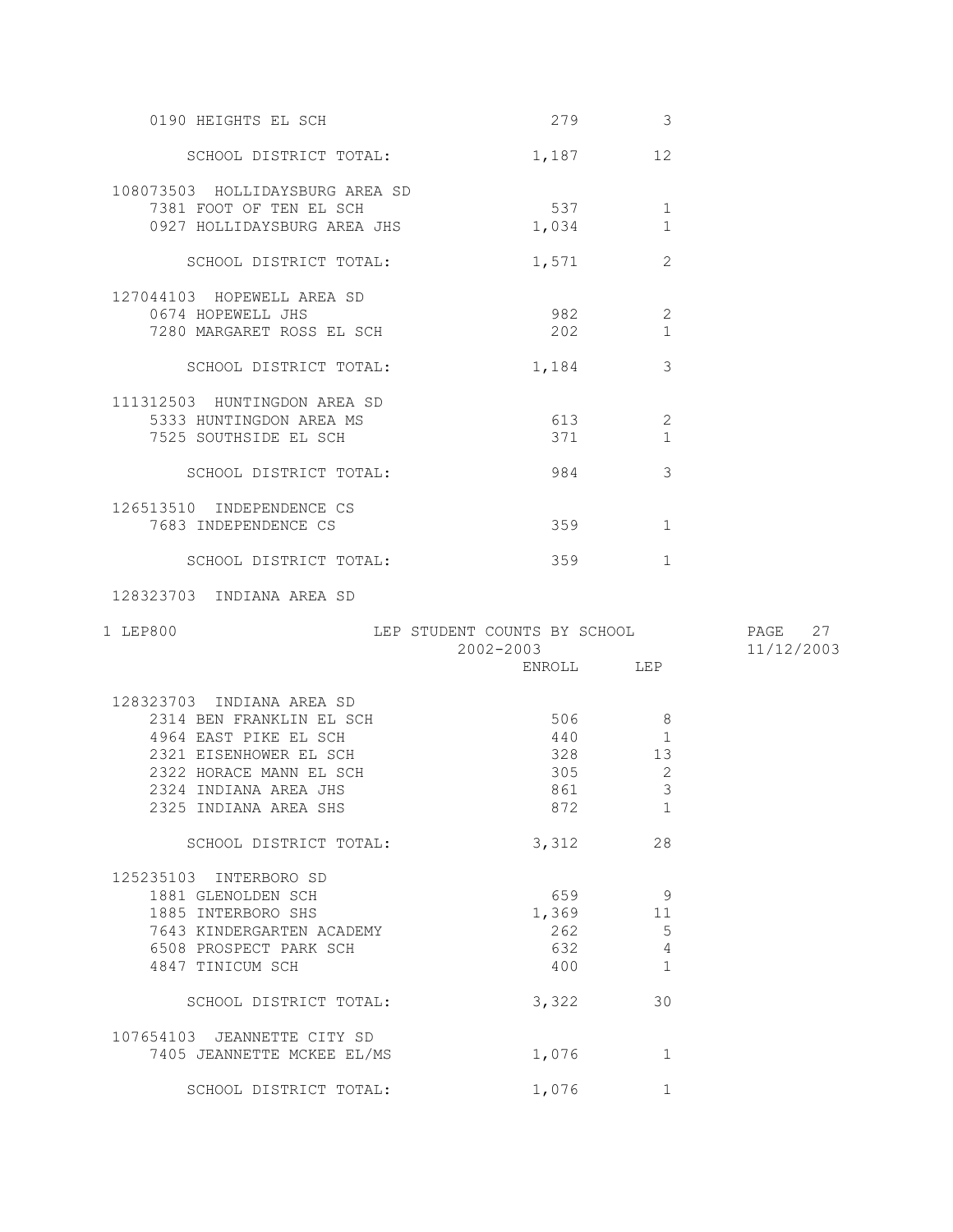| School | ENROLL | LEP |
|---|---|---|
| 0190 HEIGHTS EL SCH | 279 | 3 |
| SCHOOL DISTRICT TOTAL: | 1,187 | 12 |
| **108073503 HOLLIDAYSBURG AREA SD** | | |
| 7381 FOOT OF TEN EL SCH | 537 | 1 |
| 0927 HOLLIDAYSBURG AREA JHS | 1,034 | 1 |
| SCHOOL DISTRICT TOTAL: | 1,571 | 2 |
| **127044103 HOPEWELL AREA SD** | | |
| 0674 HOPEWELL JHS | 982 | 2 |
| 7280 MARGARET ROSS EL SCH | 202 | 1 |
| SCHOOL DISTRICT TOTAL: | 1,184 | 3 |
| **111312503 HUNTINGDON AREA SD** | | |
| 5333 HUNTINGDON AREA MS | 613 | 2 |
| 7525 SOUTHSIDE EL SCH | 371 | 1 |
| SCHOOL DISTRICT TOTAL: | 984 | 3 |
| **126513510 INDEPENDENCE CS** | | |
| 7683 INDEPENDENCE CS | 359 | 1 |
| SCHOOL DISTRICT TOTAL: | 359 | 1 |

128323703 INDIANA AREA SD

1 LEP800 — LEP STUDENT COUNTS BY SCHOOL — 2002-2003 — 11/12/2003

| School | ENROLL | LEP |
|---|---|---|
| **128323703 INDIANA AREA SD** | | |
| 2314 BEN FRANKLIN EL SCH | 506 | 8 |
| 4964 EAST PIKE EL SCH | 440 | 1 |
| 2321 EISENHOWER EL SCH | 328 | 13 |
| 2322 HORACE MANN EL SCH | 305 | 2 |
| 2324 INDIANA AREA JHS | 861 | 3 |
| 2325 INDIANA AREA SHS | 872 | 1 |
| SCHOOL DISTRICT TOTAL: | 3,312 | 28 |
| **125235103 INTERBORO SD** | | |
| 1881 GLENOLDEN SCH | 659 | 9 |
| 1885 INTERBORO SHS | 1,369 | 11 |
| 7643 KINDERGARTEN ACADEMY | 262 | 5 |
| 6508 PROSPECT PARK SCH | 632 | 4 |
| 4847 TINICUM SCH | 400 | 1 |
| SCHOOL DISTRICT TOTAL: | 3,322 | 30 |
| **107654103 JEANNETTE CITY SD** | | |
| 7405 JEANNETTE MCKEE EL/MS | 1,076 | 1 |
| SCHOOL DISTRICT TOTAL: | 1,076 | 1 |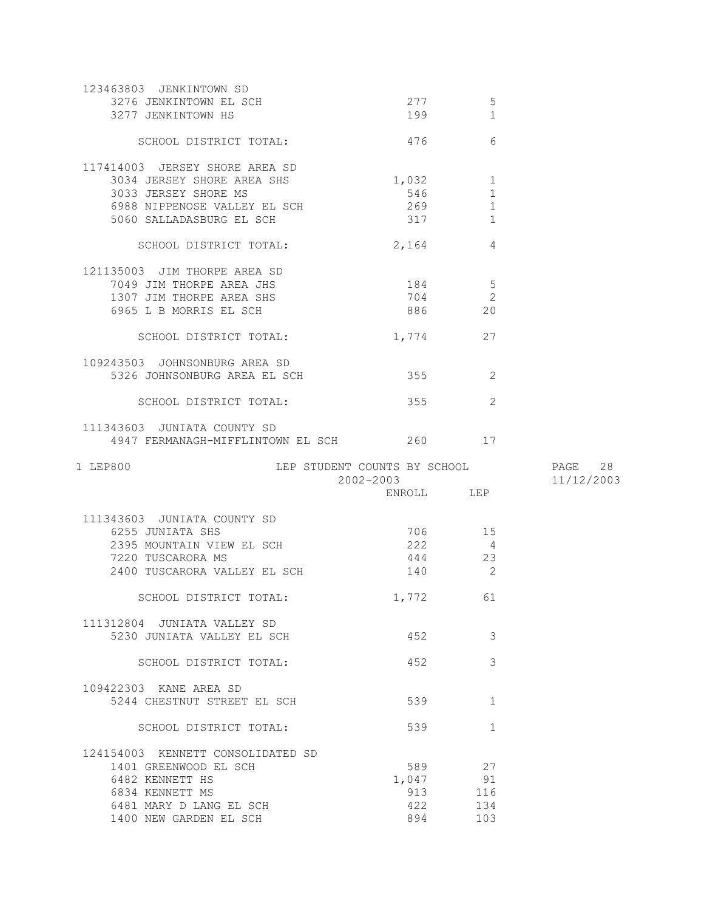| | ENROLL | LEP |
|---|---|---|
| **123463803 JENKINTOWN SD** | | |
| 3276 JENKINTOWN EL SCH | 277 | 5 |
| 3277 JENKINTOWN HS | 199 | 1 |
| SCHOOL DISTRICT TOTAL: | 476 | 6 |
| **117414003 JERSEY SHORE AREA SD** | | |
| 3034 JERSEY SHORE AREA SHS | 1,032 | 1 |
| 3033 JERSEY SHORE MS | 546 | 1 |
| 6988 NIPPENOSE VALLEY EL SCH | 269 | 1 |
| 5060 SALLADASBURG EL SCH | 317 | 1 |
| SCHOOL DISTRICT TOTAL: | 2,164 | 4 |
| **121135003 JIM THORPE AREA SD** | | |
| 7049 JIM THORPE AREA JHS | 184 | 5 |
| 1307 JIM THORPE AREA SHS | 704 | 2 |
| 6965 L B MORRIS EL SCH | 886 | 20 |
| SCHOOL DISTRICT TOTAL: | 1,774 | 27 |
| **109243503 JOHNSONBURG AREA SD** | | |
| 5326 JOHNSONBURG AREA EL SCH | 355 | 2 |
| SCHOOL DISTRICT TOTAL: | 355 | 2 |
| **111343603 JUNIATA COUNTY SD** | | |
| 4947 FERMANAGH-MIFFLINTOWN EL SCH | 260 | 17 |

LEP800 — LEP STUDENT COUNTS BY SCHOOL — 2002-2003 — 11/12/2003

| | ENROLL | LEP |
|---|---|---|
| **111343603 JUNIATA COUNTY SD** | | |
| 6255 JUNIATA SHS | 706 | 15 |
| 2395 MOUNTAIN VIEW EL SCH | 222 | 4 |
| 7220 TUSCARORA MS | 444 | 23 |
| 2400 TUSCARORA VALLEY EL SCH | 140 | 2 |
| SCHOOL DISTRICT TOTAL: | 1,772 | 61 |
| **111312804 JUNIATA VALLEY SD** | | |
| 5230 JUNIATA VALLEY EL SCH | 452 | 3 |
| SCHOOL DISTRICT TOTAL: | 452 | 3 |
| **109422303 KANE AREA SD** | | |
| 5244 CHESTNUT STREET EL SCH | 539 | 1 |
| SCHOOL DISTRICT TOTAL: | 539 | 1 |
| **124154003 KENNETT CONSOLIDATED SD** | | |
| 1401 GREENWOOD EL SCH | 589 | 27 |
| 6482 KENNETT HS | 1,047 | 91 |
| 6834 KENNETT MS | 913 | 116 |
| 6481 MARY D LANG EL SCH | 422 | 134 |
| 1400 NEW GARDEN EL SCH | 894 | 103 |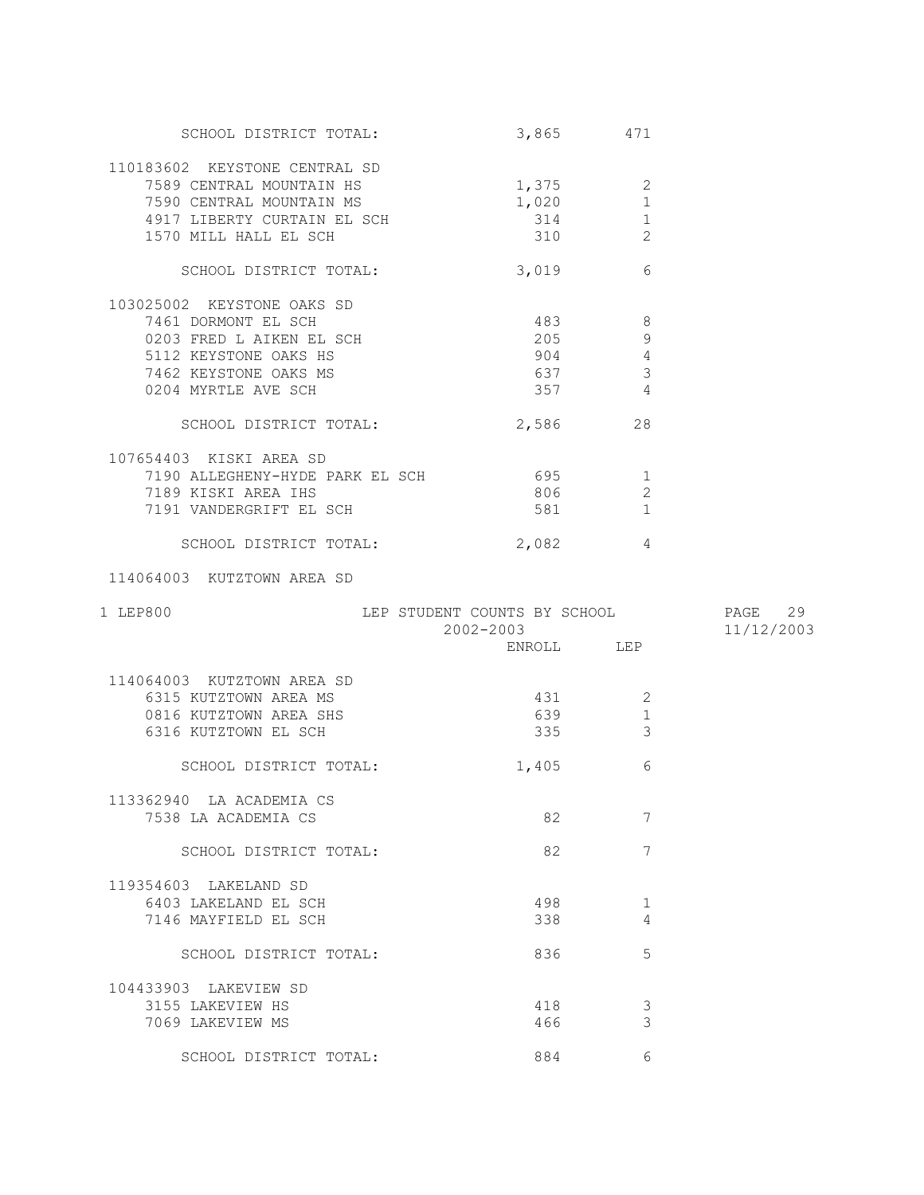| | ENROLL | LEP |
|---|---|---|
| SCHOOL DISTRICT TOTAL: | 3,865 | 471 |
| **110183602 KEYSTONE CENTRAL SD** | | |
| 7589 CENTRAL MOUNTAIN HS | 1,375 | 2 |
| 7590 CENTRAL MOUNTAIN MS | 1,020 | 1 |
| 4917 LIBERTY CURTAIN EL SCH | 314 | 1 |
| 1570 MILL HALL EL SCH | 310 | 2 |
| SCHOOL DISTRICT TOTAL: | 3,019 | 6 |
| **103025002 KEYSTONE OAKS SD** | | |
| 7461 DORMONT EL SCH | 483 | 8 |
| 0203 FRED L AIKEN EL SCH | 205 | 9 |
| 5112 KEYSTONE OAKS HS | 904 | 4 |
| 7462 KEYSTONE OAKS MS | 637 | 3 |
| 0204 MYRTLE AVE SCH | 357 | 4 |
| SCHOOL DISTRICT TOTAL: | 2,586 | 28 |
| **107654403 KISKI AREA SD** | | |
| 7190 ALLEGHENY-HYDE PARK EL SCH | 695 | 1 |
| 7189 KISKI AREA IHS | 806 | 2 |
| 7191 VANDERGRIFT EL SCH | 581 | 1 |
| SCHOOL DISTRICT TOTAL: | 2,082 | 4 |

1 LEP800 LEP STUDENT COUNTS BY SCHOOL 2002-2003

| | ENROLL | LEP |
|---|---|---|
| **114064003 KUTZTOWN AREA SD** | | |
| 6315 KUTZTOWN AREA MS | 431 | 2 |
| 0816 KUTZTOWN AREA SHS | 639 | 1 |
| 6316 KUTZTOWN EL SCH | 335 | 3 |
| SCHOOL DISTRICT TOTAL: | 1,405 | 6 |
| **113362940 LA ACADEMIA CS** | | |
| 7538 LA ACADEMIA CS | 82 | 7 |
| SCHOOL DISTRICT TOTAL: | 82 | 7 |
| **119354603 LAKELAND SD** | | |
| 6403 LAKELAND EL SCH | 498 | 1 |
| 7146 MAYFIELD EL SCH | 338 | 4 |
| SCHOOL DISTRICT TOTAL: | 836 | 5 |
| **104433903 LAKEVIEW SD** | | |
| 3155 LAKEVIEW HS | 418 | 3 |
| 7069 LAKEVIEW MS | 466 | 3 |
| SCHOOL DISTRICT TOTAL: | 884 | 6 |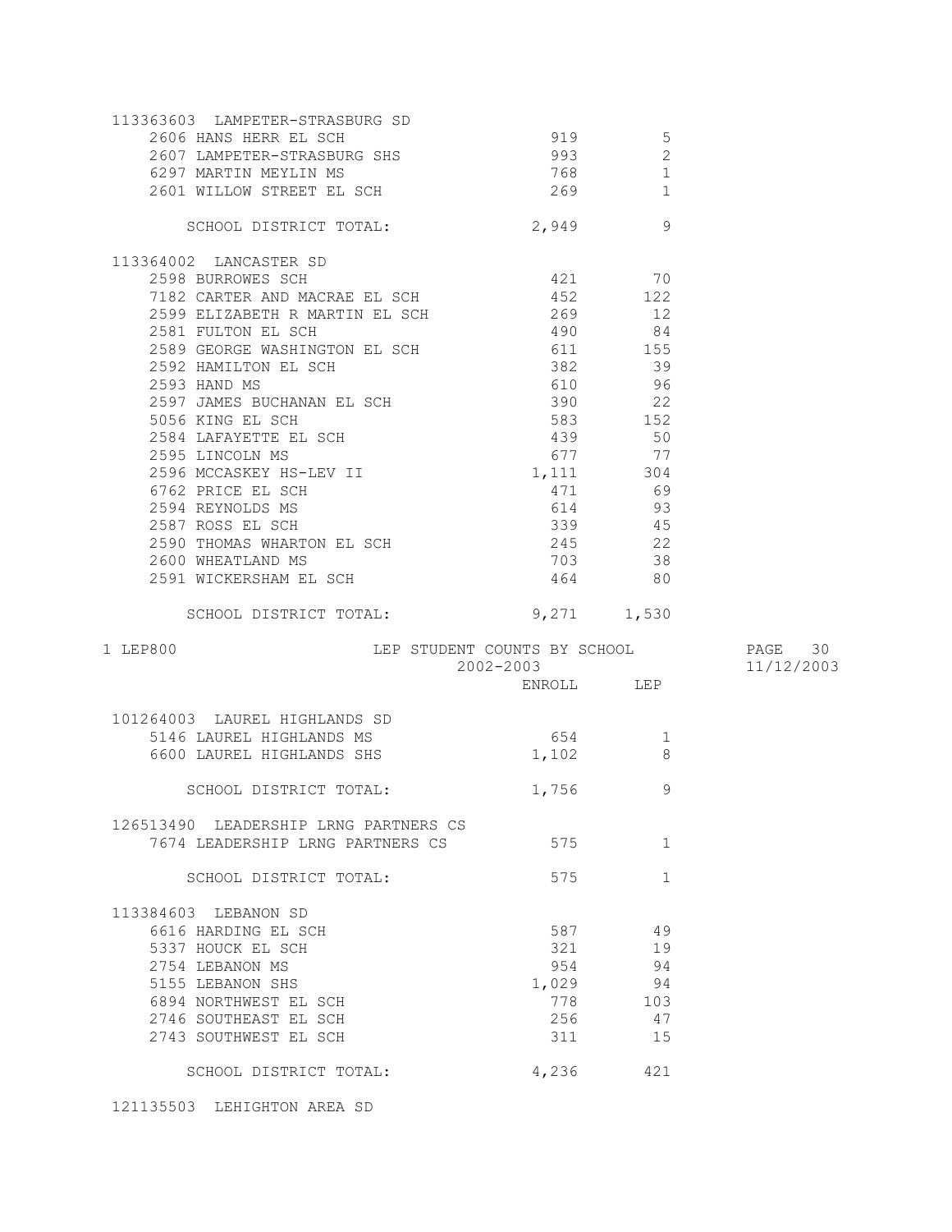| | ENROLL | LEP |
|---|---|---|
| **113363603 LAMPETER-STRASBURG SD** | | |
| 2606 HANS HERR EL SCH | 919 | 5 |
| 2607 LAMPETER-STRASBURG SHS | 993 | 2 |
| 6297 MARTIN MEYLIN MS | 768 | 1 |
| 2601 WILLOW STREET EL SCH | 269 | 1 |
| SCHOOL DISTRICT TOTAL: | 2,949 | 9 |
| **113364002 LANCASTER SD** | | |
| 2598 BURROWES SCH | 421 | 70 |
| 7182 CARTER AND MACRAE EL SCH | 452 | 122 |
| 2599 ELIZABETH R MARTIN EL SCH | 269 | 12 |
| 2581 FULTON EL SCH | 490 | 84 |
| 2589 GEORGE WASHINGTON EL SCH | 611 | 155 |
| 2592 HAMILTON EL SCH | 382 | 39 |
| 2593 HAND MS | 610 | 96 |
| 2597 JAMES BUCHANAN EL SCH | 390 | 22 |
| 5056 KING EL SCH | 583 | 152 |
| 2584 LAFAYETTE EL SCH | 439 | 50 |
| 2595 LINCOLN MS | 677 | 77 |
| 2596 MCCASKEY HS-LEV II | 1,111 | 304 |
| 6762 PRICE EL SCH | 471 | 69 |
| 2594 REYNOLDS MS | 614 | 93 |
| 2587 ROSS EL SCH | 339 | 45 |
| 2590 THOMAS WHARTON EL SCH | 245 | 22 |
| 2600 WHEATLAND MS | 703 | 38 |
| 2591 WICKERSHAM EL SCH | 464 | 80 |
| SCHOOL DISTRICT TOTAL: | 9,271 | 1,530 |

1 LEP800 LEP STUDENT COUNTS BY SCHOOL 2002-2003

| | ENROLL | LEP |
|---|---|---|
| **101264003 LAUREL HIGHLANDS SD** | | |
| 5146 LAUREL HIGHLANDS MS | 654 | 1 |
| 6600 LAUREL HIGHLANDS SHS | 1,102 | 8 |
| SCHOOL DISTRICT TOTAL: | 1,756 | 9 |
| **126513490 LEADERSHIP LRNG PARTNERS CS** | | |
| 7674 LEADERSHIP LRNG PARTNERS CS | 575 | 1 |
| SCHOOL DISTRICT TOTAL: | 575 | 1 |
| **113384603 LEBANON SD** | | |
| 6616 HARDING EL SCH | 587 | 49 |
| 5337 HOUCK EL SCH | 321 | 19 |
| 2754 LEBANON MS | 954 | 94 |
| 5155 LEBANON SHS | 1,029 | 94 |
| 6894 NORTHWEST EL SCH | 778 | 103 |
| 2746 SOUTHEAST EL SCH | 256 | 47 |
| 2743 SOUTHWEST EL SCH | 311 | 15 |
| SCHOOL DISTRICT TOTAL: | 4,236 | 421 |

121135503 LEHIGHTON AREA SD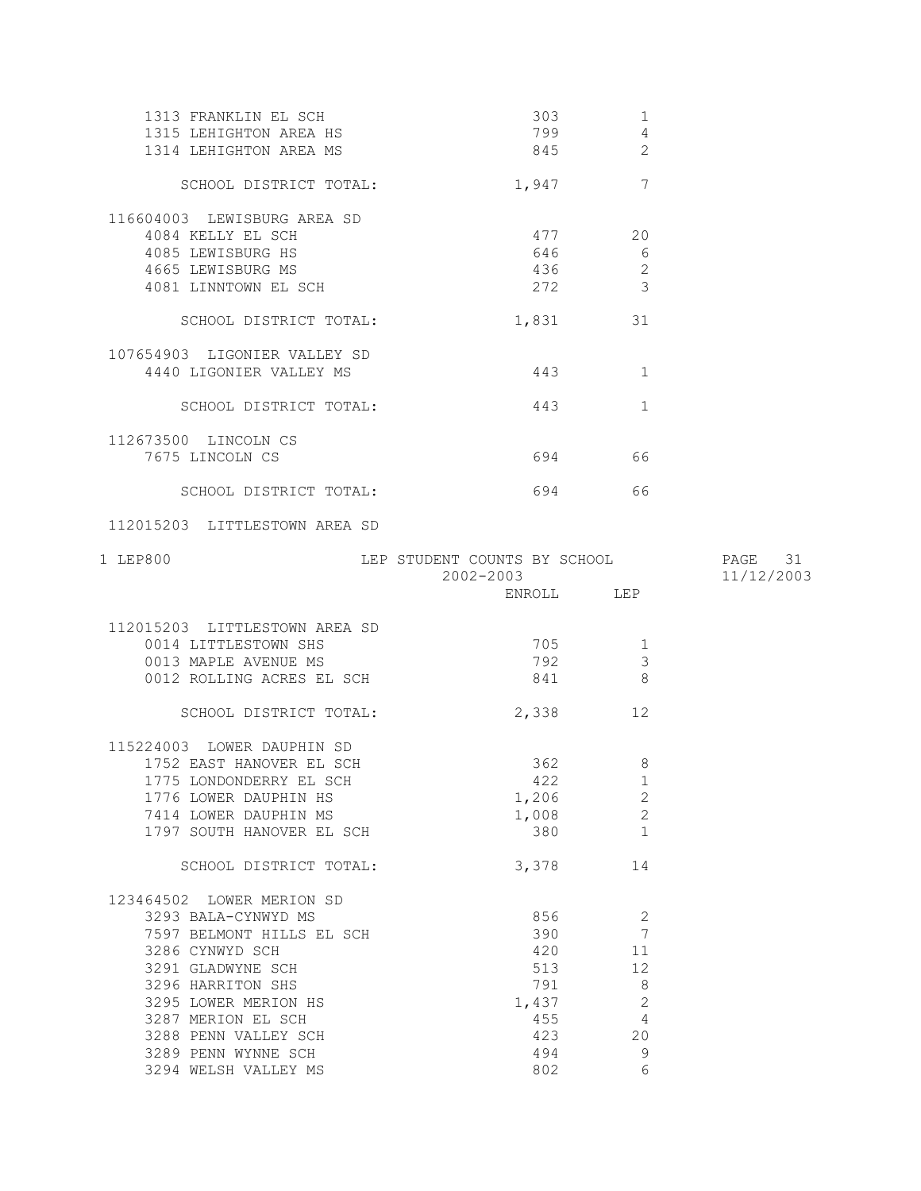| School | ENROLL | LEP |
|---|---|---|
| 1313 FRANKLIN EL SCH | 303 | 1 |
| 1315 LEHIGHTON AREA HS | 799 | 4 |
| 1314 LEHIGHTON AREA MS | 845 | 2 |
| SCHOOL DISTRICT TOTAL: | 1,947 | 7 |
| **116604003 LEWISBURG AREA SD** | | |
| 4084 KELLY EL SCH | 477 | 20 |
| 4085 LEWISBURG HS | 646 | 6 |
| 4665 LEWISBURG MS | 436 | 2 |
| 4081 LINNTOWN EL SCH | 272 | 3 |
| SCHOOL DISTRICT TOTAL: | 1,831 | 31 |
| **107654903 LIGONIER VALLEY SD** | | |
| 4440 LIGONIER VALLEY MS | 443 | 1 |
| SCHOOL DISTRICT TOTAL: | 443 | 1 |
| **112673500 LINCOLN CS** | | |
| 7675 LINCOLN CS | 694 | 66 |
| SCHOOL DISTRICT TOTAL: | 694 | 66 |

LEP800 — LEP STUDENT COUNTS BY SCHOOL — 2002-2003 — 11/12/2003

| School | ENROLL | LEP |
|---|---|---|
| **112015203 LITTLESTOWN AREA SD** | | |
| 0014 LITTLESTOWN SHS | 705 | 1 |
| 0013 MAPLE AVENUE MS | 792 | 3 |
| 0012 ROLLING ACRES EL SCH | 841 | 8 |
| SCHOOL DISTRICT TOTAL: | 2,338 | 12 |
| **115224003 LOWER DAUPHIN SD** | | |
| 1752 EAST HANOVER EL SCH | 362 | 8 |
| 1775 LONDONDERRY EL SCH | 422 | 1 |
| 1776 LOWER DAUPHIN HS | 1,206 | 2 |
| 7414 LOWER DAUPHIN MS | 1,008 | 2 |
| 1797 SOUTH HANOVER EL SCH | 380 | 1 |
| SCHOOL DISTRICT TOTAL: | 3,378 | 14 |
| **123464502 LOWER MERION SD** | | |
| 3293 BALA-CYNWYD MS | 856 | 2 |
| 7597 BELMONT HILLS EL SCH | 390 | 7 |
| 3286 CYNWYD SCH | 420 | 11 |
| 3291 GLADWYNE SCH | 513 | 12 |
| 3296 HARRITON SHS | 791 | 8 |
| 3295 LOWER MERION HS | 1,437 | 2 |
| 3287 MERION EL SCH | 455 | 4 |
| 3288 PENN VALLEY SCH | 423 | 20 |
| 3289 PENN WYNNE SCH | 494 | 9 |
| 3294 WELSH VALLEY MS | 802 | 6 |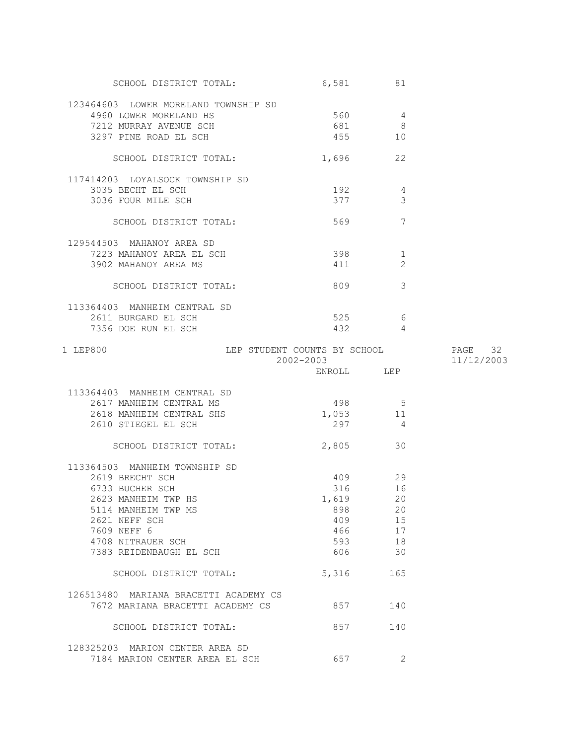| | ENROLL | LEP |
|---|---|---|
| SCHOOL DISTRICT TOTAL: | 6,581 | 81 |
| **123464603 LOWER MORELAND TOWNSHIP SD** | | |
| 4960 LOWER MORELAND HS | 560 | 4 |
| 7212 MURRAY AVENUE SCH | 681 | 8 |
| 3297 PINE ROAD EL SCH | 455 | 10 |
| SCHOOL DISTRICT TOTAL: | 1,696 | 22 |
| **117414203 LOYALSOCK TOWNSHIP SD** | | |
| 3035 BECHT EL SCH | 192 | 4 |
| 3036 FOUR MILE SCH | 377 | 3 |
| SCHOOL DISTRICT TOTAL: | 569 | 7 |
| **129544503 MAHANOY AREA SD** | | |
| 7223 MAHANOY AREA EL SCH | 398 | 1 |
| 3902 MAHANOY AREA MS | 411 | 2 |
| SCHOOL DISTRICT TOTAL: | 809 | 3 |
| **113364403 MANHEIM CENTRAL SD** | | |
| 2611 BURGARD EL SCH | 525 | 6 |
| 7356 DOE RUN EL SCH | 432 | 4 |

LEP800 — LEP STUDENT COUNTS BY SCHOOL — 2002-2003 — 11/12/2003

| | ENROLL | LEP |
|---|---|---|
| **113364403 MANHEIM CENTRAL SD** | | |
| 2617 MANHEIM CENTRAL MS | 498 | 5 |
| 2618 MANHEIM CENTRAL SHS | 1,053 | 11 |
| 2610 STIEGEL EL SCH | 297 | 4 |
| SCHOOL DISTRICT TOTAL: | 2,805 | 30 |
| **113364503 MANHEIM TOWNSHIP SD** | | |
| 2619 BRECHT SCH | 409 | 29 |
| 6733 BUCHER SCH | 316 | 16 |
| 2623 MANHEIM TWP HS | 1,619 | 20 |
| 5114 MANHEIM TWP MS | 898 | 20 |
| 2621 NEFF SCH | 409 | 15 |
| 7609 NEFF 6 | 466 | 17 |
| 4708 NITRAUER SCH | 593 | 18 |
| 7383 REIDENBAUGH EL SCH | 606 | 30 |
| SCHOOL DISTRICT TOTAL: | 5,316 | 165 |
| **126513480 MARIANA BRACETTI ACADEMY CS** | | |
| 7672 MARIANA BRACETTI ACADEMY CS | 857 | 140 |
| SCHOOL DISTRICT TOTAL: | 857 | 140 |
| **128325203 MARION CENTER AREA SD** | | |
| 7184 MARION CENTER AREA EL SCH | 657 | 2 |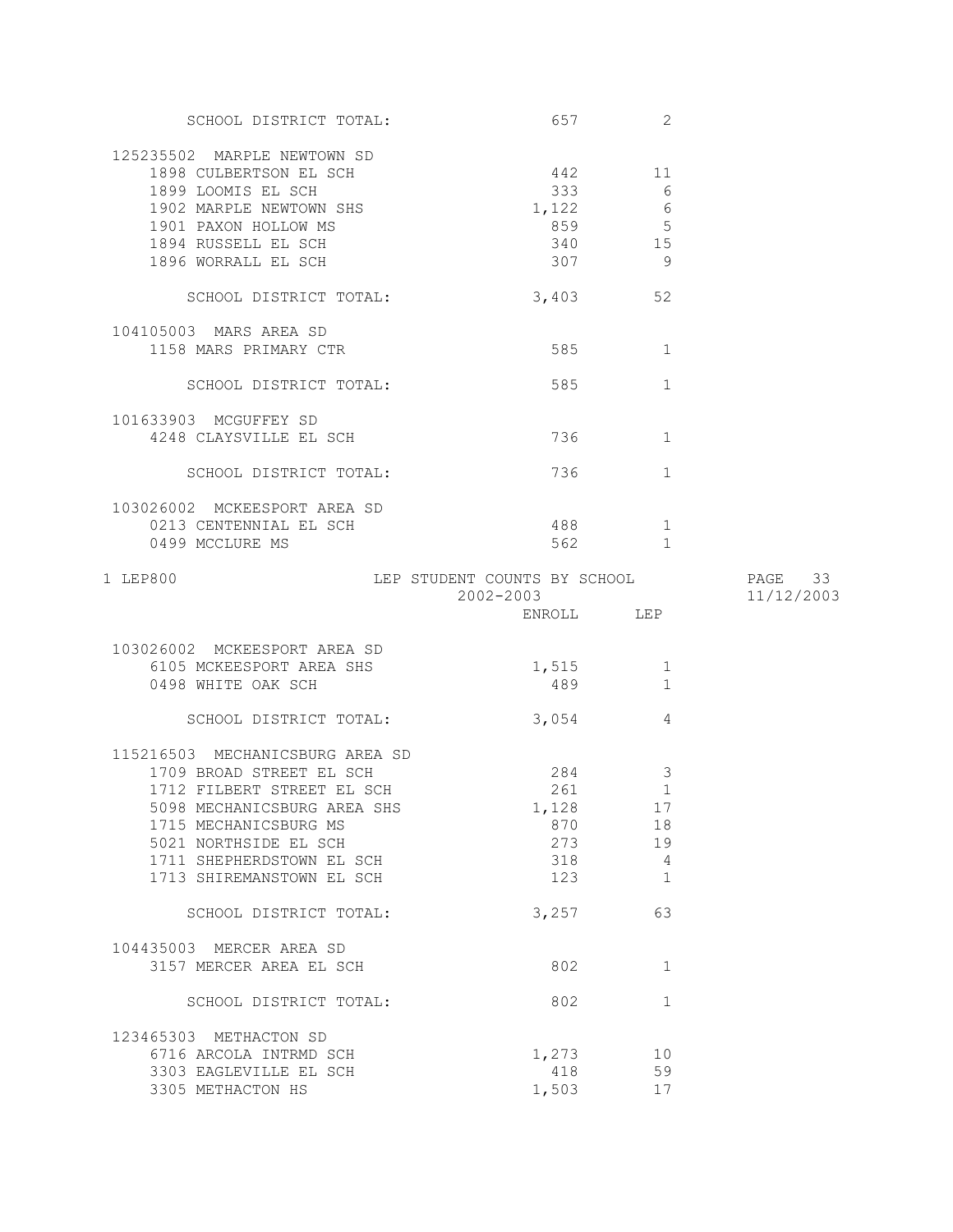| | ENROLL | LEP |
|---|---|---|
| SCHOOL DISTRICT TOTAL: | 657 | 2 |
| **125235502 MARPLE NEWTOWN SD** | | |
| 1898 CULBERTSON EL SCH | 442 | 11 |
| 1899 LOOMIS EL SCH | 333 | 6 |
| 1902 MARPLE NEWTOWN SHS | 1,122 | 6 |
| 1901 PAXON HOLLOW MS | 859 | 5 |
| 1894 RUSSELL EL SCH | 340 | 15 |
| 1896 WORRALL EL SCH | 307 | 9 |
| SCHOOL DISTRICT TOTAL: | 3,403 | 52 |
| **104105003 MARS AREA SD** | | |
| 1158 MARS PRIMARY CTR | 585 | 1 |
| SCHOOL DISTRICT TOTAL: | 585 | 1 |
| **101633903 MCGUFFEY SD** | | |
| 4248 CLAYSVILLE EL SCH | 736 | 1 |
| SCHOOL DISTRICT TOTAL: | 736 | 1 |
| **103026002 MCKEESPORT AREA SD** | | |
| 0213 CENTENNIAL EL SCH | 488 | 1 |
| 0499 MCCLURE MS | 562 | 1 |

LEP800 — LEP STUDENT COUNTS BY SCHOOL — 2002-2003 — 11/12/2003

| | ENROLL | LEP |
|---|---|---|
| **103026002 MCKEESPORT AREA SD** | | |
| 6105 MCKEESPORT AREA SHS | 1,515 | 1 |
| 0498 WHITE OAK SCH | 489 | 1 |
| SCHOOL DISTRICT TOTAL: | 3,054 | 4 |
| **115216503 MECHANICSBURG AREA SD** | | |
| 1709 BROAD STREET EL SCH | 284 | 3 |
| 1712 FILBERT STREET EL SCH | 261 | 1 |
| 5098 MECHANICSBURG AREA SHS | 1,128 | 17 |
| 1715 MECHANICSBURG MS | 870 | 18 |
| 5021 NORTHSIDE EL SCH | 273 | 19 |
| 1711 SHEPHERDSTOWN EL SCH | 318 | 4 |
| 1713 SHIREMANSTOWN EL SCH | 123 | 1 |
| SCHOOL DISTRICT TOTAL: | 3,257 | 63 |
| **104435003 MERCER AREA SD** | | |
| 3157 MERCER AREA EL SCH | 802 | 1 |
| SCHOOL DISTRICT TOTAL: | 802 | 1 |
| **123465303 METHACTON SD** | | |
| 6716 ARCOLA INTRMD SCH | 1,273 | 10 |
| 3303 EAGLEVILLE EL SCH | 418 | 59 |
| 3305 METHACTON HS | 1,503 | 17 |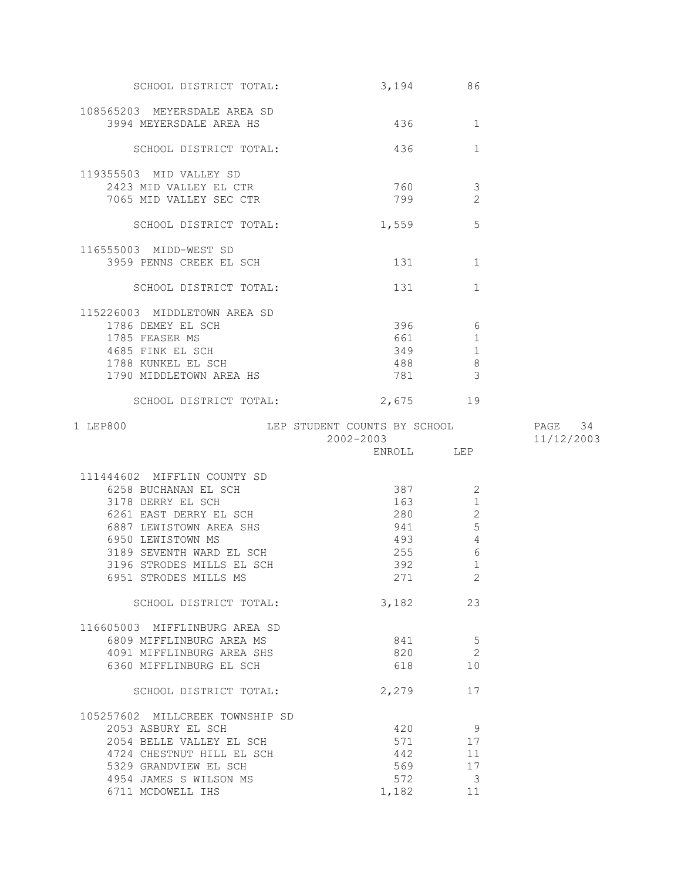| | ENROLL | LEP |
|---|---|---|
| SCHOOL DISTRICT TOTAL: | 3,194 | 86 |
| **108565203 MEYERSDALE AREA SD** | | |
| 3994 MEYERSDALE AREA HS | 436 | 1 |
| SCHOOL DISTRICT TOTAL: | 436 | 1 |
| **119355503 MID VALLEY SD** | | |
| 2423 MID VALLEY EL CTR | 760 | 3 |
| 7065 MID VALLEY SEC CTR | 799 | 2 |
| SCHOOL DISTRICT TOTAL: | 1,559 | 5 |
| **116555003 MIDD-WEST SD** | | |
| 3959 PENNS CREEK EL SCH | 131 | 1 |
| SCHOOL DISTRICT TOTAL: | 131 | 1 |
| **115226003 MIDDLETOWN AREA SD** | | |
| 1786 DEMEY EL SCH | 396 | 6 |
| 1785 FEASER MS | 661 | 1 |
| 4685 FINK EL SCH | 349 | 1 |
| 1788 KUNKEL EL SCH | 488 | 8 |
| 1790 MIDDLETOWN AREA HS | 781 | 3 |
| SCHOOL DISTRICT TOTAL: | 2,675 | 19 |

LEP800 — LEP STUDENT COUNTS BY SCHOOL — 2002-2003 — 11/12/2003

| | ENROLL | LEP |
|---|---|---|
| **111444602 MIFFLIN COUNTY SD** | | |
| 6258 BUCHANAN EL SCH | 387 | 2 |
| 3178 DERRY EL SCH | 163 | 1 |
| 6261 EAST DERRY EL SCH | 280 | 2 |
| 6887 LEWISTOWN AREA SHS | 941 | 5 |
| 6950 LEWISTOWN MS | 493 | 4 |
| 3189 SEVENTH WARD EL SCH | 255 | 6 |
| 3196 STRODES MILLS EL SCH | 392 | 1 |
| 6951 STRODES MILLS MS | 271 | 2 |
| SCHOOL DISTRICT TOTAL: | 3,182 | 23 |
| **116605003 MIFFLINBURG AREA SD** | | |
| 6809 MIFFLINBURG AREA MS | 841 | 5 |
| 4091 MIFFLINBURG AREA SHS | 820 | 2 |
| 6360 MIFFLINBURG EL SCH | 618 | 10 |
| SCHOOL DISTRICT TOTAL: | 2,279 | 17 |
| **105257602 MILLCREEK TOWNSHIP SD** | | |
| 2053 ASBURY EL SCH | 420 | 9 |
| 2054 BELLE VALLEY EL SCH | 571 | 17 |
| 4724 CHESTNUT HILL EL SCH | 442 | 11 |
| 5329 GRANDVIEW EL SCH | 569 | 17 |
| 4954 JAMES S WILSON MS | 572 | 3 |
| 6711 MCDOWELL IHS | 1,182 | 11 |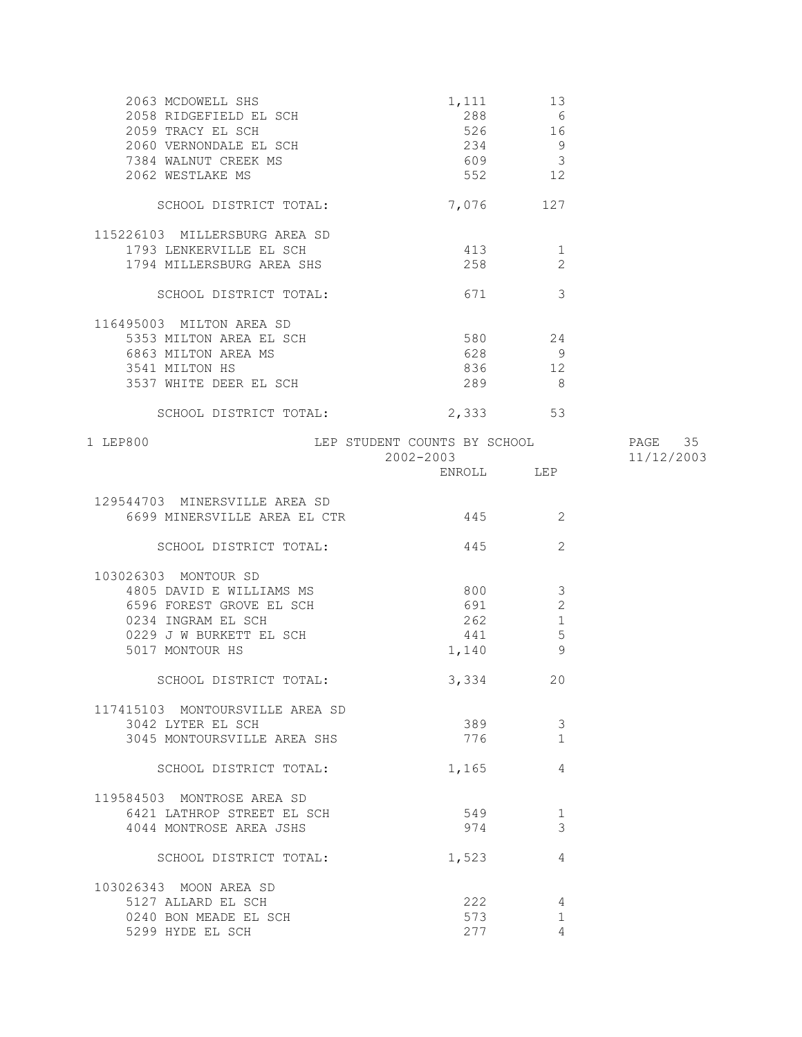| School | ENROLL | LEP |
|---|---|---|
| 2063 MCDOWELL SHS | 1,111 | 13 |
| 2058 RIDGEFIELD EL SCH | 288 | 6 |
| 2059 TRACY EL SCH | 526 | 16 |
| 2060 VERNONDALE EL SCH | 234 | 9 |
| 7384 WALNUT CREEK MS | 609 | 3 |
| 2062 WESTLAKE MS | 552 | 12 |
| SCHOOL DISTRICT TOTAL: | 7,076 | 127 |
| **115226103 MILLERSBURG AREA SD** | | |
| 1793 LENKERVILLE EL SCH | 413 | 1 |
| 1794 MILLERSBURG AREA SHS | 258 | 2 |
| SCHOOL DISTRICT TOTAL: | 671 | 3 |
| **116495003 MILTON AREA SD** | | |
| 5353 MILTON AREA EL SCH | 580 | 24 |
| 6863 MILTON AREA MS | 628 | 9 |
| 3541 MILTON HS | 836 | 12 |
| 3537 WHITE DEER EL SCH | 289 | 8 |
| SCHOOL DISTRICT TOTAL: | 2,333 | 53 |

1 LEP800 LEP STUDENT COUNTS BY SCHOOL 2002-2003

| School | ENROLL | LEP |
|---|---|---|
| **129544703 MINERSVILLE AREA SD** | | |
| 6699 MINERSVILLE AREA EL CTR | 445 | 2 |
| SCHOOL DISTRICT TOTAL: | 445 | 2 |
| **103026303 MONTOUR SD** | | |
| 4805 DAVID E WILLIAMS MS | 800 | 3 |
| 6596 FOREST GROVE EL SCH | 691 | 2 |
| 0234 INGRAM EL SCH | 262 | 1 |
| 0229 J W BURKETT EL SCH | 441 | 5 |
| 5017 MONTOUR HS | 1,140 | 9 |
| SCHOOL DISTRICT TOTAL: | 3,334 | 20 |
| **117415103 MONTOURSVILLE AREA SD** | | |
| 3042 LYTER EL SCH | 389 | 3 |
| 3045 MONTOURSVILLE AREA SHS | 776 | 1 |
| SCHOOL DISTRICT TOTAL: | 1,165 | 4 |
| **119584503 MONTROSE AREA SD** | | |
| 6421 LATHROP STREET EL SCH | 549 | 1 |
| 4044 MONTROSE AREA JSHS | 974 | 3 |
| SCHOOL DISTRICT TOTAL: | 1,523 | 4 |
| **103026343 MOON AREA SD** | | |
| 5127 ALLARD EL SCH | 222 | 4 |
| 0240 BON MEADE EL SCH | 573 | 1 |
| 5299 HYDE EL SCH | 277 | 4 |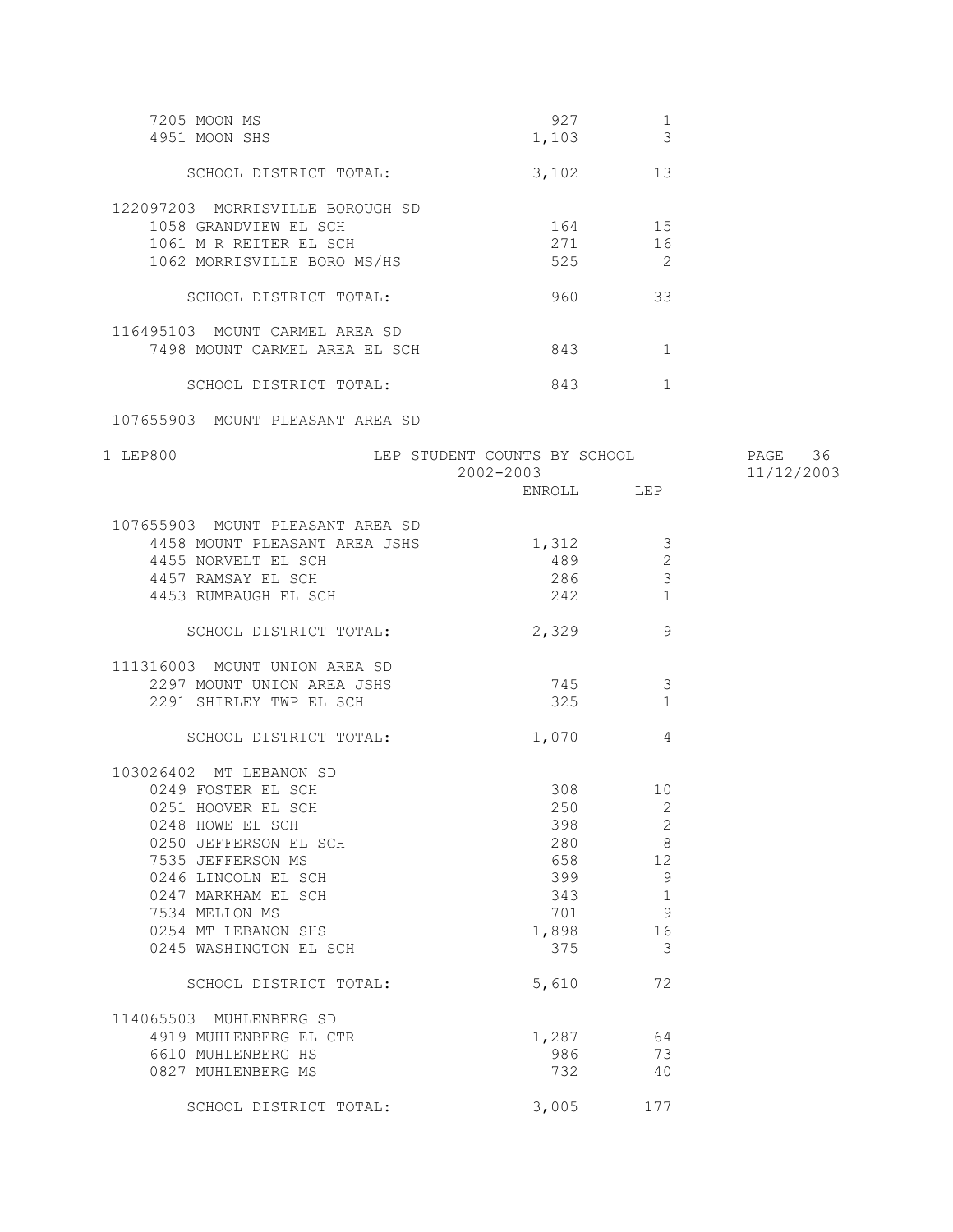| School | ENROLL | LEP |
|---|---|---|
| 7205 MOON MS | 927 | 1 |
| 4951 MOON SHS | 1,103 | 3 |
| SCHOOL DISTRICT TOTAL: | 3,102 | 13 |
| **122097203 MORRISVILLE BOROUGH SD** | | |
| 1058 GRANDVIEW EL SCH | 164 | 15 |
| 1061 M R REITER EL SCH | 271 | 16 |
| 1062 MORRISVILLE BORO MS/HS | 525 | 2 |
| SCHOOL DISTRICT TOTAL: | 960 | 33 |
| **116495103 MOUNT CARMEL AREA SD** | | |
| 7498 MOUNT CARMEL AREA EL SCH | 843 | 1 |
| SCHOOL DISTRICT TOTAL: | 843 | 1 |
| **107655903 MOUNT PLEASANT AREA SD** | | |

1 LEP800 — LEP STUDENT COUNTS BY SCHOOL — 2002-2003 — 11/12/2003

| School | ENROLL | LEP |
|---|---|---|
| **107655903 MOUNT PLEASANT AREA SD** | | |
| 4458 MOUNT PLEASANT AREA JSHS | 1,312 | 3 |
| 4455 NORVELT EL SCH | 489 | 2 |
| 4457 RAMSAY EL SCH | 286 | 3 |
| 4453 RUMBAUGH EL SCH | 242 | 1 |
| SCHOOL DISTRICT TOTAL: | 2,329 | 9 |
| **111316003 MOUNT UNION AREA SD** | | |
| 2297 MOUNT UNION AREA JSHS | 745 | 3 |
| 2291 SHIRLEY TWP EL SCH | 325 | 1 |
| SCHOOL DISTRICT TOTAL: | 1,070 | 4 |
| **103026402 MT LEBANON SD** | | |
| 0249 FOSTER EL SCH | 308 | 10 |
| 0251 HOOVER EL SCH | 250 | 2 |
| 0248 HOWE EL SCH | 398 | 2 |
| 0250 JEFFERSON EL SCH | 280 | 8 |
| 7535 JEFFERSON MS | 658 | 12 |
| 0246 LINCOLN EL SCH | 399 | 9 |
| 0247 MARKHAM EL SCH | 343 | 1 |
| 7534 MELLON MS | 701 | 9 |
| 0254 MT LEBANON SHS | 1,898 | 16 |
| 0245 WASHINGTON EL SCH | 375 | 3 |
| SCHOOL DISTRICT TOTAL: | 5,610 | 72 |
| **114065503 MUHLENBERG SD** | | |
| 4919 MUHLENBERG EL CTR | 1,287 | 64 |
| 6610 MUHLENBERG HS | 986 | 73 |
| 0827 MUHLENBERG MS | 732 | 40 |
| SCHOOL DISTRICT TOTAL: | 3,005 | 177 |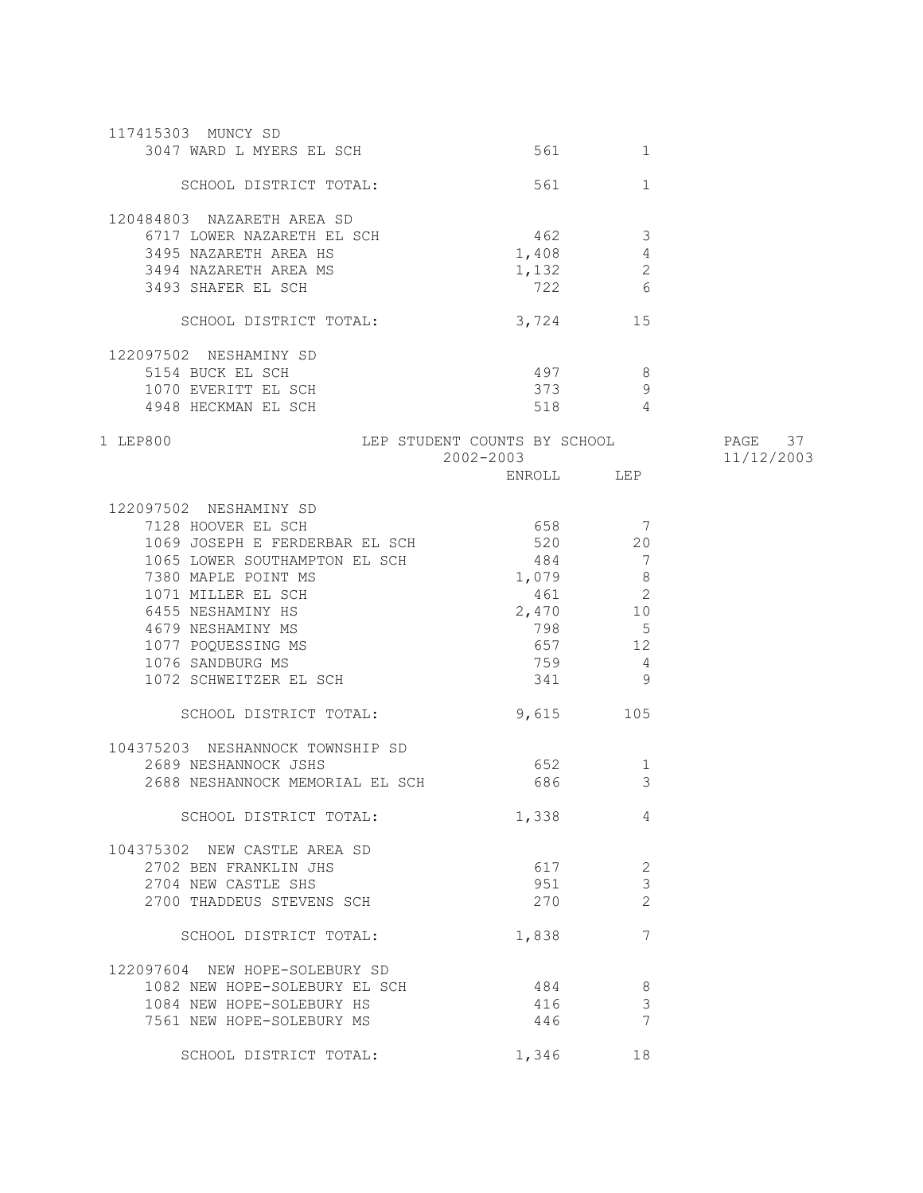| | ENROLL | LEP |
|---|---|---|
| **117415303 MUNCY SD** | | |
| 3047 WARD L MYERS EL SCH | 561 | 1 |
| SCHOOL DISTRICT TOTAL: | 561 | 1 |
| **120484803 NAZARETH AREA SD** | | |
| 6717 LOWER NAZARETH EL SCH | 462 | 3 |
| 3495 NAZARETH AREA HS | 1,408 | 4 |
| 3494 NAZARETH AREA MS | 1,132 | 2 |
| 3493 SHAFER EL SCH | 722 | 6 |
| SCHOOL DISTRICT TOTAL: | 3,724 | 15 |
| **122097502 NESHAMINY SD** | | |
| 5154 BUCK EL SCH | 497 | 8 |
| 1070 EVERITT EL SCH | 373 | 9 |
| 4948 HECKMAN EL SCH | 518 | 4 |

LEP800 — LEP STUDENT COUNTS BY SCHOOL 2002-2003

| | ENROLL | LEP |
|---|---|---|
| **122097502 NESHAMINY SD** | | |
| 7128 HOOVER EL SCH | 658 | 7 |
| 1069 JOSEPH E FERDERBAR EL SCH | 520 | 20 |
| 1065 LOWER SOUTHAMPTON EL SCH | 484 | 7 |
| 7380 MAPLE POINT MS | 1,079 | 8 |
| 1071 MILLER EL SCH | 461 | 2 |
| 6455 NESHAMINY HS | 2,470 | 10 |
| 4679 NESHAMINY MS | 798 | 5 |
| 1077 POQUESSING MS | 657 | 12 |
| 1076 SANDBURG MS | 759 | 4 |
| 1072 SCHWEITZER EL SCH | 341 | 9 |
| SCHOOL DISTRICT TOTAL: | 9,615 | 105 |
| **104375203 NESHANNOCK TOWNSHIP SD** | | |
| 2689 NESHANNOCK JSHS | 652 | 1 |
| 2688 NESHANNOCK MEMORIAL EL SCH | 686 | 3 |
| SCHOOL DISTRICT TOTAL: | 1,338 | 4 |
| **104375302 NEW CASTLE AREA SD** | | |
| 2702 BEN FRANKLIN JHS | 617 | 2 |
| 2704 NEW CASTLE SHS | 951 | 3 |
| 2700 THADDEUS STEVENS SCH | 270 | 2 |
| SCHOOL DISTRICT TOTAL: | 1,838 | 7 |
| **122097604 NEW HOPE-SOLEBURY SD** | | |
| 1082 NEW HOPE-SOLEBURY EL SCH | 484 | 8 |
| 1084 NEW HOPE-SOLEBURY HS | 416 | 3 |
| 7561 NEW HOPE-SOLEBURY MS | 446 | 7 |
| SCHOOL DISTRICT TOTAL: | 1,346 | 18 |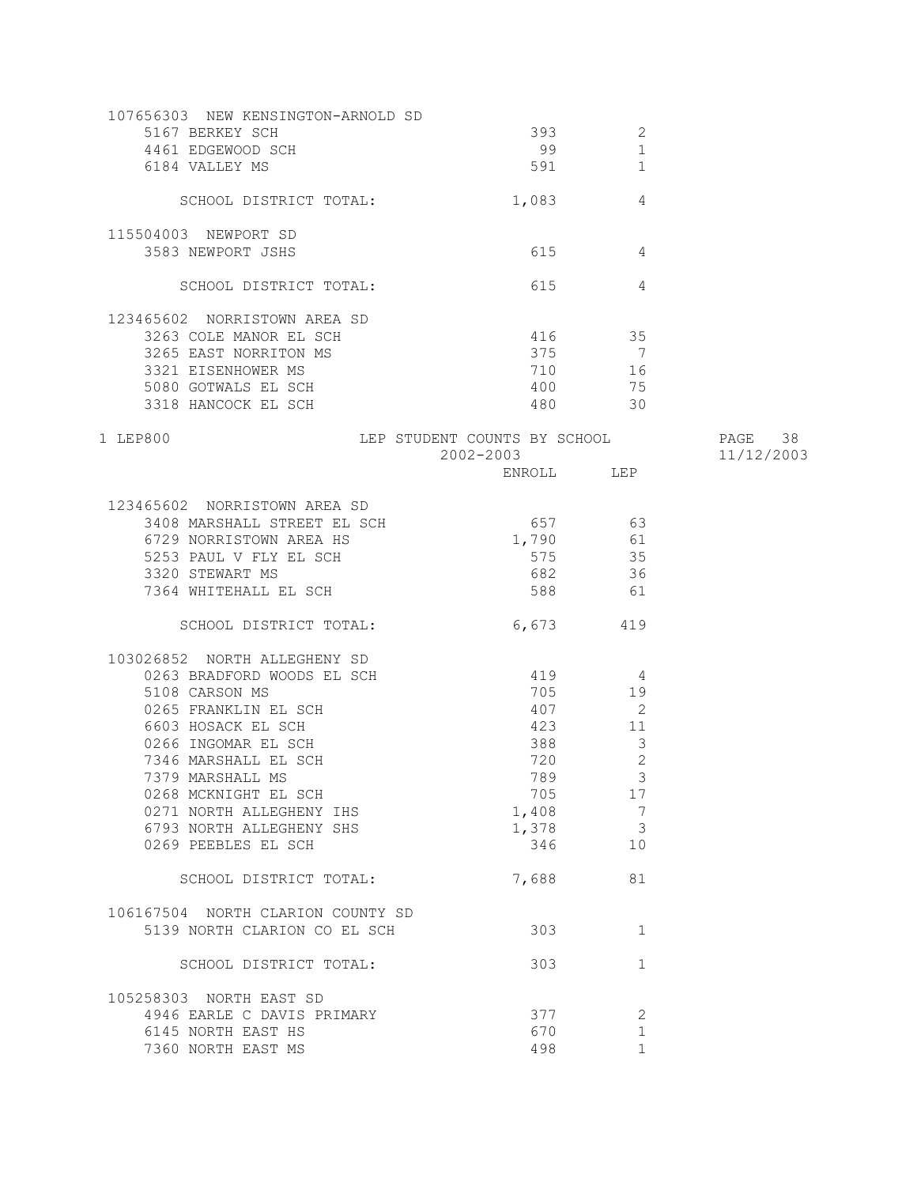| | ENROLL | LEP |
|---|---|---|
| **107656303 NEW KENSINGTON-ARNOLD SD** | | |
| 5167 BERKEY SCH | 393 | 2 |
| 4461 EDGEWOOD SCH | 99 | 1 |
| 6184 VALLEY MS | 591 | 1 |
| SCHOOL DISTRICT TOTAL: | 1,083 | 4 |
| **115504003 NEWPORT SD** | | |
| 3583 NEWPORT JSHS | 615 | 4 |
| SCHOOL DISTRICT TOTAL: | 615 | 4 |
| **123465602 NORRISTOWN AREA SD** | | |
| 3263 COLE MANOR EL SCH | 416 | 35 |
| 3265 EAST NORRITON MS | 375 | 7 |
| 3321 EISENHOWER MS | 710 | 16 |
| 5080 GOTWALS EL SCH | 400 | 75 |
| 3318 HANCOCK EL SCH | 480 | 30 |

1 LEP800 LEP STUDENT COUNTS BY SCHOOL 2002-2003 11/12/2003

| | ENROLL | LEP |
|---|---|---|
| **123465602 NORRISTOWN AREA SD** | | |
| 3408 MARSHALL STREET EL SCH | 657 | 63 |
| 6729 NORRISTOWN AREA HS | 1,790 | 61 |
| 5253 PAUL V FLY EL SCH | 575 | 35 |
| 3320 STEWART MS | 682 | 36 |
| 7364 WHITEHALL EL SCH | 588 | 61 |
| SCHOOL DISTRICT TOTAL: | 6,673 | 419 |
| **103026852 NORTH ALLEGHENY SD** | | |
| 0263 BRADFORD WOODS EL SCH | 419 | 4 |
| 5108 CARSON MS | 705 | 19 |
| 0265 FRANKLIN EL SCH | 407 | 2 |
| 6603 HOSACK EL SCH | 423 | 11 |
| 0266 INGOMAR EL SCH | 388 | 3 |
| 7346 MARSHALL EL SCH | 720 | 2 |
| 7379 MARSHALL MS | 789 | 3 |
| 0268 MCKNIGHT EL SCH | 705 | 17 |
| 0271 NORTH ALLEGHENY IHS | 1,408 | 7 |
| 6793 NORTH ALLEGHENY SHS | 1,378 | 3 |
| 0269 PEEBLES EL SCH | 346 | 10 |
| SCHOOL DISTRICT TOTAL: | 7,688 | 81 |
| **106167504 NORTH CLARION COUNTY SD** | | |
| 5139 NORTH CLARION CO EL SCH | 303 | 1 |
| SCHOOL DISTRICT TOTAL: | 303 | 1 |
| **105258303 NORTH EAST SD** | | |
| 4946 EARLE C DAVIS PRIMARY | 377 | 2 |
| 6145 NORTH EAST HS | 670 | 1 |
| 7360 NORTH EAST MS | 498 | 1 |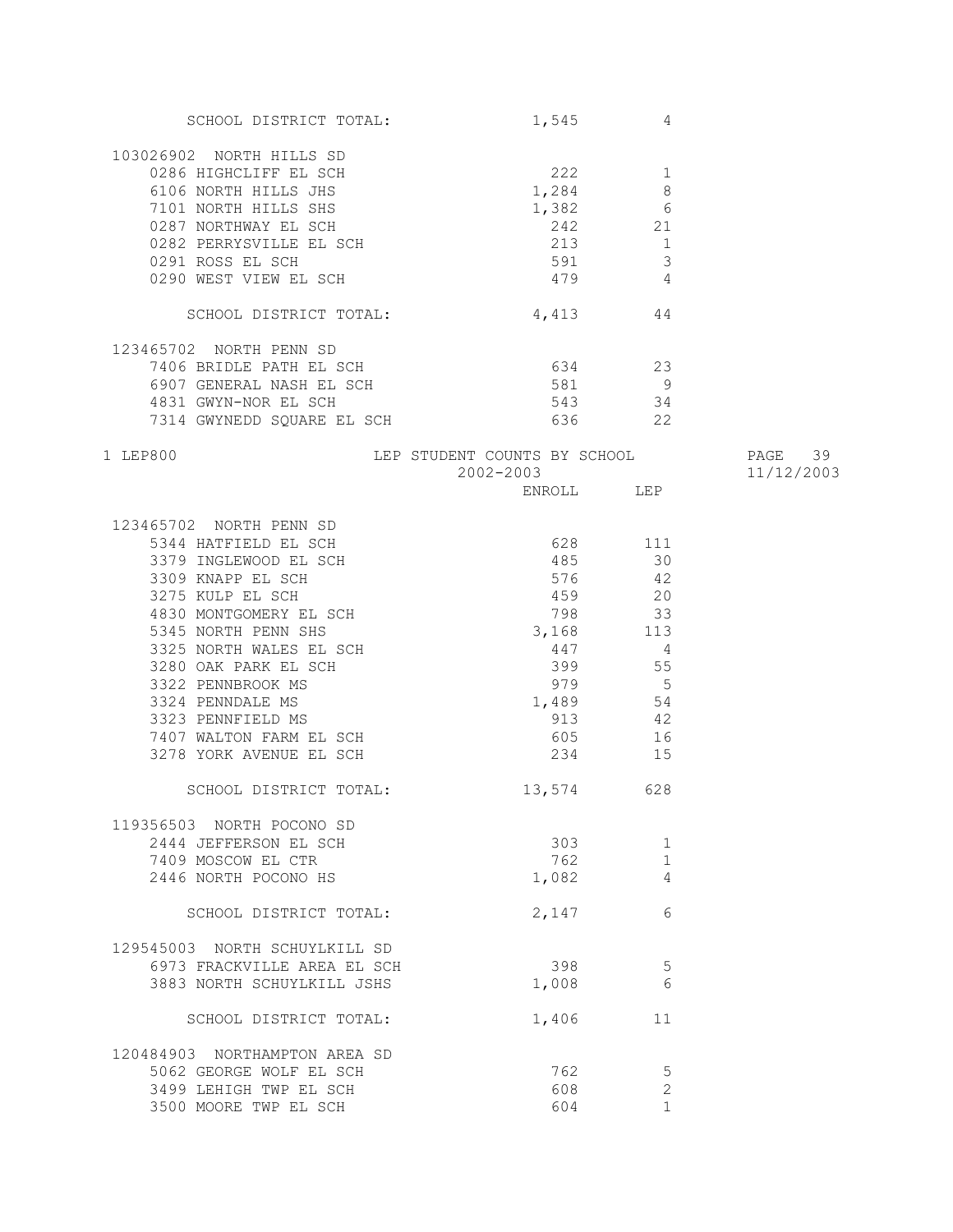| | ENROLL | LEP |
|---|---|---|
| SCHOOL DISTRICT TOTAL: | 1,545 | 4 |
| **103026902 NORTH HILLS SD** | | |
| 0286 HIGHCLIFF EL SCH | 222 | 1 |
| 6106 NORTH HILLS JHS | 1,284 | 8 |
| 7101 NORTH HILLS SHS | 1,382 | 6 |
| 0287 NORTHWAY EL SCH | 242 | 21 |
| 0282 PERRYSVILLE EL SCH | 213 | 1 |
| 0291 ROSS EL SCH | 591 | 3 |
| 0290 WEST VIEW EL SCH | 479 | 4 |
| SCHOOL DISTRICT TOTAL: | 4,413 | 44 |
| **123465702 NORTH PENN SD** | | |
| 7406 BRIDLE PATH EL SCH | 634 | 23 |
| 6907 GENERAL NASH EL SCH | 581 | 9 |
| 4831 GWYN-NOR EL SCH | 543 | 34 |
| 7314 GWYNEDD SQUARE EL SCH | 636 | 22 |

LEP800 — LEP STUDENT COUNTS BY SCHOOL — 2002-2003

| | ENROLL | LEP |
|---|---|---|
| **123465702 NORTH PENN SD** | | |
| 5344 HATFIELD EL SCH | 628 | 111 |
| 3379 INGLEWOOD EL SCH | 485 | 30 |
| 3309 KNAPP EL SCH | 576 | 42 |
| 3275 KULP EL SCH | 459 | 20 |
| 4830 MONTGOMERY EL SCH | 798 | 33 |
| 5345 NORTH PENN SHS | 3,168 | 113 |
| 3325 NORTH WALES EL SCH | 447 | 4 |
| 3280 OAK PARK EL SCH | 399 | 55 |
| 3322 PENNBROOK MS | 979 | 5 |
| 3324 PENNDALE MS | 1,489 | 54 |
| 3323 PENNFIELD MS | 913 | 42 |
| 7407 WALTON FARM EL SCH | 605 | 16 |
| 3278 YORK AVENUE EL SCH | 234 | 15 |
| SCHOOL DISTRICT TOTAL: | 13,574 | 628 |
| **119356503 NORTH POCONO SD** | | |
| 2444 JEFFERSON EL SCH | 303 | 1 |
| 7409 MOSCOW EL CTR | 762 | 1 |
| 2446 NORTH POCONO HS | 1,082 | 4 |
| SCHOOL DISTRICT TOTAL: | 2,147 | 6 |
| **129545003 NORTH SCHUYLKILL SD** | | |
| 6973 FRACKVILLE AREA EL SCH | 398 | 5 |
| 3883 NORTH SCHUYLKILL JSHS | 1,008 | 6 |
| SCHOOL DISTRICT TOTAL: | 1,406 | 11 |
| **120484903 NORTHAMPTON AREA SD** | | |
| 5062 GEORGE WOLF EL SCH | 762 | 5 |
| 3499 LEHIGH TWP EL SCH | 608 | 2 |
| 3500 MOORE TWP EL SCH | 604 | 1 |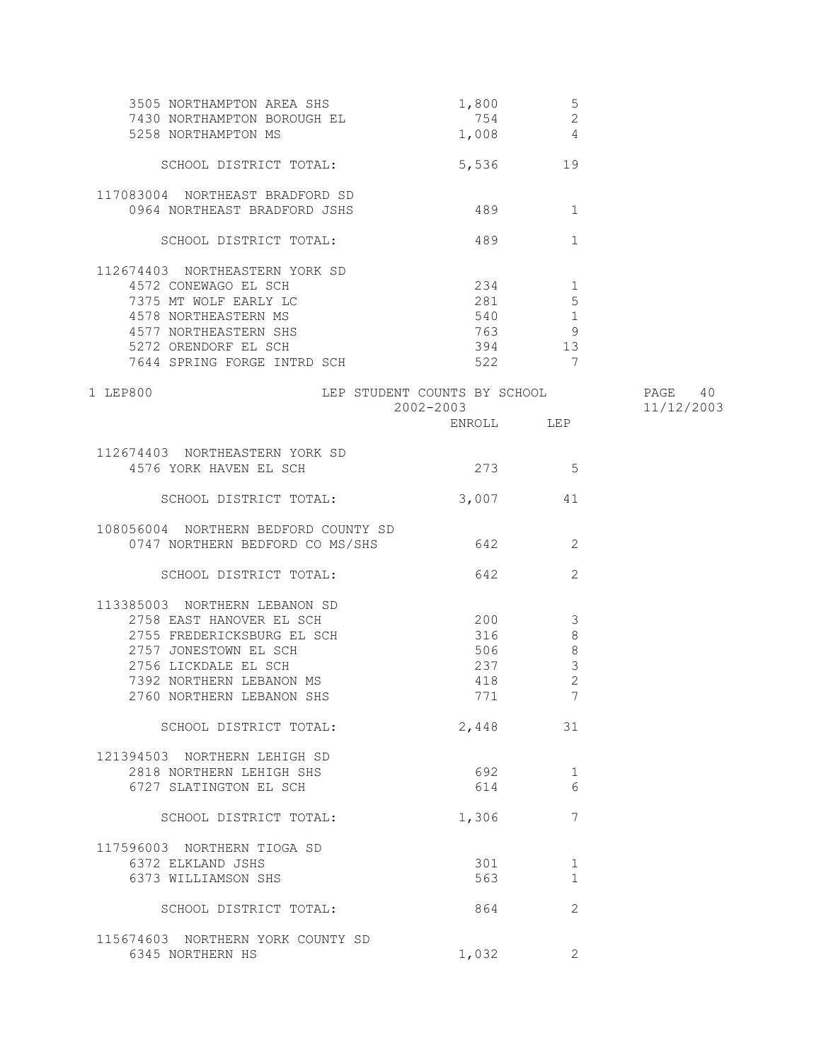| School | ENROLL | LEP |
|---|---|---|
| 3505 NORTHAMPTON AREA SHS | 1,800 | 5 |
| 7430 NORTHAMPTON BOROUGH EL | 754 | 2 |
| 5258 NORTHAMPTON MS | 1,008 | 4 |
| SCHOOL DISTRICT TOTAL: | 5,536 | 19 |
| **117083004 NORTHEAST BRADFORD SD** | | |
| 0964 NORTHEAST BRADFORD JSHS | 489 | 1 |
| SCHOOL DISTRICT TOTAL: | 489 | 1 |
| **112674403 NORTHEASTERN YORK SD** | | |
| 4572 CONEWAGO EL SCH | 234 | 1 |
| 7375 MT WOLF EARLY LC | 281 | 5 |
| 4578 NORTHEASTERN MS | 540 | 1 |
| 4577 NORTHEASTERN SHS | 763 | 9 |
| 5272 ORENDORF EL SCH | 394 | 13 |
| 7644 SPRING FORGE INTRD SCH | 522 | 7 |

LEP800 — LEP STUDENT COUNTS BY SCHOOL 2002-2003 — 11/12/2003

| School | ENROLL | LEP |
|---|---|---|
| **112674403 NORTHEASTERN YORK SD** | | |
| 4576 YORK HAVEN EL SCH | 273 | 5 |
| SCHOOL DISTRICT TOTAL: | 3,007 | 41 |
| **108056004 NORTHERN BEDFORD COUNTY SD** | | |
| 0747 NORTHERN BEDFORD CO MS/SHS | 642 | 2 |
| SCHOOL DISTRICT TOTAL: | 642 | 2 |
| **113385003 NORTHERN LEBANON SD** | | |
| 2758 EAST HANOVER EL SCH | 200 | 3 |
| 2755 FREDERICKSBURG EL SCH | 316 | 8 |
| 2757 JONESTOWN EL SCH | 506 | 8 |
| 2756 LICKDALE EL SCH | 237 | 3 |
| 7392 NORTHERN LEBANON MS | 418 | 2 |
| 2760 NORTHERN LEBANON SHS | 771 | 7 |
| SCHOOL DISTRICT TOTAL: | 2,448 | 31 |
| **121394503 NORTHERN LEHIGH SD** | | |
| 2818 NORTHERN LEHIGH SHS | 692 | 1 |
| 6727 SLATINGTON EL SCH | 614 | 6 |
| SCHOOL DISTRICT TOTAL: | 1,306 | 7 |
| **117596003 NORTHERN TIOGA SD** | | |
| 6372 ELKLAND JSHS | 301 | 1 |
| 6373 WILLIAMSON SHS | 563 | 1 |
| SCHOOL DISTRICT TOTAL: | 864 | 2 |
| **115674603 NORTHERN YORK COUNTY SD** | | |
| 6345 NORTHERN HS | 1,032 | 2 |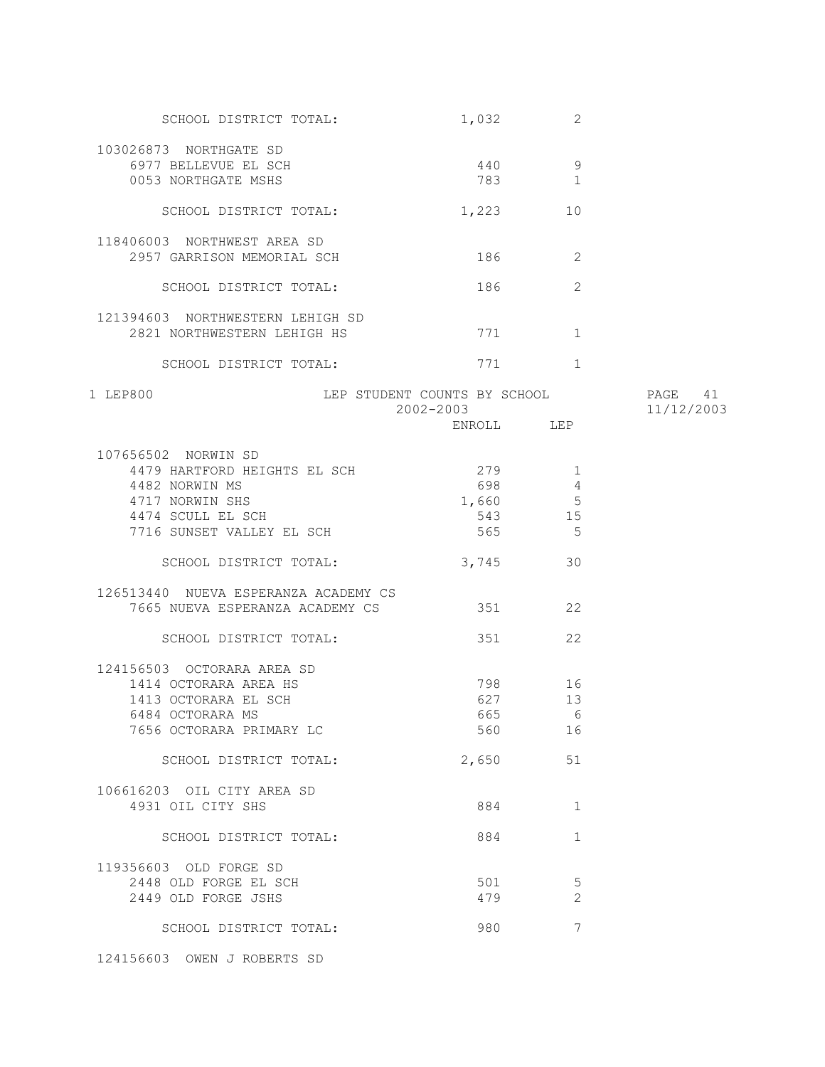| | ENROLL | LEP |
|---|---|---|
| SCHOOL DISTRICT TOTAL: | 1,032 | 2 |
| **103026873 NORTHGATE SD** | | |
| 6977 BELLEVUE EL SCH | 440 | 9 |
| 0053 NORTHGATE MSHS | 783 | 1 |
| SCHOOL DISTRICT TOTAL: | 1,223 | 10 |
| **118406003 NORTHWEST AREA SD** | | |
| 2957 GARRISON MEMORIAL SCH | 186 | 2 |
| SCHOOL DISTRICT TOTAL: | 186 | 2 |
| **121394603 NORTHWESTERN LEHIGH SD** | | |
| 2821 NORTHWESTERN LEHIGH HS | 771 | 1 |
| SCHOOL DISTRICT TOTAL: | 771 | 1 |

1 LEP800 — LEP STUDENT COUNTS BY SCHOOL — 2002-2003 — PAGE 41 — 11/12/2003

| | ENROLL | LEP |
|---|---|---|
| **107656502 NORWIN SD** | | |
| 4479 HARTFORD HEIGHTS EL SCH | 279 | 1 |
| 4482 NORWIN MS | 698 | 4 |
| 4717 NORWIN SHS | 1,660 | 5 |
| 4474 SCULL EL SCH | 543 | 15 |
| 7716 SUNSET VALLEY EL SCH | 565 | 5 |
| SCHOOL DISTRICT TOTAL: | 3,745 | 30 |
| **126513440 NUEVA ESPERANZA ACADEMY CS** | | |
| 7665 NUEVA ESPERANZA ACADEMY CS | 351 | 22 |
| SCHOOL DISTRICT TOTAL: | 351 | 22 |
| **124156503 OCTORARA AREA SD** | | |
| 1414 OCTORARA AREA HS | 798 | 16 |
| 1413 OCTORARA EL SCH | 627 | 13 |
| 6484 OCTORARA MS | 665 | 6 |
| 7656 OCTORARA PRIMARY LC | 560 | 16 |
| SCHOOL DISTRICT TOTAL: | 2,650 | 51 |
| **106616203 OIL CITY AREA SD** | | |
| 4931 OIL CITY SHS | 884 | 1 |
| SCHOOL DISTRICT TOTAL: | 884 | 1 |
| **119356603 OLD FORGE SD** | | |
| 2448 OLD FORGE EL SCH | 501 | 5 |
| 2449 OLD FORGE JSHS | 479 | 2 |
| SCHOOL DISTRICT TOTAL: | 980 | 7 |
| **124156603 OWEN J ROBERTS SD** | | |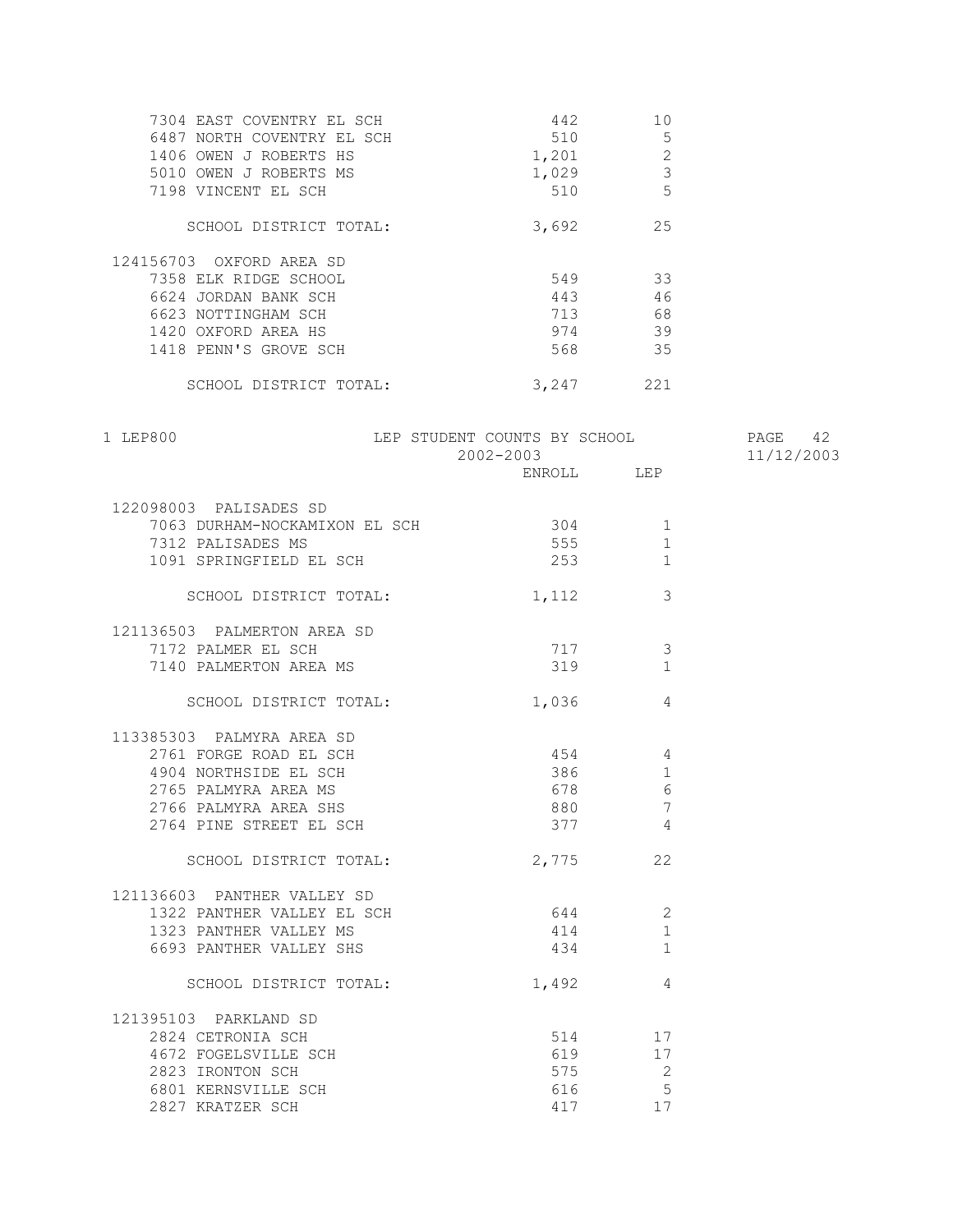| | ENROLL | LEP |
|---|---|---|
| 7304 EAST COVENTRY EL SCH | 442 | 10 |
| 6487 NORTH COVENTRY EL SCH | 510 | 5 |
| 1406 OWEN J ROBERTS HS | 1,201 | 2 |
| 5010 OWEN J ROBERTS MS | 1,029 | 3 |
| 7198 VINCENT EL SCH | 510 | 5 |
| SCHOOL DISTRICT TOTAL: | 3,692 | 25 |
| **124156703 OXFORD AREA SD** | | |
| 7358 ELK RIDGE SCHOOL | 549 | 33 |
| 6624 JORDAN BANK SCH | 443 | 46 |
| 6623 NOTTINGHAM SCH | 713 | 68 |
| 1420 OXFORD AREA HS | 974 | 39 |
| 1418 PENN'S GROVE SCH | 568 | 35 |
| SCHOOL DISTRICT TOTAL: | 3,247 | 221 |

1 LEP800 — LEP STUDENT COUNTS BY SCHOOL — PAGE 42

2002-2003 — 11/12/2003

| | ENROLL | LEP |
|---|---|---|
| **122098003 PALISADES SD** | | |
| 7063 DURHAM-NOCKAMIXON EL SCH | 304 | 1 |
| 7312 PALISADES MS | 555 | 1 |
| 1091 SPRINGFIELD EL SCH | 253 | 1 |
| SCHOOL DISTRICT TOTAL: | 1,112 | 3 |
| **121136503 PALMERTON AREA SD** | | |
| 7172 PALMER EL SCH | 717 | 3 |
| 7140 PALMERTON AREA MS | 319 | 1 |
| SCHOOL DISTRICT TOTAL: | 1,036 | 4 |
| **113385303 PALMYRA AREA SD** | | |
| 2761 FORGE ROAD EL SCH | 454 | 4 |
| 4904 NORTHSIDE EL SCH | 386 | 1 |
| 2765 PALMYRA AREA MS | 678 | 6 |
| 2766 PALMYRA AREA SHS | 880 | 7 |
| 2764 PINE STREET EL SCH | 377 | 4 |
| SCHOOL DISTRICT TOTAL: | 2,775 | 22 |
| **121136603 PANTHER VALLEY SD** | | |
| 1322 PANTHER VALLEY EL SCH | 644 | 2 |
| 1323 PANTHER VALLEY MS | 414 | 1 |
| 6693 PANTHER VALLEY SHS | 434 | 1 |
| SCHOOL DISTRICT TOTAL: | 1,492 | 4 |
| **121395103 PARKLAND SD** | | |
| 2824 CETRONIA SCH | 514 | 17 |
| 4672 FOGELSVILLE SCH | 619 | 17 |
| 2823 IRONTON SCH | 575 | 2 |
| 6801 KERNSVILLE SCH | 616 | 5 |
| 2827 KRATZER SCH | 417 | 17 |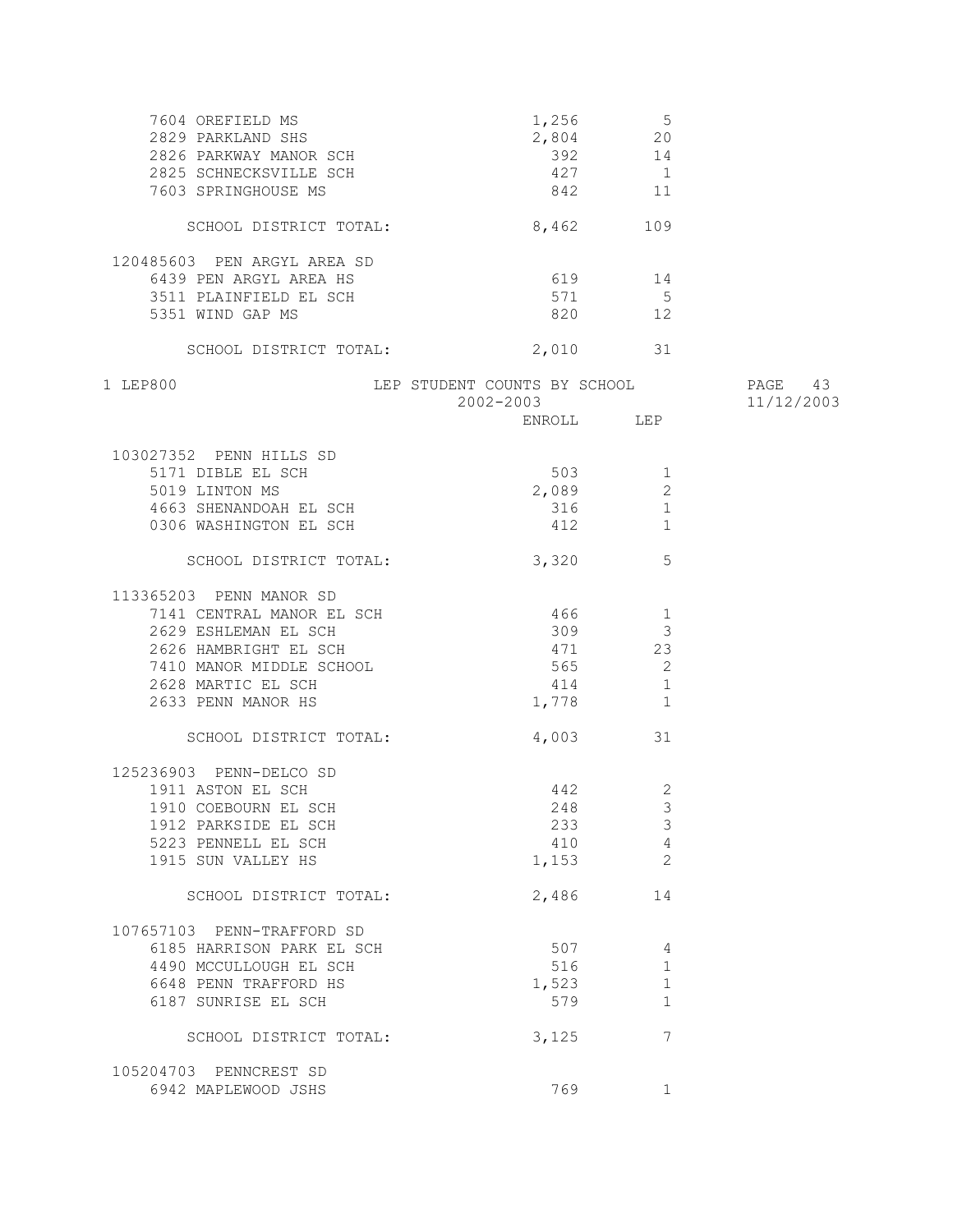| | ENROLL | LEP |
|---|---|---|
| 7604 OREFIELD MS | 1,256 | 5 |
| 2829 PARKLAND SHS | 2,804 | 20 |
| 2826 PARKWAY MANOR SCH | 392 | 14 |
| 2825 SCHNECKSVILLE SCH | 427 | 1 |
| 7603 SPRINGHOUSE MS | 842 | 11 |
| SCHOOL DISTRICT TOTAL: | 8,462 | 109 |
| **120485603 PEN ARGYL AREA SD** | | |
| 6439 PEN ARGYL AREA HS | 619 | 14 |
| 3511 PLAINFIELD EL SCH | 571 | 5 |
| 5351 WIND GAP MS | 820 | 12 |
| SCHOOL DISTRICT TOTAL: | 2,010 | 31 |

1 LEP800 LEP STUDENT COUNTS BY SCHOOL 2002-2003 PAGE 43 11/12/2003

| | ENROLL | LEP |
|---|---|---|
| **103027352 PENN HILLS SD** | | |
| 5171 DIBLE EL SCH | 503 | 1 |
| 5019 LINTON MS | 2,089 | 2 |
| 4663 SHENANDOAH EL SCH | 316 | 1 |
| 0306 WASHINGTON EL SCH | 412 | 1 |
| SCHOOL DISTRICT TOTAL: | 3,320 | 5 |
| **113365203 PENN MANOR SD** | | |
| 7141 CENTRAL MANOR EL SCH | 466 | 1 |
| 2629 ESHLEMAN EL SCH | 309 | 3 |
| 2626 HAMBRIGHT EL SCH | 471 | 23 |
| 7410 MANOR MIDDLE SCHOOL | 565 | 2 |
| 2628 MARTIC EL SCH | 414 | 1 |
| 2633 PENN MANOR HS | 1,778 | 1 |
| SCHOOL DISTRICT TOTAL: | 4,003 | 31 |
| **125236903 PENN-DELCO SD** | | |
| 1911 ASTON EL SCH | 442 | 2 |
| 1910 COEBOURN EL SCH | 248 | 3 |
| 1912 PARKSIDE EL SCH | 233 | 3 |
| 5223 PENNELL EL SCH | 410 | 4 |
| 1915 SUN VALLEY HS | 1,153 | 2 |
| SCHOOL DISTRICT TOTAL: | 2,486 | 14 |
| **107657103 PENN-TRAFFORD SD** | | |
| 6185 HARRISON PARK EL SCH | 507 | 4 |
| 4490 MCCULLOUGH EL SCH | 516 | 1 |
| 6648 PENN TRAFFORD HS | 1,523 | 1 |
| 6187 SUNRISE EL SCH | 579 | 1 |
| SCHOOL DISTRICT TOTAL: | 3,125 | 7 |
| **105204703 PENNCREST SD** | | |
| 6942 MAPLEWOOD JSHS | 769 | 1 |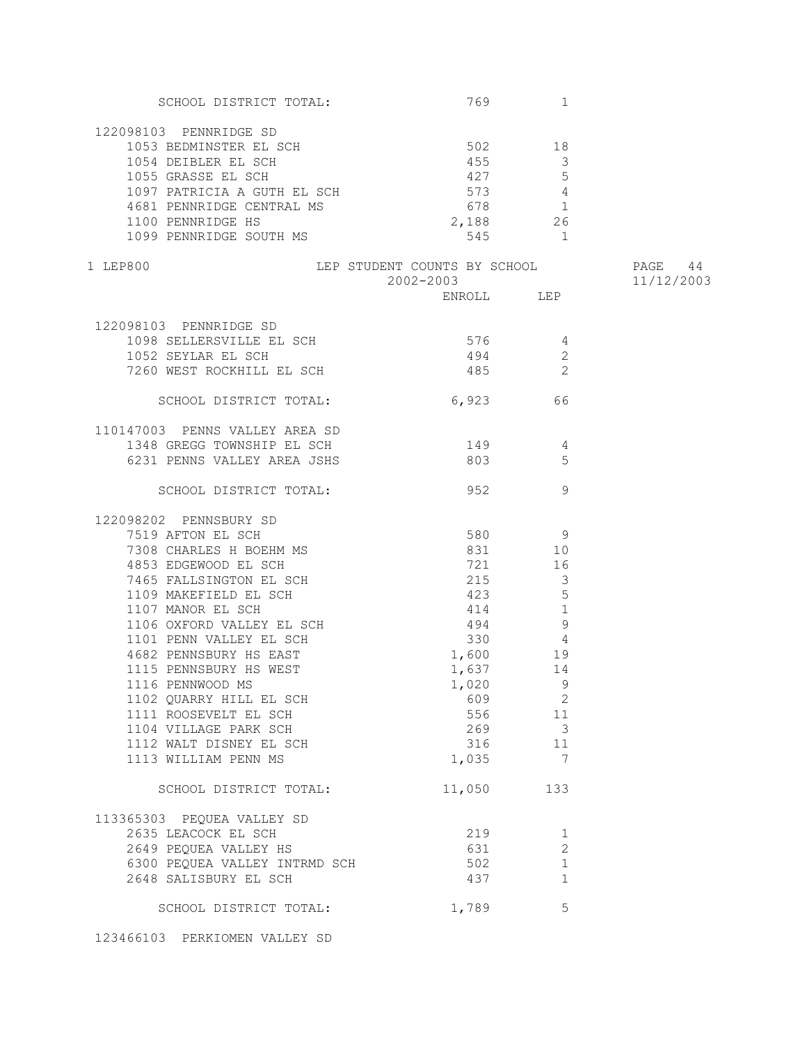| | ENROLL | LEP |
|---|---|---|
| SCHOOL DISTRICT TOTAL: | 769 | 1 |
| **122098103 PENNRIDGE SD** | | |
| 1053 BEDMINSTER EL SCH | 502 | 18 |
| 1054 DEIBLER EL SCH | 455 | 3 |
| 1055 GRASSE EL SCH | 427 | 5 |
| 1097 PATRICIA A GUTH EL SCH | 573 | 4 |
| 4681 PENNRIDGE CENTRAL MS | 678 | 1 |
| 1100 PENNRIDGE HS | 2,188 | 26 |
| 1099 PENNRIDGE SOUTH MS | 545 | 1 |

1 LEP800 LEP STUDENT COUNTS BY SCHOOL 2002-2003

| | ENROLL | LEP |
|---|---|---|
| **122098103 PENNRIDGE SD** | | |
| 1098 SELLERSVILLE EL SCH | 576 | 4 |
| 1052 SEYLAR EL SCH | 494 | 2 |
| 7260 WEST ROCKHILL EL SCH | 485 | 2 |
| SCHOOL DISTRICT TOTAL: | 6,923 | 66 |
| **110147003 PENNS VALLEY AREA SD** | | |
| 1348 GREGG TOWNSHIP EL SCH | 149 | 4 |
| 6231 PENNS VALLEY AREA JSHS | 803 | 5 |
| SCHOOL DISTRICT TOTAL: | 952 | 9 |
| **122098202 PENNSBURY SD** | | |
| 7519 AFTON EL SCH | 580 | 9 |
| 7308 CHARLES H BOEHM MS | 831 | 10 |
| 4853 EDGEWOOD EL SCH | 721 | 16 |
| 7465 FALLSINGTON EL SCH | 215 | 3 |
| 1109 MAKEFIELD EL SCH | 423 | 5 |
| 1107 MANOR EL SCH | 414 | 1 |
| 1106 OXFORD VALLEY EL SCH | 494 | 9 |
| 1101 PENN VALLEY EL SCH | 330 | 4 |
| 4682 PENNSBURY HS EAST | 1,600 | 19 |
| 1115 PENNSBURY HS WEST | 1,637 | 14 |
| 1116 PENNWOOD MS | 1,020 | 9 |
| 1102 QUARRY HILL EL SCH | 609 | 2 |
| 1111 ROOSEVELT EL SCH | 556 | 11 |
| 1104 VILLAGE PARK SCH | 269 | 3 |
| 1112 WALT DISNEY EL SCH | 316 | 11 |
| 1113 WILLIAM PENN MS | 1,035 | 7 |
| SCHOOL DISTRICT TOTAL: | 11,050 | 133 |
| **113365303 PEQUEA VALLEY SD** | | |
| 2635 LEACOCK EL SCH | 219 | 1 |
| 2649 PEQUEA VALLEY HS | 631 | 2 |
| 6300 PEQUEA VALLEY INTRMD SCH | 502 | 1 |
| 2648 SALISBURY EL SCH | 437 | 1 |
| SCHOOL DISTRICT TOTAL: | 1,789 | 5 |
| **123466103 PERKIOMEN VALLEY SD** | | |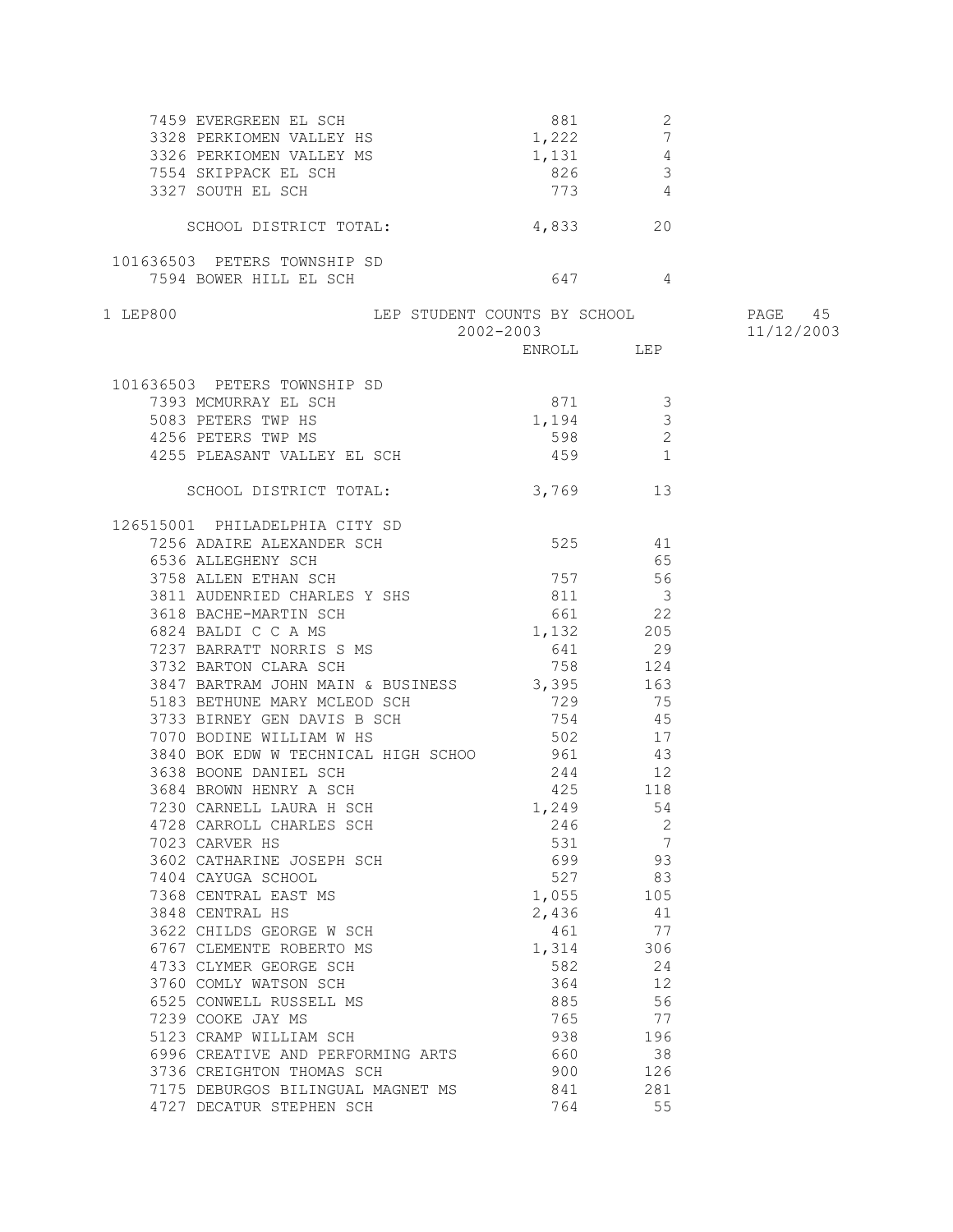| | ENROLL | LEP |
|---|---|---|
| 7459 EVERGREEN EL SCH | 881 | 2 |
| 3328 PERKIOMEN VALLEY HS | 1,222 | 7 |
| 3326 PERKIOMEN VALLEY MS | 1,131 | 4 |
| 7554 SKIPPACK EL SCH | 826 | 3 |
| 3327 SOUTH EL SCH | 773 | 4 |
| SCHOOL DISTRICT TOTAL: | 4,833 | 20 |

101636503 PETERS TOWNSHIP SD

| | ENROLL | LEP |
|---|---|---|
| 7594 BOWER HILL EL SCH | 647 | 4 |

1 LEP800 LEP STUDENT COUNTS BY SCHOOL PAGE 45

2002-2003 11/12/2003

101636503 PETERS TOWNSHIP SD

| | ENROLL | LEP |
|---|---|---|
| 7393 MCMURRAY EL SCH | 871 | 3 |
| 5083 PETERS TWP HS | 1,194 | 3 |
| 4256 PETERS TWP MS | 598 | 2 |
| 4255 PLEASANT VALLEY EL SCH | 459 | 1 |
| SCHOOL DISTRICT TOTAL: | 3,769 | 13 |

126515001 PHILADELPHIA CITY SD

| | ENROLL | LEP |
|---|---|---|
| 7256 ADAIRE ALEXANDER SCH | 525 | 41 |
| 6536 ALLEGHENY SCH | | 65 |
| 3758 ALLEN ETHAN SCH | 757 | 56 |
| 3811 AUDENRIED CHARLES Y SHS | 811 | 3 |
| 3618 BACHE-MARTIN SCH | 661 | 22 |
| 6824 BALDI C C A MS | 1,132 | 205 |
| 7237 BARRATT NORRIS S MS | 641 | 29 |
| 3732 BARTON CLARA SCH | 758 | 124 |
| 3847 BARTRAM JOHN MAIN & BUSINESS | 3,395 | 163 |
| 5183 BETHUNE MARY MCLEOD SCH | 729 | 75 |
| 3733 BIRNEY GEN DAVIS B SCH | 754 | 45 |
| 7070 BODINE WILLIAM W HS | 502 | 17 |
| 3840 BOK EDW W TECHNICAL HIGH SCHOO | 961 | 43 |
| 3638 BOONE DANIEL SCH | 244 | 12 |
| 3684 BROWN HENRY A SCH | 425 | 118 |
| 7230 CARNELL LAURA H SCH | 1,249 | 54 |
| 4728 CARROLL CHARLES SCH | 246 | 2 |
| 7023 CARVER HS | 531 | 7 |
| 3602 CATHARINE JOSEPH SCH | 699 | 93 |
| 7404 CAYUGA SCHOOL | 527 | 83 |
| 7368 CENTRAL EAST MS | 1,055 | 105 |
| 3848 CENTRAL HS | 2,436 | 41 |
| 3622 CHILDS GEORGE W SCH | 461 | 77 |
| 6767 CLEMENTE ROBERTO MS | 1,314 | 306 |
| 4733 CLYMER GEORGE SCH | 582 | 24 |
| 3760 COMLY WATSON SCH | 364 | 12 |
| 6525 CONWELL RUSSELL MS | 885 | 56 |
| 7239 COOKE JAY MS | 765 | 77 |
| 5123 CRAMP WILLIAM SCH | 938 | 196 |
| 6996 CREATIVE AND PERFORMING ARTS | 660 | 38 |
| 3736 CREIGHTON THOMAS SCH | 900 | 126 |
| 7175 DEBURGOS BILINGUAL MAGNET MS | 841 | 281 |
| 4727 DECATUR STEPHEN SCH | 764 | 55 |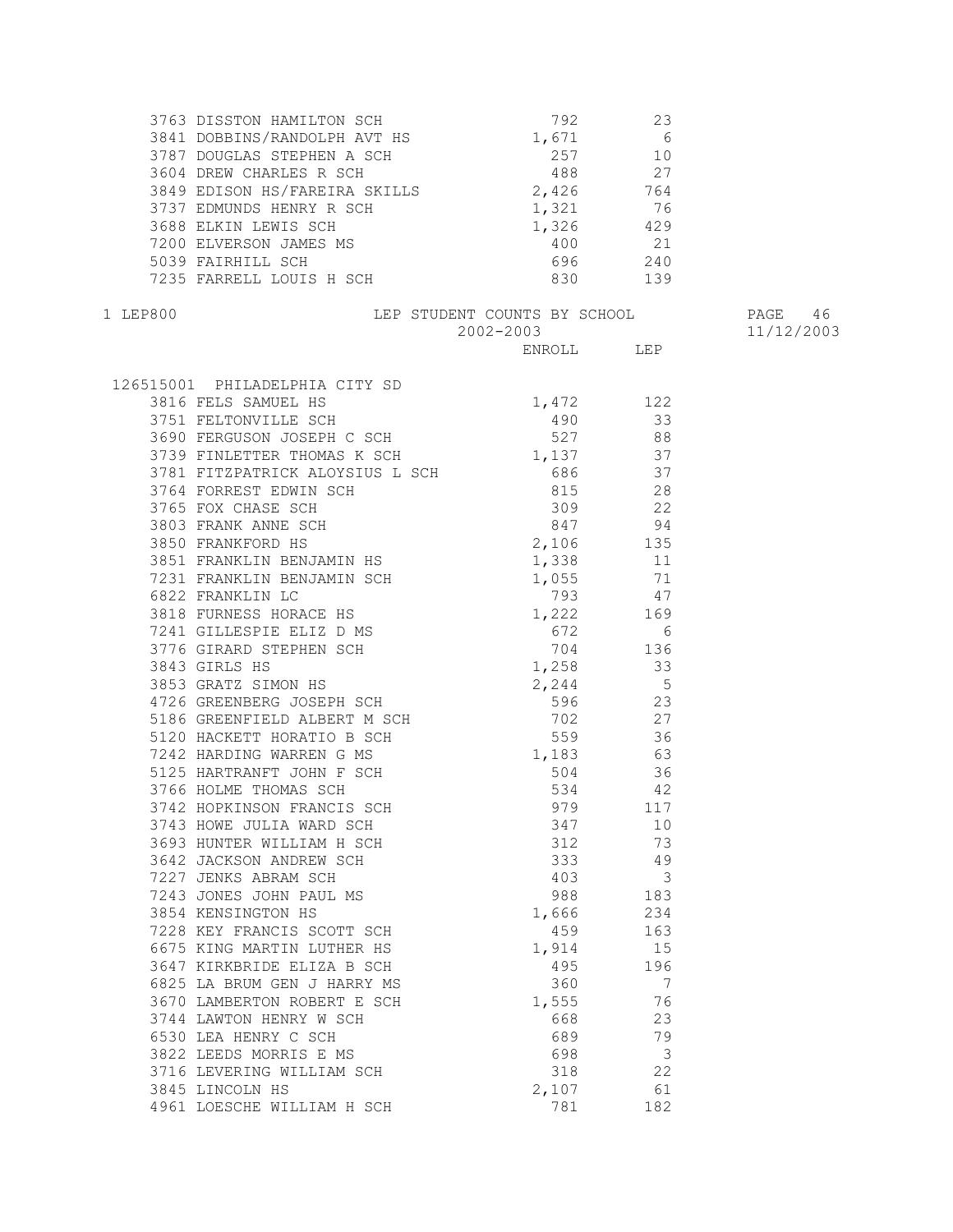| | ENROLL | LEP |
|---|---|---|
| 3763 DISSTON HAMILTON SCH | 792 | 23 |
| 3841 DOBBINS/RANDOLPH AVT HS | 1,671 | 6 |
| 3787 DOUGLAS STEPHEN A SCH | 257 | 10 |
| 3604 DREW CHARLES R SCH | 488 | 27 |
| 3849 EDISON HS/FAREIRA SKILLS | 2,426 | 764 |
| 3737 EDMUNDS HENRY R SCH | 1,321 | 76 |
| 3688 ELKIN LEWIS SCH | 1,326 | 429 |
| 7200 ELVERSON JAMES MS | 400 | 21 |
| 5039 FAIRHILL SCH | 696 | 240 |
| 7235 FARRELL LOUIS H SCH | 830 | 139 |

1 LEP800 LEP STUDENT COUNTS BY SCHOOL PAGE 46

2002-2003 11/12/2003

| | ENROLL | LEP |
|---|---|---|
| 126515001 PHILADELPHIA CITY SD | | |
| 3816 FELS SAMUEL HS | 1,472 | 122 |
| 3751 FELTONVILLE SCH | 490 | 33 |
| 3690 FERGUSON JOSEPH C SCH | 527 | 88 |
| 3739 FINLETTER THOMAS K SCH | 1,137 | 37 |
| 3781 FITZPATRICK ALOYSIUS L SCH | 686 | 37 |
| 3764 FORREST EDWIN SCH | 815 | 28 |
| 3765 FOX CHASE SCH | 309 | 22 |
| 3803 FRANK ANNE SCH | 847 | 94 |
| 3850 FRANKFORD HS | 2,106 | 135 |
| 3851 FRANKLIN BENJAMIN HS | 1,338 | 11 |
| 7231 FRANKLIN BENJAMIN SCH | 1,055 | 71 |
| 6822 FRANKLIN LC | 793 | 47 |
| 3818 FURNESS HORACE HS | 1,222 | 169 |
| 7241 GILLESPIE ELIZ D MS | 672 | 6 |
| 3776 GIRARD STEPHEN SCH | 704 | 136 |
| 3843 GIRLS HS | 1,258 | 33 |
| 3853 GRATZ SIMON HS | 2,244 | 5 |
| 4726 GREENBERG JOSEPH SCH | 596 | 23 |
| 5186 GREENFIELD ALBERT M SCH | 702 | 27 |
| 5120 HACKETT HORATIO B SCH | 559 | 36 |
| 7242 HARDING WARREN G MS | 1,183 | 63 |
| 5125 HARTRANFT JOHN F SCH | 504 | 36 |
| 3766 HOLME THOMAS SCH | 534 | 42 |
| 3742 HOPKINSON FRANCIS SCH | 979 | 117 |
| 3743 HOWE JULIA WARD SCH | 347 | 10 |
| 3693 HUNTER WILLIAM H SCH | 312 | 73 |
| 3642 JACKSON ANDREW SCH | 333 | 49 |
| 7227 JENKS ABRAM SCH | 403 | 3 |
| 7243 JONES JOHN PAUL MS | 988 | 183 |
| 3854 KENSINGTON HS | 1,666 | 234 |
| 7228 KEY FRANCIS SCOTT SCH | 459 | 163 |
| 6675 KING MARTIN LUTHER HS | 1,914 | 15 |
| 3647 KIRKBRIDE ELIZA B SCH | 495 | 196 |
| 6825 LA BRUM GEN J HARRY MS | 360 | 7 |
| 3670 LAMBERTON ROBERT E SCH | 1,555 | 76 |
| 3744 LAWTON HENRY W SCH | 668 | 23 |
| 6530 LEA HENRY C SCH | 689 | 79 |
| 3822 LEEDS MORRIS E MS | 698 | 3 |
| 3716 LEVERING WILLIAM SCH | 318 | 22 |
| 3845 LINCOLN HS | 2,107 | 61 |
| 4961 LOESCHE WILLIAM H SCH | 781 | 182 |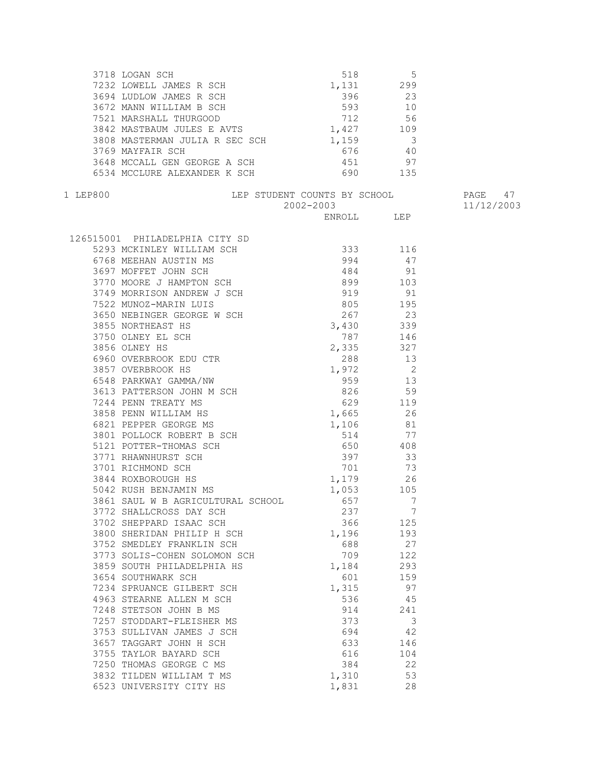| | ENROLL | LEP |
|---|---|---|
| 3718 LOGAN SCH | 518 | 5 |
| 7232 LOWELL JAMES R SCH | 1,131 | 299 |
| 3694 LUDLOW JAMES R SCH | 396 | 23 |
| 3672 MANN WILLIAM B SCH | 593 | 10 |
| 7521 MARSHALL THURGOOD | 712 | 56 |
| 3842 MASTBAUM JULES E AVTS | 1,427 | 109 |
| 3808 MASTERMAN JULIA R SEC SCH | 1,159 | 3 |
| 3769 MAYFAIR SCH | 676 | 40 |
| 3648 MCCALL GEN GEORGE A SCH | 451 | 97 |
| 6534 MCCLURE ALEXANDER K SCH | 690 | 135 |

1 LEP800 LEP STUDENT COUNTS BY SCHOOL

2002-2003

11/12/2003

126515001 PHILADELPHIA CITY SD

| | ENROLL | LEP |
|---|---|---|
| 5293 MCKINLEY WILLIAM SCH | 333 | 116 |
| 6768 MEEHAN AUSTIN MS | 994 | 47 |
| 3697 MOFFET JOHN SCH | 484 | 91 |
| 3770 MOORE J HAMPTON SCH | 899 | 103 |
| 3749 MORRISON ANDREW J SCH | 919 | 91 |
| 7522 MUNOZ-MARIN LUIS | 805 | 195 |
| 3650 NEBINGER GEORGE W SCH | 267 | 23 |
| 3855 NORTHEAST HS | 3,430 | 339 |
| 3750 OLNEY EL SCH | 787 | 146 |
| 3856 OLNEY HS | 2,335 | 327 |
| 6960 OVERBROOK EDU CTR | 288 | 13 |
| 3857 OVERBROOK HS | 1,972 | 2 |
| 6548 PARKWAY GAMMA/NW | 959 | 13 |
| 3613 PATTERSON JOHN M SCH | 826 | 59 |
| 7244 PENN TREATY MS | 629 | 119 |
| 3858 PENN WILLIAM HS | 1,665 | 26 |
| 6821 PEPPER GEORGE MS | 1,106 | 81 |
| 3801 POLLOCK ROBERT B SCH | 514 | 77 |
| 5121 POTTER-THOMAS SCH | 650 | 408 |
| 3771 RHAWNHURST SCH | 397 | 33 |
| 3701 RICHMOND SCH | 701 | 73 |
| 3844 ROXBOROUGH HS | 1,179 | 26 |
| 5042 RUSH BENJAMIN MS | 1,053 | 105 |
| 3861 SAUL W B AGRICULTURAL SCHOOL | 657 | 7 |
| 3772 SHALLCROSS DAY SCH | 237 | 7 |
| 3702 SHEPPARD ISAAC SCH | 366 | 125 |
| 3800 SHERIDAN PHILIP H SCH | 1,196 | 193 |
| 3752 SMEDLEY FRANKLIN SCH | 688 | 27 |
| 3773 SOLIS-COHEN SOLOMON SCH | 709 | 122 |
| 3859 SOUTH PHILADELPHIA HS | 1,184 | 293 |
| 3654 SOUTHWARK SCH | 601 | 159 |
| 7234 SPRUANCE GILBERT SCH | 1,315 | 97 |
| 4963 STEARNE ALLEN M SCH | 536 | 45 |
| 7248 STETSON JOHN B MS | 914 | 241 |
| 7257 STODDART-FLEISHER MS | 373 | 3 |
| 3753 SULLIVAN JAMES J SCH | 694 | 42 |
| 3657 TAGGART JOHN H SCH | 633 | 146 |
| 3755 TAYLOR BAYARD SCH | 616 | 104 |
| 7250 THOMAS GEORGE C MS | 384 | 22 |
| 3832 TILDEN WILLIAM T MS | 1,310 | 53 |
| 6523 UNIVERSITY CITY HS | 1,831 | 28 |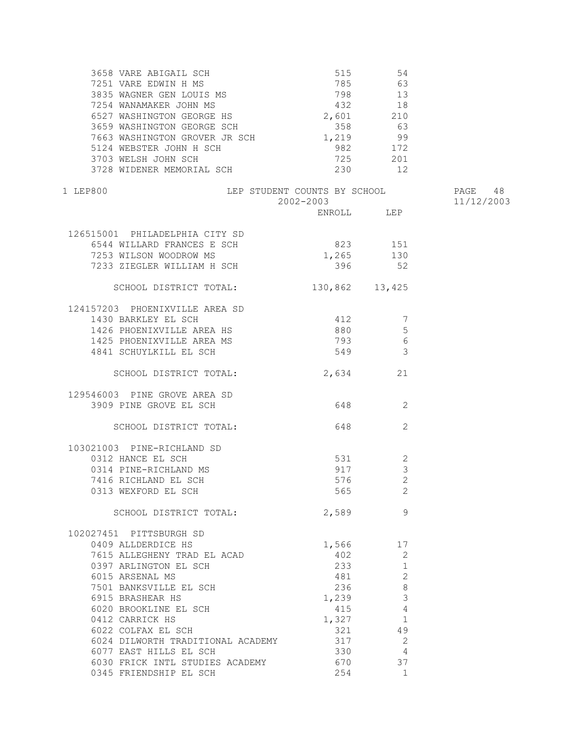| | ENROLL | LEP |
|---|---|---|
| 3658 VARE ABIGAIL SCH | 515 | 54 |
| 7251 VARE EDWIN H MS | 785 | 63 |
| 3835 WAGNER GEN LOUIS MS | 798 | 13 |
| 7254 WANAMAKER JOHN MS | 432 | 18 |
| 6527 WASHINGTON GEORGE HS | 2,601 | 210 |
| 3659 WASHINGTON GEORGE SCH | 358 | 63 |
| 7663 WASHINGTON GROVER JR SCH | 1,219 | 99 |
| 5124 WEBSTER JOHN H SCH | 982 | 172 |
| 3703 WELSH JOHN SCH | 725 | 201 |
| 3728 WIDENER MEMORIAL SCH | 230 | 12 |

1 LEP800

LEP STUDENT COUNTS BY SCHOOL

2002-2003

11/12/2003

| | ENROLL | LEP |
|---|---|---|
| **126515001 PHILADELPHIA CITY SD** | | |
| 6544 WILLARD FRANCES E SCH | 823 | 151 |
| 7253 WILSON WOODROW MS | 1,265 | 130 |
| 7233 ZIEGLER WILLIAM H SCH | 396 | 52 |
| SCHOOL DISTRICT TOTAL: | 130,862 | 13,425 |
| **124157203 PHOENIXVILLE AREA SD** | | |
| 1430 BARKLEY EL SCH | 412 | 7 |
| 1426 PHOENIXVILLE AREA HS | 880 | 5 |
| 1425 PHOENIXVILLE AREA MS | 793 | 6 |
| 4841 SCHUYLKILL EL SCH | 549 | 3 |
| SCHOOL DISTRICT TOTAL: | 2,634 | 21 |
| **129546003 PINE GROVE AREA SD** | | |
| 3909 PINE GROVE EL SCH | 648 | 2 |
| SCHOOL DISTRICT TOTAL: | 648 | 2 |
| **103021003 PINE-RICHLAND SD** | | |
| 0312 HANCE EL SCH | 531 | 2 |
| 0314 PINE-RICHLAND MS | 917 | 3 |
| 7416 RICHLAND EL SCH | 576 | 2 |
| 0313 WEXFORD EL SCH | 565 | 2 |
| SCHOOL DISTRICT TOTAL: | 2,589 | 9 |
| **102027451 PITTSBURGH SD** | | |
| 0409 ALLDERDICE HS | 1,566 | 17 |
| 7615 ALLEGHENY TRAD EL ACAD | 402 | 2 |
| 0397 ARLINGTON EL SCH | 233 | 1 |
| 6015 ARSENAL MS | 481 | 2 |
| 7501 BANKSVILLE EL SCH | 236 | 8 |
| 6915 BRASHEAR HS | 1,239 | 3 |
| 6020 BROOKLINE EL SCH | 415 | 4 |
| 0412 CARRICK HS | 1,327 | 1 |
| 6022 COLFAX EL SCH | 321 | 49 |
| 6024 DILWORTH TRADITIONAL ACADEMY | 317 | 2 |
| 6077 EAST HILLS EL SCH | 330 | 4 |
| 6030 FRICK INTL STUDIES ACADEMY | 670 | 37 |
| 0345 FRIENDSHIP EL SCH | 254 | 1 |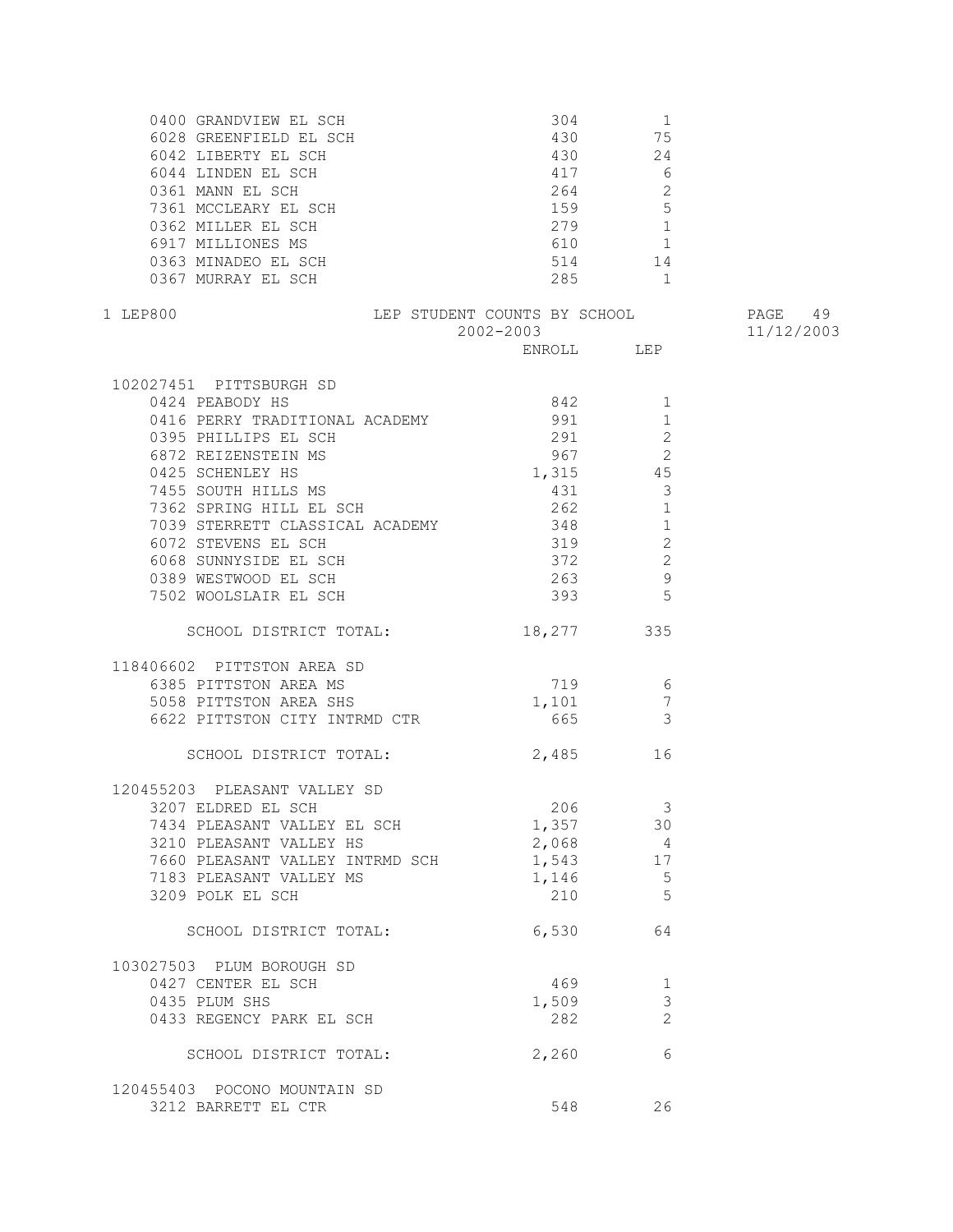| School | ENROLL | LEP |
|---|---|---|
| 0400 GRANDVIEW EL SCH | 304 | 1 |
| 6028 GREENFIELD EL SCH | 430 | 75 |
| 6042 LIBERTY EL SCH | 430 | 24 |
| 6044 LINDEN EL SCH | 417 | 6 |
| 0361 MANN EL SCH | 264 | 2 |
| 7361 MCCLEARY EL SCH | 159 | 5 |
| 0362 MILLER EL SCH | 279 | 1 |
| 6917 MILLIONES MS | 610 | 1 |
| 0363 MINADEO EL SCH | 514 | 14 |
| 0367 MURRAY EL SCH | 285 | 1 |

1 LEP800 — LEP STUDENT COUNTS BY SCHOOL — 2002-2003 — 11/12/2003

| School | ENROLL | LEP |
|---|---|---|
| **102027451 PITTSBURGH SD** | | |
| 0424 PEABODY HS | 842 | 1 |
| 0416 PERRY TRADITIONAL ACADEMY | 991 | 1 |
| 0395 PHILLIPS EL SCH | 291 | 2 |
| 6872 REIZENSTEIN MS | 967 | 2 |
| 0425 SCHENLEY HS | 1,315 | 45 |
| 7455 SOUTH HILLS MS | 431 | 3 |
| 7362 SPRING HILL EL SCH | 262 | 1 |
| 7039 STERRETT CLASSICAL ACADEMY | 348 | 1 |
| 6072 STEVENS EL SCH | 319 | 2 |
| 6068 SUNNYSIDE EL SCH | 372 | 2 |
| 0389 WESTWOOD EL SCH | 263 | 9 |
| 7502 WOOLSLAIR EL SCH | 393 | 5 |
| SCHOOL DISTRICT TOTAL: | 18,277 | 335 |
| **118406602 PITTSTON AREA SD** | | |
| 6385 PITTSTON AREA MS | 719 | 6 |
| 5058 PITTSTON AREA SHS | 1,101 | 7 |
| 6622 PITTSTON CITY INTRMD CTR | 665 | 3 |
| SCHOOL DISTRICT TOTAL: | 2,485 | 16 |
| **120455203 PLEASANT VALLEY SD** | | |
| 3207 ELDRED EL SCH | 206 | 3 |
| 7434 PLEASANT VALLEY EL SCH | 1,357 | 30 |
| 3210 PLEASANT VALLEY HS | 2,068 | 4 |
| 7660 PLEASANT VALLEY INTRMD SCH | 1,543 | 17 |
| 7183 PLEASANT VALLEY MS | 1,146 | 5 |
| 3209 POLK EL SCH | 210 | 5 |
| SCHOOL DISTRICT TOTAL: | 6,530 | 64 |
| **103027503 PLUM BOROUGH SD** | | |
| 0427 CENTER EL SCH | 469 | 1 |
| 0435 PLUM SHS | 1,509 | 3 |
| 0433 REGENCY PARK EL SCH | 282 | 2 |
| SCHOOL DISTRICT TOTAL: | 2,260 | 6 |
| **120455403 POCONO MOUNTAIN SD** | | |
| 3212 BARRETT EL CTR | 548 | 26 |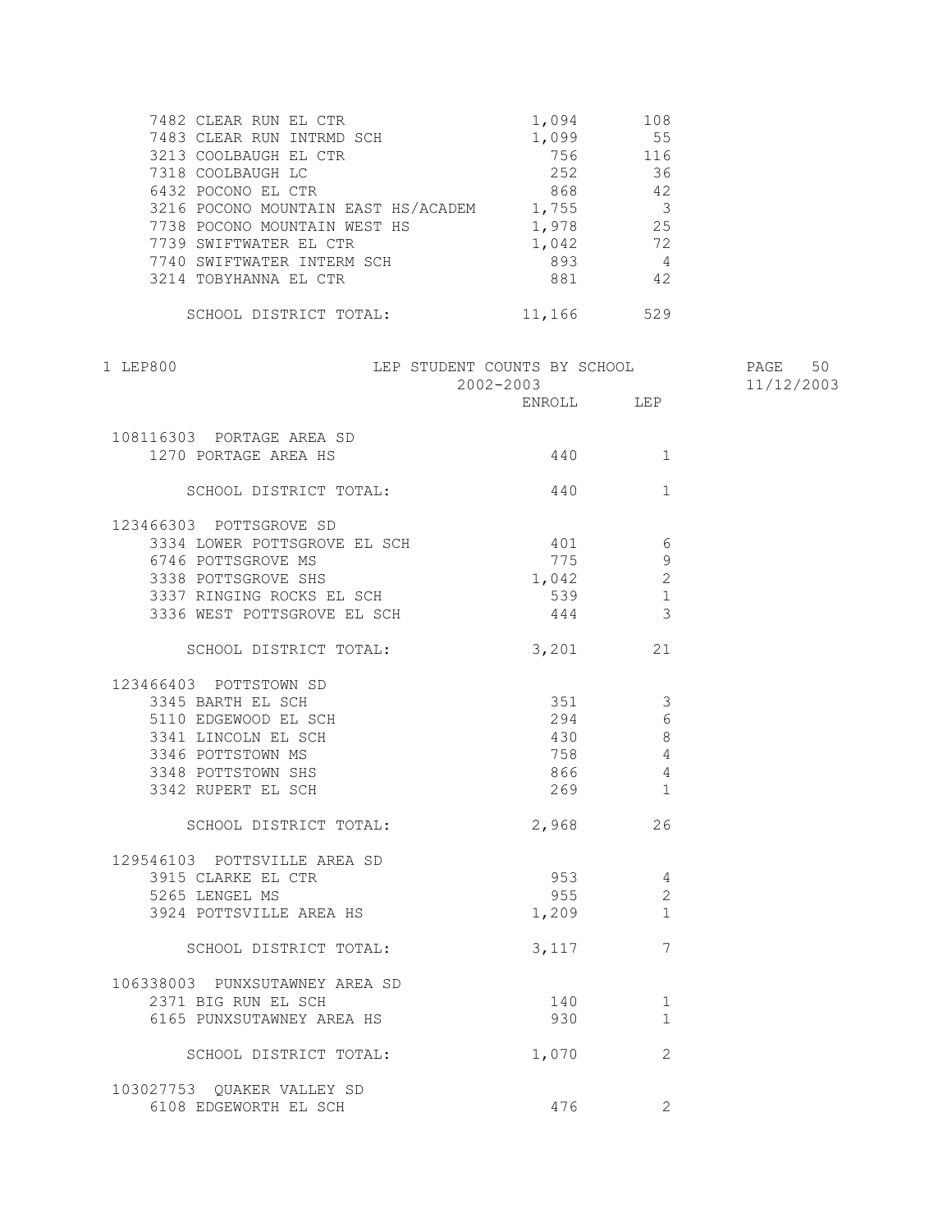| | ENROLL | LEP |
|---|---|---|
| 7482 CLEAR RUN EL CTR | 1,094 | 108 |
| 7483 CLEAR RUN INTRMD SCH | 1,099 | 55 |
| 3213 COOLBAUGH EL CTR | 756 | 116 |
| 7318 COOLBAUGH LC | 252 | 36 |
| 6432 POCONO EL CTR | 868 | 42 |
| 3216 POCONO MOUNTAIN EAST HS/ACADEM | 1,755 | 3 |
| 7738 POCONO MOUNTAIN WEST HS | 1,978 | 25 |
| 7739 SWIFTWATER EL CTR | 1,042 | 72 |
| 7740 SWIFTWATER INTERM SCH | 893 | 4 |
| 3214 TOBYHANNA EL CTR | 881 | 42 |
| SCHOOL DISTRICT TOTAL: | 11,166 | 529 |

1 LEP800 LEP STUDENT COUNTS BY SCHOOL 2002-2003

| | ENROLL | LEP |
|---|---|---|
| **108116303 PORTAGE AREA SD** | | |
| 1270 PORTAGE AREA HS | 440 | 1 |
| SCHOOL DISTRICT TOTAL: | 440 | 1 |
| **123466303 POTTSGROVE SD** | | |
| 3334 LOWER POTTSGROVE EL SCH | 401 | 6 |
| 6746 POTTSGROVE MS | 775 | 9 |
| 3338 POTTSGROVE SHS | 1,042 | 2 |
| 3337 RINGING ROCKS EL SCH | 539 | 1 |
| 3336 WEST POTTSGROVE EL SCH | 444 | 3 |
| SCHOOL DISTRICT TOTAL: | 3,201 | 21 |
| **123466403 POTTSTOWN SD** | | |
| 3345 BARTH EL SCH | 351 | 3 |
| 5110 EDGEWOOD EL SCH | 294 | 6 |
| 3341 LINCOLN EL SCH | 430 | 8 |
| 3346 POTTSTOWN MS | 758 | 4 |
| 3348 POTTSTOWN SHS | 866 | 4 |
| 3342 RUPERT EL SCH | 269 | 1 |
| SCHOOL DISTRICT TOTAL: | 2,968 | 26 |
| **129546103 POTTSVILLE AREA SD** | | |
| 3915 CLARKE EL CTR | 953 | 4 |
| 5265 LENGEL MS | 955 | 2 |
| 3924 POTTSVILLE AREA HS | 1,209 | 1 |
| SCHOOL DISTRICT TOTAL: | 3,117 | 7 |
| **106338003 PUNXSUTAWNEY AREA SD** | | |
| 2371 BIG RUN EL SCH | 140 | 1 |
| 6165 PUNXSUTAWNEY AREA HS | 930 | 1 |
| SCHOOL DISTRICT TOTAL: | 1,070 | 2 |
| **103027753 QUAKER VALLEY SD** | | |
| 6108 EDGEWORTH EL SCH | 476 | 2 |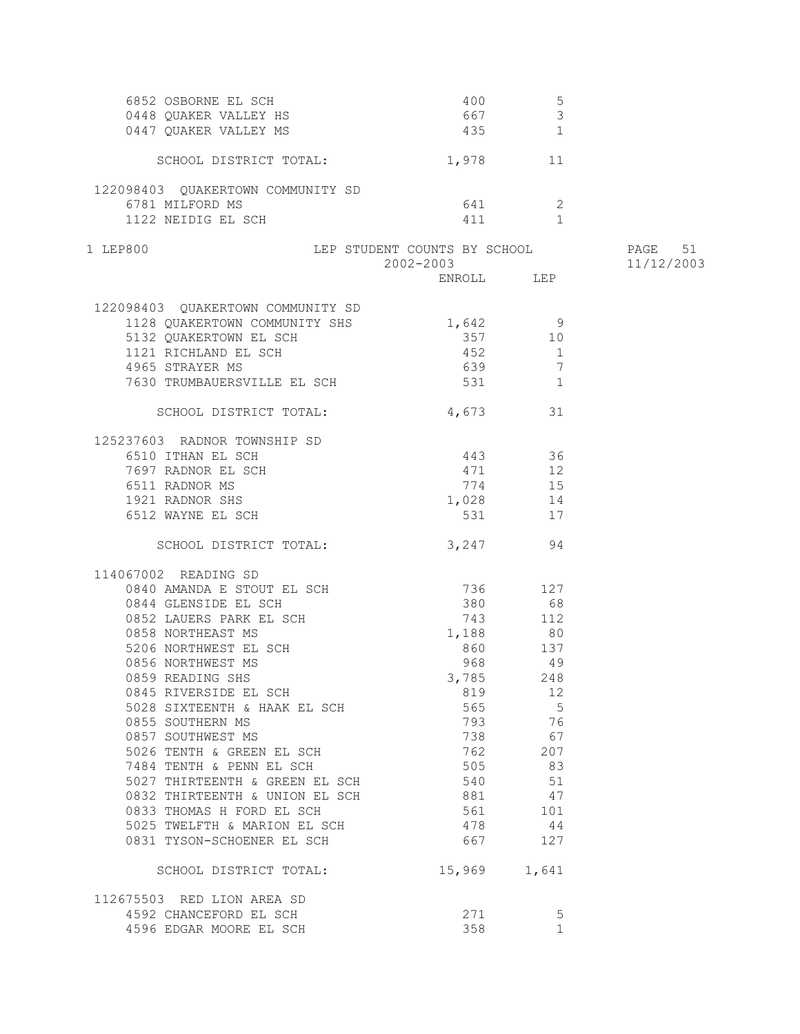| | ENROLL | LEP |
|---|---|---|
| 6852 OSBORNE EL SCH | 400 | 5 |
| 0448 QUAKER VALLEY HS | 667 | 3 |
| 0447 QUAKER VALLEY MS | 435 | 1 |
| SCHOOL DISTRICT TOTAL: | 1,978 | 11 |
| **122098403 QUAKERTOWN COMMUNITY SD** | | |
| 6781 MILFORD MS | 641 | 2 |
| 1122 NEIDIG EL SCH | 411 | 1 |

1 LEP800 LEP STUDENT COUNTS BY SCHOOL 2002-2003

| | ENROLL | LEP |
|---|---|---|
| **122098403 QUAKERTOWN COMMUNITY SD** | | |
| 1128 QUAKERTOWN COMMUNITY SHS | 1,642 | 9 |
| 5132 QUAKERTOWN EL SCH | 357 | 10 |
| 1121 RICHLAND EL SCH | 452 | 1 |
| 4965 STRAYER MS | 639 | 7 |
| 7630 TRUMBAUERSVILLE EL SCH | 531 | 1 |
| SCHOOL DISTRICT TOTAL: | 4,673 | 31 |
| **125237603 RADNOR TOWNSHIP SD** | | |
| 6510 ITHAN EL SCH | 443 | 36 |
| 7697 RADNOR EL SCH | 471 | 12 |
| 6511 RADNOR MS | 774 | 15 |
| 1921 RADNOR SHS | 1,028 | 14 |
| 6512 WAYNE EL SCH | 531 | 17 |
| SCHOOL DISTRICT TOTAL: | 3,247 | 94 |
| **114067002 READING SD** | | |
| 0840 AMANDA E STOUT EL SCH | 736 | 127 |
| 0844 GLENSIDE EL SCH | 380 | 68 |
| 0852 LAUERS PARK EL SCH | 743 | 112 |
| 0858 NORTHEAST MS | 1,188 | 80 |
| 5206 NORTHWEST EL SCH | 860 | 137 |
| 0856 NORTHWEST MS | 968 | 49 |
| 0859 READING SHS | 3,785 | 248 |
| 0845 RIVERSIDE EL SCH | 819 | 12 |
| 5028 SIXTEENTH & HAAK EL SCH | 565 | 5 |
| 0855 SOUTHERN MS | 793 | 76 |
| 0857 SOUTHWEST MS | 738 | 67 |
| 5026 TENTH & GREEN EL SCH | 762 | 207 |
| 7484 TENTH & PENN EL SCH | 505 | 83 |
| 5027 THIRTEENTH & GREEN EL SCH | 540 | 51 |
| 0832 THIRTEENTH & UNION EL SCH | 881 | 47 |
| 0833 THOMAS H FORD EL SCH | 561 | 101 |
| 5025 TWELFTH & MARION EL SCH | 478 | 44 |
| 0831 TYSON-SCHOENER EL SCH | 667 | 127 |
| SCHOOL DISTRICT TOTAL: | 15,969 | 1,641 |
| **112675503 RED LION AREA SD** | | |
| 4592 CHANCEFORD EL SCH | 271 | 5 |
| 4596 EDGAR MOORE EL SCH | 358 | 1 |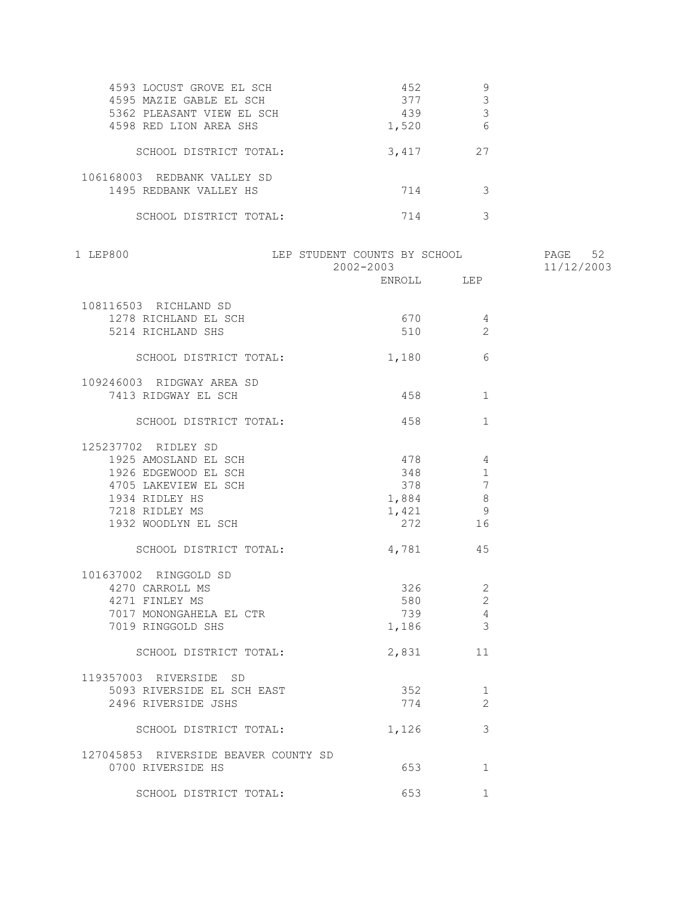| | ENROLL | LEP |
|---|---|---|
| 4593 LOCUST GROVE EL SCH | 452 | 9 |
| 4595 MAZIE GABLE EL SCH | 377 | 3 |
| 5362 PLEASANT VIEW EL SCH | 439 | 3 |
| 4598 RED LION AREA SHS | 1,520 | 6 |
| SCHOOL DISTRICT TOTAL: | 3,417 | 27 |
| **106168003 REDBANK VALLEY SD** | | |
| 1495 REDBANK VALLEY HS | 714 | 3 |
| SCHOOL DISTRICT TOTAL: | 714 | 3 |

1 LEP800 LEP STUDENT COUNTS BY SCHOOL 2002-2003

| | ENROLL | LEP |
|---|---|---|
| **108116503 RICHLAND SD** | | |
| 1278 RICHLAND EL SCH | 670 | 4 |
| 5214 RICHLAND SHS | 510 | 2 |
| SCHOOL DISTRICT TOTAL: | 1,180 | 6 |
| **109246003 RIDGWAY AREA SD** | | |
| 7413 RIDGWAY EL SCH | 458 | 1 |
| SCHOOL DISTRICT TOTAL: | 458 | 1 |
| **125237702 RIDLEY SD** | | |
| 1925 AMOSLAND EL SCH | 478 | 4 |
| 1926 EDGEWOOD EL SCH | 348 | 1 |
| 4705 LAKEVIEW EL SCH | 378 | 7 |
| 1934 RIDLEY HS | 1,884 | 8 |
| 7218 RIDLEY MS | 1,421 | 9 |
| 1932 WOODLYN EL SCH | 272 | 16 |
| SCHOOL DISTRICT TOTAL: | 4,781 | 45 |
| **101637002 RINGGOLD SD** | | |
| 4270 CARROLL MS | 326 | 2 |
| 4271 FINLEY MS | 580 | 2 |
| 7017 MONONGAHELA EL CTR | 739 | 4 |
| 7019 RINGGOLD SHS | 1,186 | 3 |
| SCHOOL DISTRICT TOTAL: | 2,831 | 11 |
| **119357003 RIVERSIDE SD** | | |
| 5093 RIVERSIDE EL SCH EAST | 352 | 1 |
| 2496 RIVERSIDE JSHS | 774 | 2 |
| SCHOOL DISTRICT TOTAL: | 1,126 | 3 |
| **127045853 RIVERSIDE BEAVER COUNTY SD** | | |
| 0700 RIVERSIDE HS | 653 | 1 |
| SCHOOL DISTRICT TOTAL: | 653 | 1 |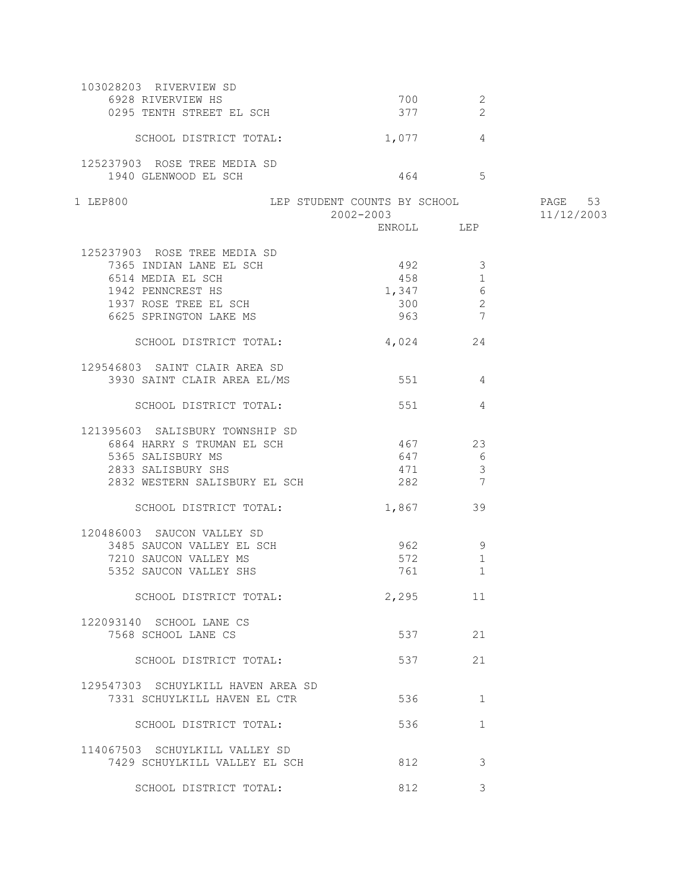| | ENROLL | LEP |
|---|---|---|
| **103028203 RIVERVIEW SD** | | |
| 6928 RIVERVIEW HS | 700 | 2 |
| 0295 TENTH STREET EL SCH | 377 | 2 |
| SCHOOL DISTRICT TOTAL: | 1,077 | 4 |
| **125237903 ROSE TREE MEDIA SD** | | |
| 1940 GLENWOOD EL SCH | 464 | 5 |
| 7365 INDIAN LANE EL SCH | 492 | 3 |
| 6514 MEDIA EL SCH | 458 | 1 |
| 1942 PENNCREST HS | 1,347 | 6 |
| 1937 ROSE TREE EL SCH | 300 | 2 |
| 6625 SPRINGTON LAKE MS | 963 | 7 |
| SCHOOL DISTRICT TOTAL: | 4,024 | 24 |
| **129546803 SAINT CLAIR AREA SD** | | |
| 3930 SAINT CLAIR AREA EL/MS | 551 | 4 |
| SCHOOL DISTRICT TOTAL: | 551 | 4 |
| **121395603 SALISBURY TOWNSHIP SD** | | |
| 6864 HARRY S TRUMAN EL SCH | 467 | 23 |
| 5365 SALISBURY MS | 647 | 6 |
| 2833 SALISBURY SHS | 471 | 3 |
| 2832 WESTERN SALISBURY EL SCH | 282 | 7 |
| SCHOOL DISTRICT TOTAL: | 1,867 | 39 |
| **120486003 SAUCON VALLEY SD** | | |
| 3485 SAUCON VALLEY EL SCH | 962 | 9 |
| 7210 SAUCON VALLEY MS | 572 | 1 |
| 5352 SAUCON VALLEY SHS | 761 | 1 |
| SCHOOL DISTRICT TOTAL: | 2,295 | 11 |
| **122093140 SCHOOL LANE CS** | | |
| 7568 SCHOOL LANE CS | 537 | 21 |
| SCHOOL DISTRICT TOTAL: | 537 | 21 |
| **129547303 SCHUYLKILL HAVEN AREA SD** | | |
| 7331 SCHUYLKILL HAVEN EL CTR | 536 | 1 |
| SCHOOL DISTRICT TOTAL: | 536 | 1 |
| **114067503 SCHUYLKILL VALLEY SD** | | |
| 7429 SCHUYLKILL VALLEY EL SCH | 812 | 3 |
| SCHOOL DISTRICT TOTAL: | 812 | 3 |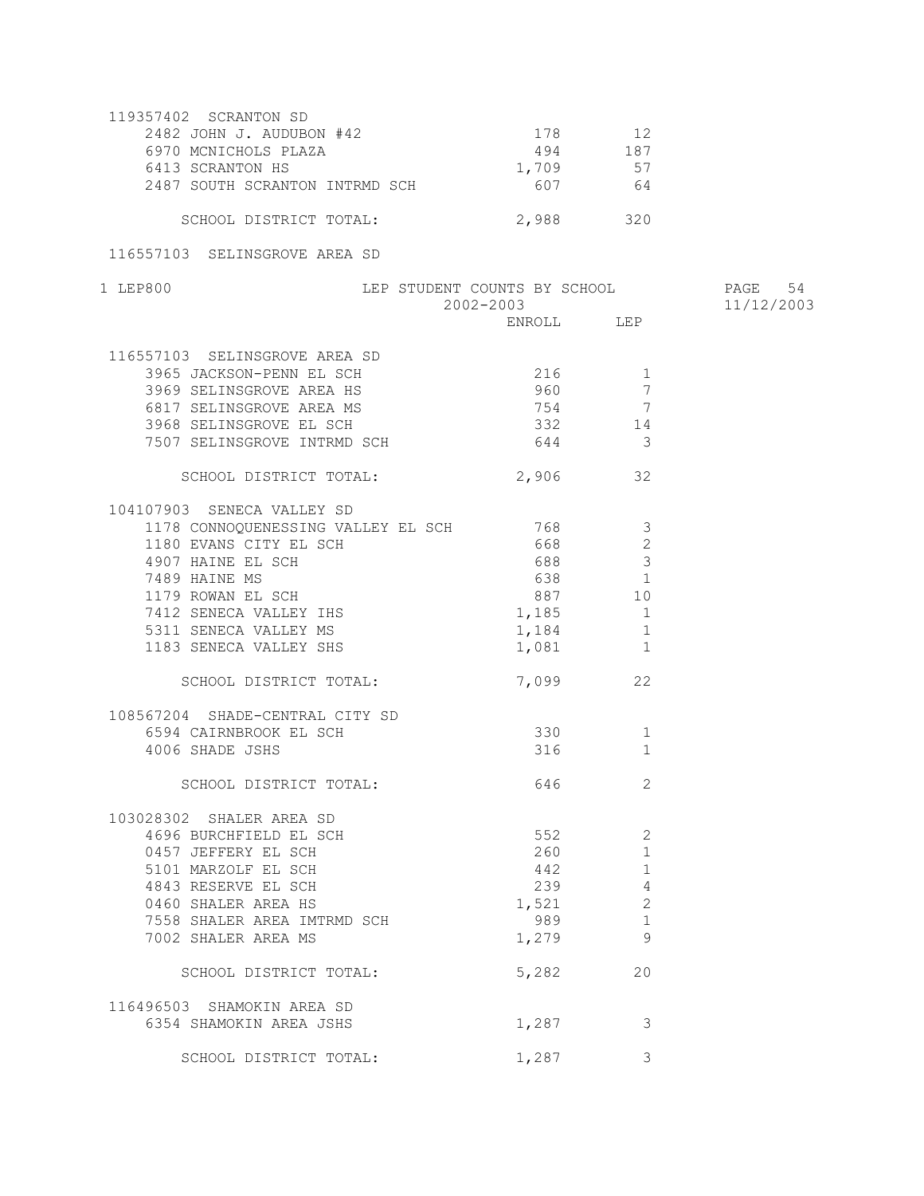119357402 SCRANTON SD

| School | ENROLL | LEP |
|---|---|---|
| 2482 JOHN J. AUDUBON #42 | 178 | 12 |
| 6970 MCNICHOLS PLAZA | 494 | 187 |
| 6413 SCRANTON HS | 1,709 | 57 |
| 2487 SOUTH SCRANTON INTRMD SCH | 607 | 64 |
| SCHOOL DISTRICT TOTAL: | 2,988 | 320 |

116557103 SELINSGROVE AREA SD

LEP800 — LEP STUDENT COUNTS BY SCHOOL — 2002-2003 — 11/12/2003

| | ENROLL | LEP |
|---|---|---|
| **116557103 SELINSGROVE AREA SD** | | |
| 3965 JACKSON-PENN EL SCH | 216 | 1 |
| 3969 SELINSGROVE AREA HS | 960 | 7 |
| 6817 SELINSGROVE AREA MS | 754 | 7 |
| 3968 SELINSGROVE EL SCH | 332 | 14 |
| 7507 SELINSGROVE INTRMD SCH | 644 | 3 |
| SCHOOL DISTRICT TOTAL: | 2,906 | 32 |
| **104107903 SENECA VALLEY SD** | | |
| 1178 CONNOQUENESSING VALLEY EL SCH | 768 | 3 |
| 1180 EVANS CITY EL SCH | 668 | 2 |
| 4907 HAINE EL SCH | 688 | 3 |
| 7489 HAINE MS | 638 | 1 |
| 1179 ROWAN EL SCH | 887 | 10 |
| 7412 SENECA VALLEY IHS | 1,185 | 1 |
| 5311 SENECA VALLEY MS | 1,184 | 1 |
| 1183 SENECA VALLEY SHS | 1,081 | 1 |
| SCHOOL DISTRICT TOTAL: | 7,099 | 22 |
| **108567204 SHADE-CENTRAL CITY SD** | | |
| 6594 CAIRNBROOK EL SCH | 330 | 1 |
| 4006 SHADE JSHS | 316 | 1 |
| SCHOOL DISTRICT TOTAL: | 646 | 2 |
| **103028302 SHALER AREA SD** | | |
| 4696 BURCHFIELD EL SCH | 552 | 2 |
| 0457 JEFFERY EL SCH | 260 | 1 |
| 5101 MARZOLF EL SCH | 442 | 1 |
| 4843 RESERVE EL SCH | 239 | 4 |
| 0460 SHALER AREA HS | 1,521 | 2 |
| 7558 SHALER AREA IMTRMD SCH | 989 | 1 |
| 7002 SHALER AREA MS | 1,279 | 9 |
| SCHOOL DISTRICT TOTAL: | 5,282 | 20 |
| **116496503 SHAMOKIN AREA SD** | | |
| 6354 SHAMOKIN AREA JSHS | 1,287 | 3 |
| SCHOOL DISTRICT TOTAL: | 1,287 | 3 |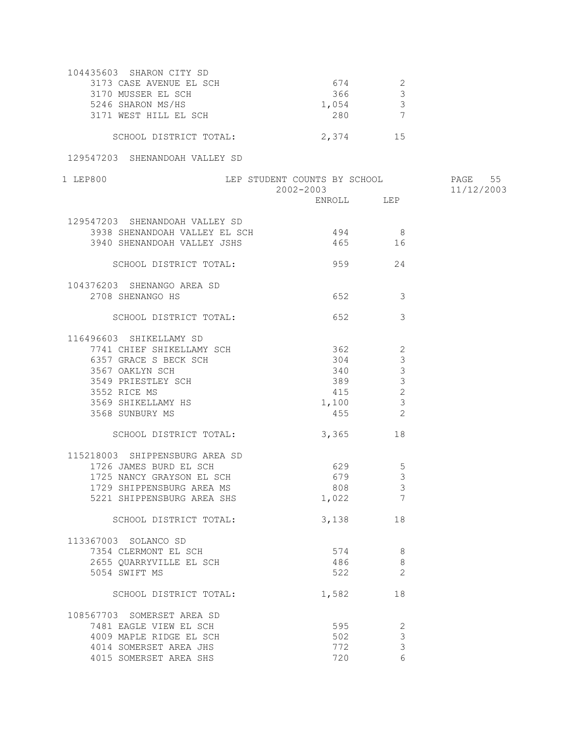| | ENROLL | LEP |
|---|---|---|
| **104435603 SHARON CITY SD** | | |
| 3173 CASE AVENUE EL SCH | 674 | 2 |
| 3170 MUSSER EL SCH | 366 | 3 |
| 5246 SHARON MS/HS | 1,054 | 3 |
| 3171 WEST HILL EL SCH | 280 | 7 |
| SCHOOL DISTRICT TOTAL: | 2,374 | 15 |
| **129547203 SHENANDOAH VALLEY SD** | | |
| 3938 SHENANDOAH VALLEY EL SCH | 494 | 8 |
| 3940 SHENANDOAH VALLEY JSHS | 465 | 16 |
| SCHOOL DISTRICT TOTAL: | 959 | 24 |
| **104376203 SHENANGO AREA SD** | | |
| 2708 SHENANGO HS | 652 | 3 |
| SCHOOL DISTRICT TOTAL: | 652 | 3 |
| **116496603 SHIKELLAMY SD** | | |
| 7741 CHIEF SHIKELLAMY SCH | 362 | 2 |
| 6357 GRACE S BECK SCH | 304 | 3 |
| 3567 OAKLYN SCH | 340 | 3 |
| 3549 PRIESTLEY SCH | 389 | 3 |
| 3552 RICE MS | 415 | 2 |
| 3569 SHIKELLAMY HS | 1,100 | 3 |
| 3568 SUNBURY MS | 455 | 2 |
| SCHOOL DISTRICT TOTAL: | 3,365 | 18 |
| **115218003 SHIPPENSBURG AREA SD** | | |
| 1726 JAMES BURD EL SCH | 629 | 5 |
| 1725 NANCY GRAYSON EL SCH | 679 | 3 |
| 1729 SHIPPENSBURG AREA MS | 808 | 3 |
| 5221 SHIPPENSBURG AREA SHS | 1,022 | 7 |
| SCHOOL DISTRICT TOTAL: | 3,138 | 18 |
| **113367003 SOLANCO SD** | | |
| 7354 CLERMONT EL SCH | 574 | 8 |
| 2655 QUARRYVILLE EL SCH | 486 | 8 |
| 5054 SWIFT MS | 522 | 2 |
| SCHOOL DISTRICT TOTAL: | 1,582 | 18 |
| **108567703 SOMERSET AREA SD** | | |
| 7481 EAGLE VIEW EL SCH | 595 | 2 |
| 4009 MAPLE RIDGE EL SCH | 502 | 3 |
| 4014 SOMERSET AREA JHS | 772 | 3 |
| 4015 SOMERSET AREA SHS | 720 | 6 |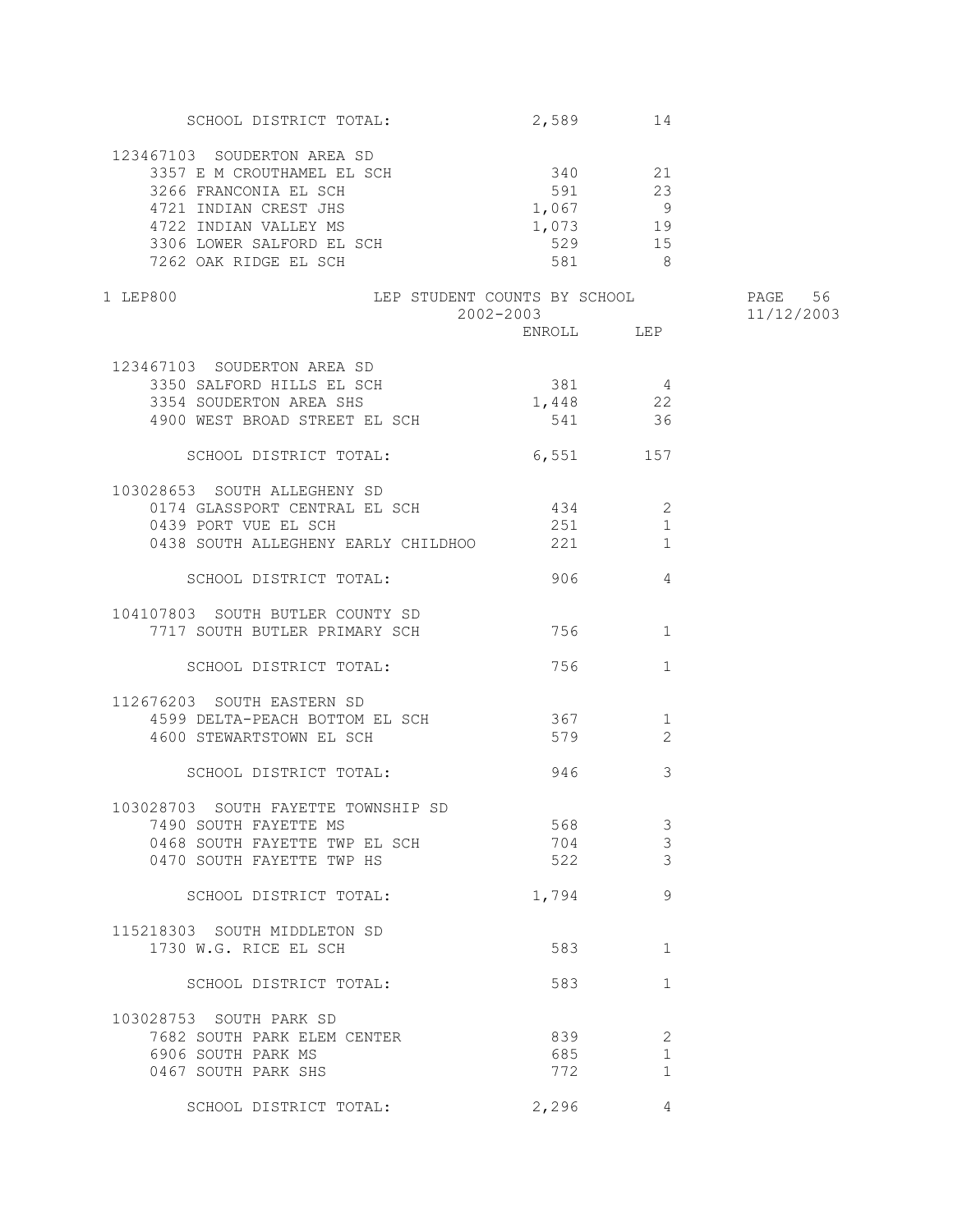| | ENROLL | LEP |
|---|---|---|
| SCHOOL DISTRICT TOTAL: | 2,589 | 14 |
| **123467103 SOUDERTON AREA SD** | | |
| 3357 E M CROUTHAMEL EL SCH | 340 | 21 |
| 3266 FRANCONIA EL SCH | 591 | 23 |
| 4721 INDIAN CREST JHS | 1,067 | 9 |
| 4722 INDIAN VALLEY MS | 1,073 | 19 |
| 3306 LOWER SALFORD EL SCH | 529 | 15 |
| 7262 OAK RIDGE EL SCH | 581 | 8 |

1 LEP800 — LEP STUDENT COUNTS BY SCHOOL — 2002-2003 — 11/12/2003

| | ENROLL | LEP |
|---|---|---|
| **123467103 SOUDERTON AREA SD** | | |
| 3350 SALFORD HILLS EL SCH | 381 | 4 |
| 3354 SOUDERTON AREA SHS | 1,448 | 22 |
| 4900 WEST BROAD STREET EL SCH | 541 | 36 |
| SCHOOL DISTRICT TOTAL: | 6,551 | 157 |
| **103028653 SOUTH ALLEGHENY SD** | | |
| 0174 GLASSPORT CENTRAL EL SCH | 434 | 2 |
| 0439 PORT VUE EL SCH | 251 | 1 |
| 0438 SOUTH ALLEGHENY EARLY CHILDHOO | 221 | 1 |
| SCHOOL DISTRICT TOTAL: | 906 | 4 |
| **104107803 SOUTH BUTLER COUNTY SD** | | |
| 7717 SOUTH BUTLER PRIMARY SCH | 756 | 1 |
| SCHOOL DISTRICT TOTAL: | 756 | 1 |
| **112676203 SOUTH EASTERN SD** | | |
| 4599 DELTA-PEACH BOTTOM EL SCH | 367 | 1 |
| 4600 STEWARTSTOWN EL SCH | 579 | 2 |
| SCHOOL DISTRICT TOTAL: | 946 | 3 |
| **103028703 SOUTH FAYETTE TOWNSHIP SD** | | |
| 7490 SOUTH FAYETTE MS | 568 | 3 |
| 0468 SOUTH FAYETTE TWP EL SCH | 704 | 3 |
| 0470 SOUTH FAYETTE TWP HS | 522 | 3 |
| SCHOOL DISTRICT TOTAL: | 1,794 | 9 |
| **115218303 SOUTH MIDDLETON SD** | | |
| 1730 W.G. RICE EL SCH | 583 | 1 |
| SCHOOL DISTRICT TOTAL: | 583 | 1 |
| **103028753 SOUTH PARK SD** | | |
| 7682 SOUTH PARK ELEM CENTER | 839 | 2 |
| 6906 SOUTH PARK MS | 685 | 1 |
| 0467 SOUTH PARK SHS | 772 | 1 |
| SCHOOL DISTRICT TOTAL: | 2,296 | 4 |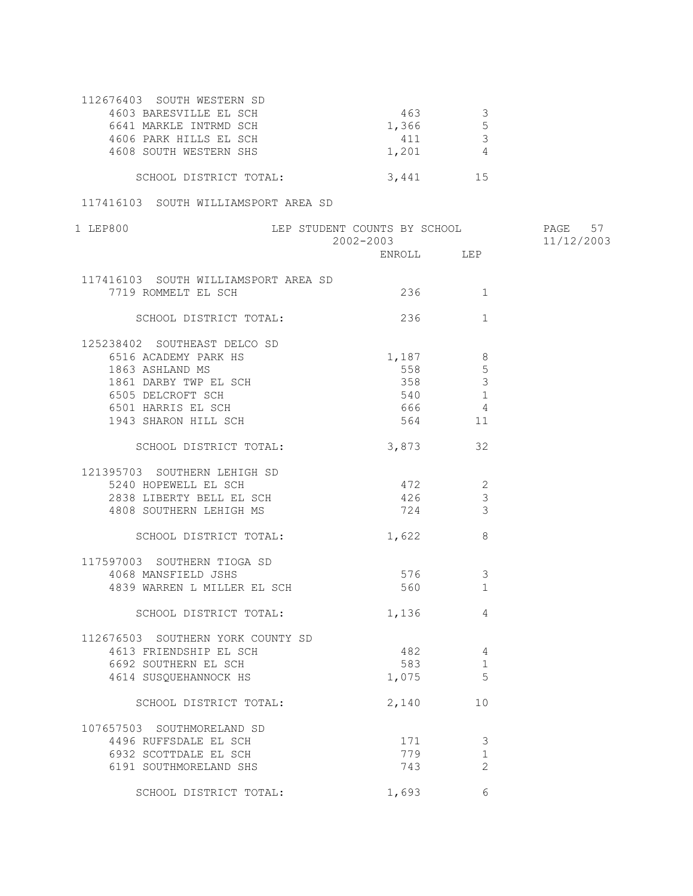| | ENROLL | LEP |
|---|---|---|
| **112676403 SOUTH WESTERN SD** | | |
| 4603 BARESVILLE EL SCH | 463 | 3 |
| 6641 MARKLE INTRMD SCH | 1,366 | 5 |
| 4606 PARK HILLS EL SCH | 411 | 3 |
| 4608 SOUTH WESTERN SHS | 1,201 | 4 |
| SCHOOL DISTRICT TOTAL: | 3,441 | 15 |
| **117416103 SOUTH WILLIAMSPORT AREA SD** | | |
| 7719 ROMMELT EL SCH | 236 | 1 |
| SCHOOL DISTRICT TOTAL: | 236 | 1 |
| **125238402 SOUTHEAST DELCO SD** | | |
| 6516 ACADEMY PARK HS | 1,187 | 8 |
| 1863 ASHLAND MS | 558 | 5 |
| 1861 DARBY TWP EL SCH | 358 | 3 |
| 6505 DELCROFT SCH | 540 | 1 |
| 6501 HARRIS EL SCH | 666 | 4 |
| 1943 SHARON HILL SCH | 564 | 11 |
| SCHOOL DISTRICT TOTAL: | 3,873 | 32 |
| **121395703 SOUTHERN LEHIGH SD** | | |
| 5240 HOPEWELL EL SCH | 472 | 2 |
| 2838 LIBERTY BELL EL SCH | 426 | 3 |
| 4808 SOUTHERN LEHIGH MS | 724 | 3 |
| SCHOOL DISTRICT TOTAL: | 1,622 | 8 |
| **117597003 SOUTHERN TIOGA SD** | | |
| 4068 MANSFIELD JSHS | 576 | 3 |
| 4839 WARREN L MILLER EL SCH | 560 | 1 |
| SCHOOL DISTRICT TOTAL: | 1,136 | 4 |
| **112676503 SOUTHERN YORK COUNTY SD** | | |
| 4613 FRIENDSHIP EL SCH | 482 | 4 |
| 6692 SOUTHERN EL SCH | 583 | 1 |
| 4614 SUSQUEHANNOCK HS | 1,075 | 5 |
| SCHOOL DISTRICT TOTAL: | 2,140 | 10 |
| **107657503 SOUTHMORELAND SD** | | |
| 4496 RUFFSDALE EL SCH | 171 | 3 |
| 6932 SCOTTDALE EL SCH | 779 | 1 |
| 6191 SOUTHMORELAND SHS | 743 | 2 |
| SCHOOL DISTRICT TOTAL: | 1,693 | 6 |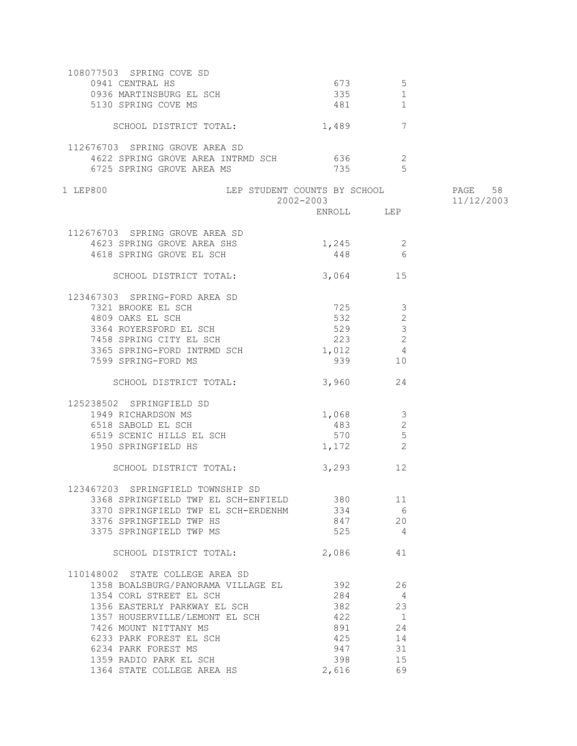| | ENROLL | LEP |
|---|---|---|
| **108077503 SPRING COVE SD** | | |
| 0941 CENTRAL HS | 673 | 5 |
| 0936 MARTINSBURG EL SCH | 335 | 1 |
| 5130 SPRING COVE MS | 481 | 1 |
| SCHOOL DISTRICT TOTAL: | 1,489 | 7 |
| **112676703 SPRING GROVE AREA SD** | | |
| 4622 SPRING GROVE AREA INTRMD SCH | 636 | 2 |
| 6725 SPRING GROVE AREA MS | 735 | 5 |

1 LEP800 LEP STUDENT COUNTS BY SCHOOL

2002-2003 11/12/2003

| | ENROLL | LEP |
|---|---|---|
| **112676703 SPRING GROVE AREA SD** | | |
| 4623 SPRING GROVE AREA SHS | 1,245 | 2 |
| 4618 SPRING GROVE EL SCH | 448 | 6 |
| SCHOOL DISTRICT TOTAL: | 3,064 | 15 |
| **123467303 SPRING-FORD AREA SD** | | |
| 7321 BROOKE EL SCH | 725 | 3 |
| 4809 OAKS EL SCH | 532 | 2 |
| 3364 ROYERSFORD EL SCH | 529 | 3 |
| 7458 SPRING CITY EL SCH | 223 | 2 |
| 3365 SPRING-FORD INTRMD SCH | 1,012 | 4 |
| 7599 SPRING-FORD MS | 939 | 10 |
| SCHOOL DISTRICT TOTAL: | 3,960 | 24 |
| **125238502 SPRINGFIELD SD** | | |
| 1949 RICHARDSON MS | 1,068 | 3 |
| 6518 SABOLD EL SCH | 483 | 2 |
| 6519 SCENIC HILLS EL SCH | 570 | 5 |
| 1950 SPRINGFIELD HS | 1,172 | 2 |
| SCHOOL DISTRICT TOTAL: | 3,293 | 12 |
| **123467203 SPRINGFIELD TOWNSHIP SD** | | |
| 3368 SPRINGFIELD TWP EL SCH-ENFIELD | 380 | 11 |
| 3370 SPRINGFIELD TWP EL SCH-ERDENHM | 334 | 6 |
| 3376 SPRINGFIELD TWP HS | 847 | 20 |
| 3375 SPRINGFIELD TWP MS | 525 | 4 |
| SCHOOL DISTRICT TOTAL: | 2,086 | 41 |
| **110148002 STATE COLLEGE AREA SD** | | |
| 1358 BOALSBURG/PANORAMA VILLAGE EL | 392 | 26 |
| 1354 CORL STREET EL SCH | 284 | 4 |
| 1356 EASTERLY PARKWAY EL SCH | 382 | 23 |
| 1357 HOUSERVILLE/LEMONT EL SCH | 422 | 1 |
| 7426 MOUNT NITTANY MS | 891 | 24 |
| 6233 PARK FOREST EL SCH | 425 | 14 |
| 6234 PARK FOREST MS | 947 | 31 |
| 1359 RADIO PARK EL SCH | 398 | 15 |
| 1364 STATE COLLEGE AREA HS | 2,616 | 69 |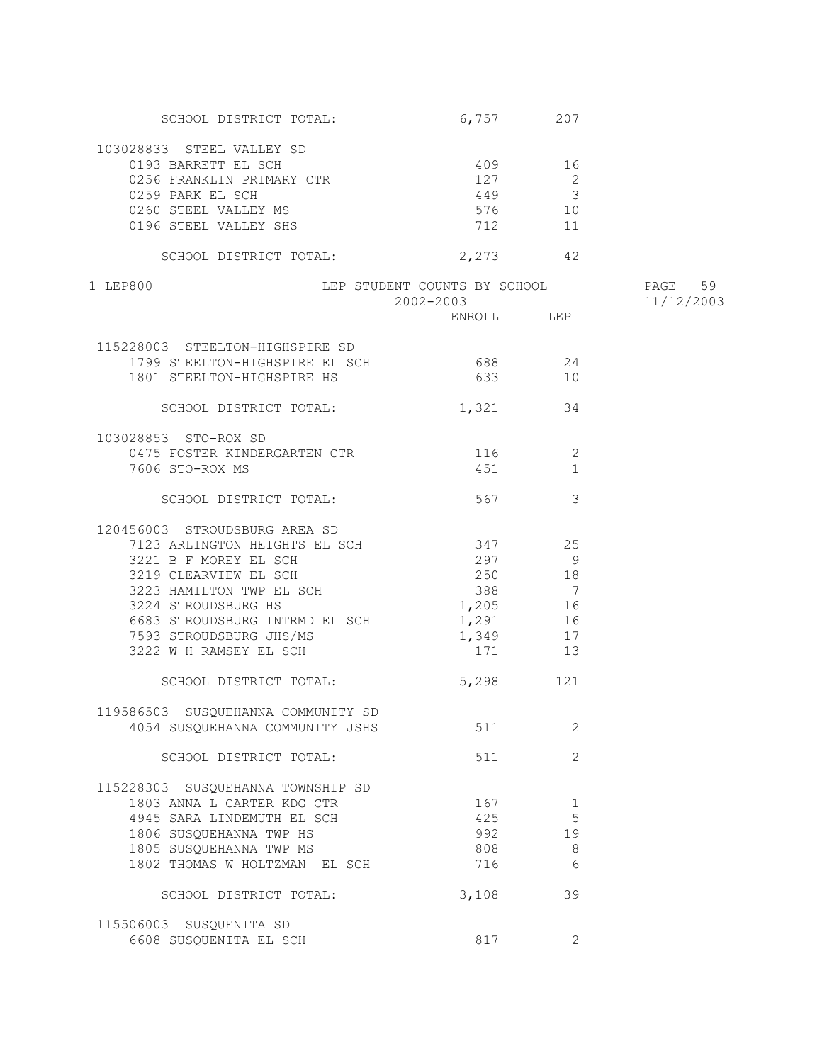| | ENROLL | LEP |
|---|---|---|
| SCHOOL DISTRICT TOTAL: | 6,757 | 207 |
| **103028833 STEEL VALLEY SD** | | |
| 0193 BARRETT EL SCH | 409 | 16 |
| 0256 FRANKLIN PRIMARY CTR | 127 | 2 |
| 0259 PARK EL SCH | 449 | 3 |
| 0260 STEEL VALLEY MS | 576 | 10 |
| 0196 STEEL VALLEY SHS | 712 | 11 |
| SCHOOL DISTRICT TOTAL: | 2,273 | 42 |

1 LEP800 — LEP STUDENT COUNTS BY SCHOOL — 2002-2003 — PAGE 59 — 11/12/2003

| | ENROLL | LEP |
|---|---|---|
| **115228003 STEELTON-HIGHSPIRE SD** | | |
| 1799 STEELTON-HIGHSPIRE EL SCH | 688 | 24 |
| 1801 STEELTON-HIGHSPIRE HS | 633 | 10 |
| SCHOOL DISTRICT TOTAL: | 1,321 | 34 |
| **103028853 STO-ROX SD** | | |
| 0475 FOSTER KINDERGARTEN CTR | 116 | 2 |
| 7606 STO-ROX MS | 451 | 1 |
| SCHOOL DISTRICT TOTAL: | 567 | 3 |
| **120456003 STROUDSBURG AREA SD** | | |
| 7123 ARLINGTON HEIGHTS EL SCH | 347 | 25 |
| 3221 B F MOREY EL SCH | 297 | 9 |
| 3219 CLEARVIEW EL SCH | 250 | 18 |
| 3223 HAMILTON TWP EL SCH | 388 | 7 |
| 3224 STROUDSBURG HS | 1,205 | 16 |
| 6683 STROUDSBURG INTRMD EL SCH | 1,291 | 16 |
| 7593 STROUDSBURG JHS/MS | 1,349 | 17 |
| 3222 W H RAMSEY EL SCH | 171 | 13 |
| SCHOOL DISTRICT TOTAL: | 5,298 | 121 |
| **119586503 SUSQUEHANNA COMMUNITY SD** | | |
| 4054 SUSQUEHANNA COMMUNITY JSHS | 511 | 2 |
| SCHOOL DISTRICT TOTAL: | 511 | 2 |
| **115228303 SUSQUEHANNA TOWNSHIP SD** | | |
| 1803 ANNA L CARTER KDG CTR | 167 | 1 |
| 4945 SARA LINDEMUTH EL SCH | 425 | 5 |
| 1806 SUSQUEHANNA TWP HS | 992 | 19 |
| 1805 SUSQUEHANNA TWP MS | 808 | 8 |
| 1802 THOMAS W HOLTZMAN EL SCH | 716 | 6 |
| SCHOOL DISTRICT TOTAL: | 3,108 | 39 |
| **115506003 SUSQUENITA SD** | | |
| 6608 SUSQUENITA EL SCH | 817 | 2 |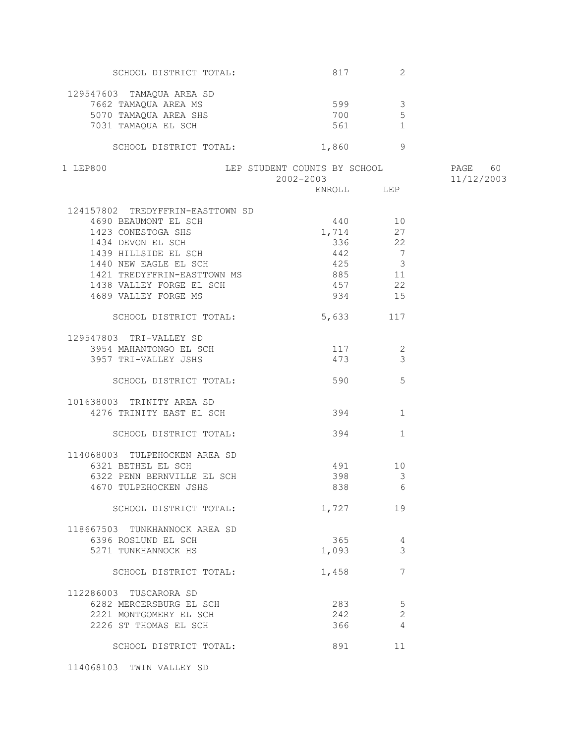| | ENROLL | LEP |
|---|---|---|
| SCHOOL DISTRICT TOTAL: | 817 | 2 |
| **129547603 TAMAQUA AREA SD** | | |
| 7662 TAMAQUA AREA MS | 599 | 3 |
| 5070 TAMAQUA AREA SHS | 700 | 5 |
| 7031 TAMAQUA EL SCH | 561 | 1 |
| SCHOOL DISTRICT TOTAL: | 1,860 | 9 |

1 LEP800 — LEP STUDENT COUNTS BY SCHOOL — 2002-2003 — 11/12/2003

| | ENROLL | LEP |
|---|---|---|
| **124157802 TREDYFFRIN-EASTTOWN SD** | | |
| 4690 BEAUMONT EL SCH | 440 | 10 |
| 1423 CONESTOGA SHS | 1,714 | 27 |
| 1434 DEVON EL SCH | 336 | 22 |
| 1439 HILLSIDE EL SCH | 442 | 7 |
| 1440 NEW EAGLE EL SCH | 425 | 3 |
| 1421 TREDYFFRIN-EASTTOWN MS | 885 | 11 |
| 1438 VALLEY FORGE EL SCH | 457 | 22 |
| 4689 VALLEY FORGE MS | 934 | 15 |
| SCHOOL DISTRICT TOTAL: | 5,633 | 117 |
| **129547803 TRI-VALLEY SD** | | |
| 3954 MAHANTONGO EL SCH | 117 | 2 |
| 3957 TRI-VALLEY JSHS | 473 | 3 |
| SCHOOL DISTRICT TOTAL: | 590 | 5 |
| **101638003 TRINITY AREA SD** | | |
| 4276 TRINITY EAST EL SCH | 394 | 1 |
| SCHOOL DISTRICT TOTAL: | 394 | 1 |
| **114068003 TULPEHOCKEN AREA SD** | | |
| 6321 BETHEL EL SCH | 491 | 10 |
| 6322 PENN BERNVILLE EL SCH | 398 | 3 |
| 4670 TULPEHOCKEN JSHS | 838 | 6 |
| SCHOOL DISTRICT TOTAL: | 1,727 | 19 |
| **118667503 TUNKHANNOCK AREA SD** | | |
| 6396 ROSLUND EL SCH | 365 | 4 |
| 5271 TUNKHANNOCK HS | 1,093 | 3 |
| SCHOOL DISTRICT TOTAL: | 1,458 | 7 |
| **112286003 TUSCARORA SD** | | |
| 6282 MERCERSBURG EL SCH | 283 | 5 |
| 2221 MONTGOMERY EL SCH | 242 | 2 |
| 2226 ST THOMAS EL SCH | 366 | 4 |
| SCHOOL DISTRICT TOTAL: | 891 | 11 |
| **114068103 TWIN VALLEY SD** | | |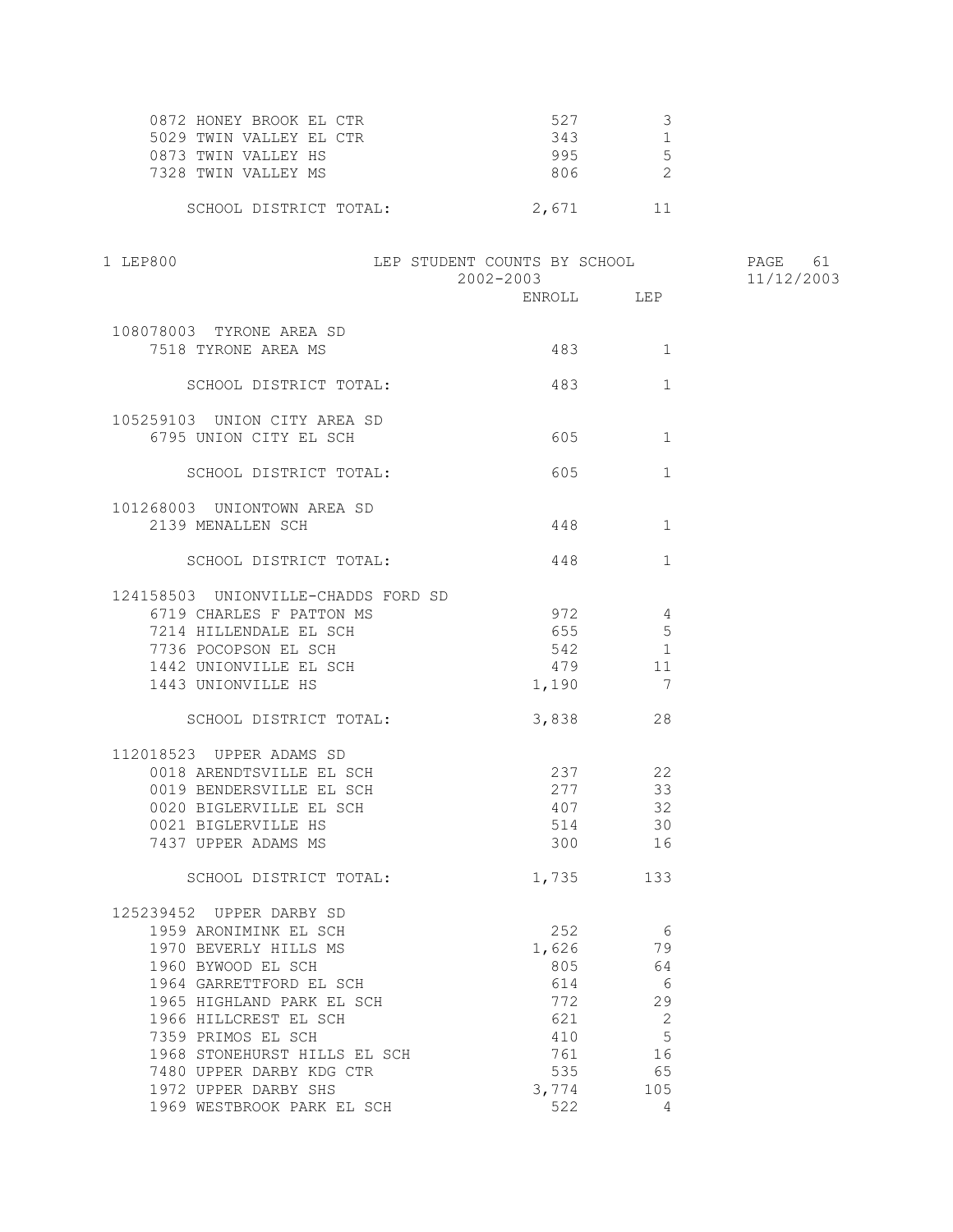| | ENROLL | LEP |
|---|---|---|
| 0872 HONEY BROOK EL CTR | 527 | 3 |
| 5029 TWIN VALLEY EL CTR | 343 | 1 |
| 0873 TWIN VALLEY HS | 995 | 5 |
| 7328 TWIN VALLEY MS | 806 | 2 |
| SCHOOL DISTRICT TOTAL: | 2,671 | 11 |

LEP STUDENT COUNTS BY SCHOOL
2002-2003

| | ENROLL | LEP |
|---|---|---|
| **108078003 TYRONE AREA SD** | | |
| 7518 TYRONE AREA MS | 483 | 1 |
| SCHOOL DISTRICT TOTAL: | 483 | 1 |
| **105259103 UNION CITY AREA SD** | | |
| 6795 UNION CITY EL SCH | 605 | 1 |
| SCHOOL DISTRICT TOTAL: | 605 | 1 |
| **101268003 UNIONTOWN AREA SD** | | |
| 2139 MENALLEN SCH | 448 | 1 |
| SCHOOL DISTRICT TOTAL: | 448 | 1 |
| **124158503 UNIONVILLE-CHADDS FORD SD** | | |
| 6719 CHARLES F PATTON MS | 972 | 4 |
| 7214 HILLENDALE EL SCH | 655 | 5 |
| 7736 POCOPSON EL SCH | 542 | 1 |
| 1442 UNIONVILLE EL SCH | 479 | 11 |
| 1443 UNIONVILLE HS | 1,190 | 7 |
| SCHOOL DISTRICT TOTAL: | 3,838 | 28 |
| **112018523 UPPER ADAMS SD** | | |
| 0018 ARENDTSVILLE EL SCH | 237 | 22 |
| 0019 BENDERSVILLE EL SCH | 277 | 33 |
| 0020 BIGLERVILLE EL SCH | 407 | 32 |
| 0021 BIGLERVILLE HS | 514 | 30 |
| 7437 UPPER ADAMS MS | 300 | 16 |
| SCHOOL DISTRICT TOTAL: | 1,735 | 133 |
| **125239452 UPPER DARBY SD** | | |
| 1959 ARONIMINK EL SCH | 252 | 6 |
| 1970 BEVERLY HILLS MS | 1,626 | 79 |
| 1960 BYWOOD EL SCH | 805 | 64 |
| 1964 GARRETTFORD EL SCH | 614 | 6 |
| 1965 HIGHLAND PARK EL SCH | 772 | 29 |
| 1966 HILLCREST EL SCH | 621 | 2 |
| 7359 PRIMOS EL SCH | 410 | 5 |
| 1968 STONEHURST HILLS EL SCH | 761 | 16 |
| 7480 UPPER DARBY KDG CTR | 535 | 65 |
| 1972 UPPER DARBY SHS | 3,774 | 105 |
| 1969 WESTBROOK PARK EL SCH | 522 | 4 |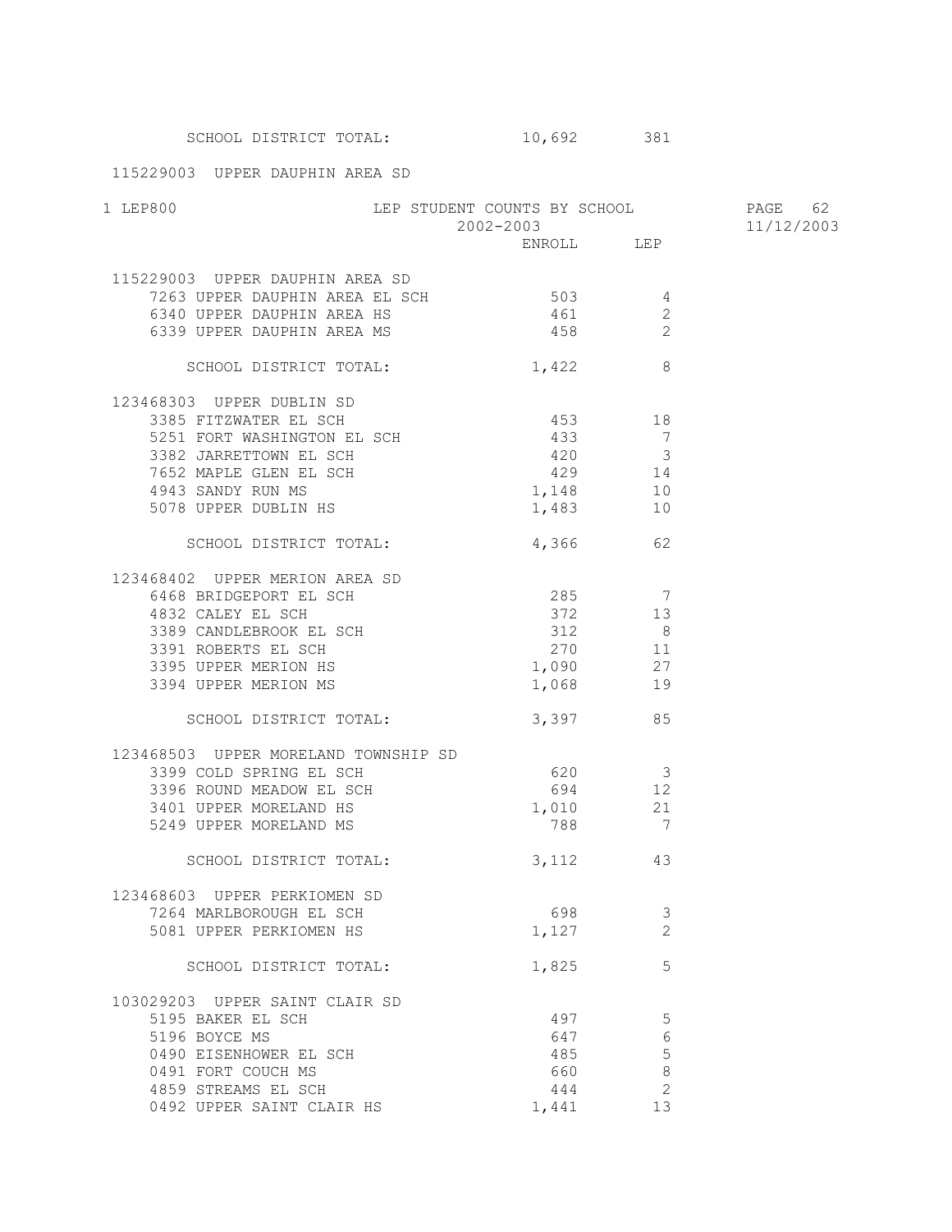SCHOOL DISTRICT TOTAL: 10,692 381

115229003 UPPER DAUPHIN AREA SD

| LEP STUDENT COUNTS BY SCHOOL 2002-2003 | ENROLL | LEP |
|---|---|---|
| **115229003 UPPER DAUPHIN AREA SD** | | |
| 7263 UPPER DAUPHIN AREA EL SCH | 503 | 4 |
| 6340 UPPER DAUPHIN AREA HS | 461 | 2 |
| 6339 UPPER DAUPHIN AREA MS | 458 | 2 |
| SCHOOL DISTRICT TOTAL: | 1,422 | 8 |
| **123468303 UPPER DUBLIN SD** | | |
| 3385 FITZWATER EL SCH | 453 | 18 |
| 5251 FORT WASHINGTON EL SCH | 433 | 7 |
| 3382 JARRETTOWN EL SCH | 420 | 3 |
| 7652 MAPLE GLEN EL SCH | 429 | 14 |
| 4943 SANDY RUN MS | 1,148 | 10 |
| 5078 UPPER DUBLIN HS | 1,483 | 10 |
| SCHOOL DISTRICT TOTAL: | 4,366 | 62 |
| **123468402 UPPER MERION AREA SD** | | |
| 6468 BRIDGEPORT EL SCH | 285 | 7 |
| 4832 CALEY EL SCH | 372 | 13 |
| 3389 CANDLEBROOK EL SCH | 312 | 8 |
| 3391 ROBERTS EL SCH | 270 | 11 |
| 3395 UPPER MERION HS | 1,090 | 27 |
| 3394 UPPER MERION MS | 1,068 | 19 |
| SCHOOL DISTRICT TOTAL: | 3,397 | 85 |
| **123468503 UPPER MORELAND TOWNSHIP SD** | | |
| 3399 COLD SPRING EL SCH | 620 | 3 |
| 3396 ROUND MEADOW EL SCH | 694 | 12 |
| 3401 UPPER MORELAND HS | 1,010 | 21 |
| 5249 UPPER MORELAND MS | 788 | 7 |
| SCHOOL DISTRICT TOTAL: | 3,112 | 43 |
| **123468603 UPPER PERKIOMEN SD** | | |
| 7264 MARLBOROUGH EL SCH | 698 | 3 |
| 5081 UPPER PERKIOMEN HS | 1,127 | 2 |
| SCHOOL DISTRICT TOTAL: | 1,825 | 5 |
| **103029203 UPPER SAINT CLAIR SD** | | |
| 5195 BAKER EL SCH | 497 | 5 |
| 5196 BOYCE MS | 647 | 6 |
| 0490 EISENHOWER EL SCH | 485 | 5 |
| 0491 FORT COUCH MS | 660 | 8 |
| 4859 STREAMS EL SCH | 444 | 2 |
| 0492 UPPER SAINT CLAIR HS | 1,441 | 13 |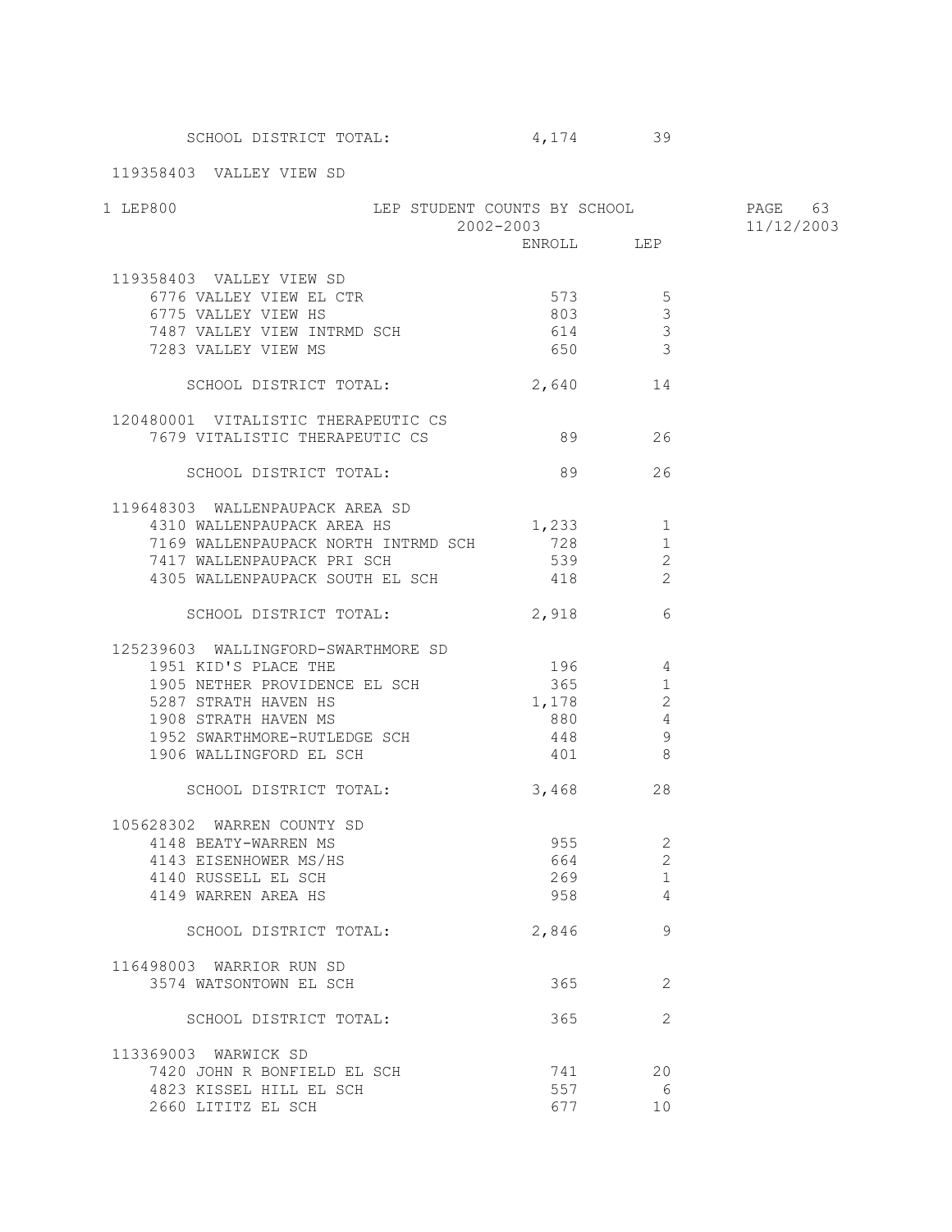| | ENROLL | LEP |
|---|---|---|
| SCHOOL DISTRICT TOTAL: | 4,174 | 39 |

119358403 VALLEY VIEW SD

LEP STUDENT COUNTS BY SCHOOL
2002-2003

| | ENROLL | LEP |
|---|---|---|
| **119358403 VALLEY VIEW SD** | | |
| 6776 VALLEY VIEW EL CTR | 573 | 5 |
| 6775 VALLEY VIEW HS | 803 | 3 |
| 7487 VALLEY VIEW INTRMD SCH | 614 | 3 |
| 7283 VALLEY VIEW MS | 650 | 3 |
| SCHOOL DISTRICT TOTAL: | 2,640 | 14 |
| **120480001 VITALISTIC THERAPEUTIC CS** | | |
| 7679 VITALISTIC THERAPEUTIC CS | 89 | 26 |
| SCHOOL DISTRICT TOTAL: | 89 | 26 |
| **119648303 WALLENPAUPACK AREA SD** | | |
| 4310 WALLENPAUPACK AREA HS | 1,233 | 1 |
| 7169 WALLENPAUPACK NORTH INTRMD SCH | 728 | 1 |
| 7417 WALLENPAUPACK PRI SCH | 539 | 2 |
| 4305 WALLENPAUPACK SOUTH EL SCH | 418 | 2 |
| SCHOOL DISTRICT TOTAL: | 2,918 | 6 |
| **125239603 WALLINGFORD-SWARTHMORE SD** | | |
| 1951 KID'S PLACE THE | 196 | 4 |
| 1905 NETHER PROVIDENCE EL SCH | 365 | 1 |
| 5287 STRATH HAVEN HS | 1,178 | 2 |
| 1908 STRATH HAVEN MS | 880 | 4 |
| 1952 SWARTHMORE-RUTLEDGE SCH | 448 | 9 |
| 1906 WALLINGFORD EL SCH | 401 | 8 |
| SCHOOL DISTRICT TOTAL: | 3,468 | 28 |
| **105628302 WARREN COUNTY SD** | | |
| 4148 BEATY-WARREN MS | 955 | 2 |
| 4143 EISENHOWER MS/HS | 664 | 2 |
| 4140 RUSSELL EL SCH | 269 | 1 |
| 4149 WARREN AREA HS | 958 | 4 |
| SCHOOL DISTRICT TOTAL: | 2,846 | 9 |
| **116498003 WARRIOR RUN SD** | | |
| 3574 WATSONTOWN EL SCH | 365 | 2 |
| SCHOOL DISTRICT TOTAL: | 365 | 2 |
| **113369003 WARWICK SD** | | |
| 7420 JOHN R BONFIELD EL SCH | 741 | 20 |
| 4823 KISSEL HILL EL SCH | 557 | 6 |
| 2660 LITITZ EL SCH | 677 | 10 |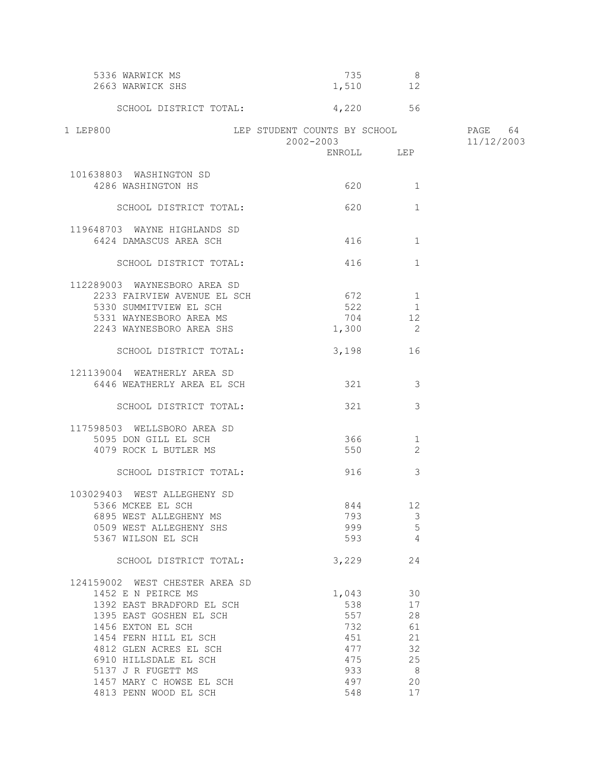| | ENROLL | LEP |
|---|---|---|
| 5336 WARWICK MS | 735 | 8 |
| 2663 WARWICK SHS | 1,510 | 12 |
| SCHOOL DISTRICT TOTAL: | 4,220 | 56 |

1 LEP800 LEP STUDENT COUNTS BY SCHOOL 2002-2003

| | ENROLL | LEP |
|---|---|---|
| **101638803 WASHINGTON SD** | | |
| 4286 WASHINGTON HS | 620 | 1 |
| SCHOOL DISTRICT TOTAL: | 620 | 1 |
| **119648703 WAYNE HIGHLANDS SD** | | |
| 6424 DAMASCUS AREA SCH | 416 | 1 |
| SCHOOL DISTRICT TOTAL: | 416 | 1 |
| **112289003 WAYNESBORO AREA SD** | | |
| 2233 FAIRVIEW AVENUE EL SCH | 672 | 1 |
| 5330 SUMMITVIEW EL SCH | 522 | 1 |
| 5331 WAYNESBORO AREA MS | 704 | 12 |
| 2243 WAYNESBORO AREA SHS | 1,300 | 2 |
| SCHOOL DISTRICT TOTAL: | 3,198 | 16 |
| **121139004 WEATHERLY AREA SD** | | |
| 6446 WEATHERLY AREA EL SCH | 321 | 3 |
| SCHOOL DISTRICT TOTAL: | 321 | 3 |
| **117598503 WELLSBORO AREA SD** | | |
| 5095 DON GILL EL SCH | 366 | 1 |
| 4079 ROCK L BUTLER MS | 550 | 2 |
| SCHOOL DISTRICT TOTAL: | 916 | 3 |
| **103029403 WEST ALLEGHENY SD** | | |
| 5366 MCKEE EL SCH | 844 | 12 |
| 6895 WEST ALLEGHENY MS | 793 | 3 |
| 0509 WEST ALLEGHENY SHS | 999 | 5 |
| 5367 WILSON EL SCH | 593 | 4 |
| SCHOOL DISTRICT TOTAL: | 3,229 | 24 |
| **124159002 WEST CHESTER AREA SD** | | |
| 1452 E N PEIRCE MS | 1,043 | 30 |
| 1392 EAST BRADFORD EL SCH | 538 | 17 |
| 1395 EAST GOSHEN EL SCH | 557 | 28 |
| 1456 EXTON EL SCH | 732 | 61 |
| 1454 FERN HILL EL SCH | 451 | 21 |
| 4812 GLEN ACRES EL SCH | 477 | 32 |
| 6910 HILLSDALE EL SCH | 475 | 25 |
| 5137 J R FUGETT MS | 933 | 8 |
| 1457 MARY C HOWSE EL SCH | 497 | 20 |
| 4813 PENN WOOD EL SCH | 548 | 17 |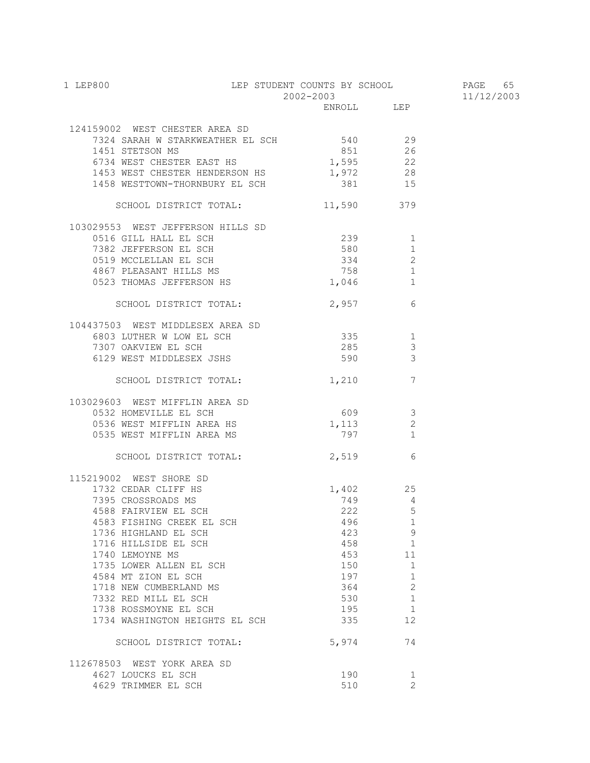# LEP STUDENT COUNTS BY SCHOOL

2002-2003

| | ENROLL | LEP |
|---|---|---|
| **124159002 WEST CHESTER AREA SD** | | |
| 7324 SARAH W STARKWEATHER EL SCH | 540 | 29 |
| 1451 STETSON MS | 851 | 26 |
| 6734 WEST CHESTER EAST HS | 1,595 | 22 |
| 1453 WEST CHESTER HENDERSON HS | 1,972 | 28 |
| 1458 WESTTOWN-THORNBURY EL SCH | 381 | 15 |
| SCHOOL DISTRICT TOTAL: | 11,590 | 379 |
| **103029553 WEST JEFFERSON HILLS SD** | | |
| 0516 GILL HALL EL SCH | 239 | 1 |
| 7382 JEFFERSON EL SCH | 580 | 1 |
| 0519 MCCLELLAN EL SCH | 334 | 2 |
| 4867 PLEASANT HILLS MS | 758 | 1 |
| 0523 THOMAS JEFFERSON HS | 1,046 | 1 |
| SCHOOL DISTRICT TOTAL: | 2,957 | 6 |
| **104437503 WEST MIDDLESEX AREA SD** | | |
| 6803 LUTHER W LOW EL SCH | 335 | 1 |
| 7307 OAKVIEW EL SCH | 285 | 3 |
| 6129 WEST MIDDLESEX JSHS | 590 | 3 |
| SCHOOL DISTRICT TOTAL: | 1,210 | 7 |
| **103029603 WEST MIFFLIN AREA SD** | | |
| 0532 HOMEVILLE EL SCH | 609 | 3 |
| 0536 WEST MIFFLIN AREA HS | 1,113 | 2 |
| 0535 WEST MIFFLIN AREA MS | 797 | 1 |
| SCHOOL DISTRICT TOTAL: | 2,519 | 6 |
| **115219002 WEST SHORE SD** | | |
| 1732 CEDAR CLIFF HS | 1,402 | 25 |
| 7395 CROSSROADS MS | 749 | 4 |
| 4588 FAIRVIEW EL SCH | 222 | 5 |
| 4583 FISHING CREEK EL SCH | 496 | 1 |
| 1736 HIGHLAND EL SCH | 423 | 9 |
| 1716 HILLSIDE EL SCH | 458 | 1 |
| 1740 LEMOYNE MS | 453 | 11 |
| 1735 LOWER ALLEN EL SCH | 150 | 1 |
| 4584 MT ZION EL SCH | 197 | 1 |
| 1718 NEW CUMBERLAND MS | 364 | 2 |
| 7332 RED MILL EL SCH | 530 | 1 |
| 1738 ROSSMOYNE EL SCH | 195 | 1 |
| 1734 WASHINGTON HEIGHTS EL SCH | 335 | 12 |
| SCHOOL DISTRICT TOTAL: | 5,974 | 74 |
| **112678503 WEST YORK AREA SD** | | |
| 4627 LOUCKS EL SCH | 190 | 1 |
| 4629 TRIMMER EL SCH | 510 | 2 |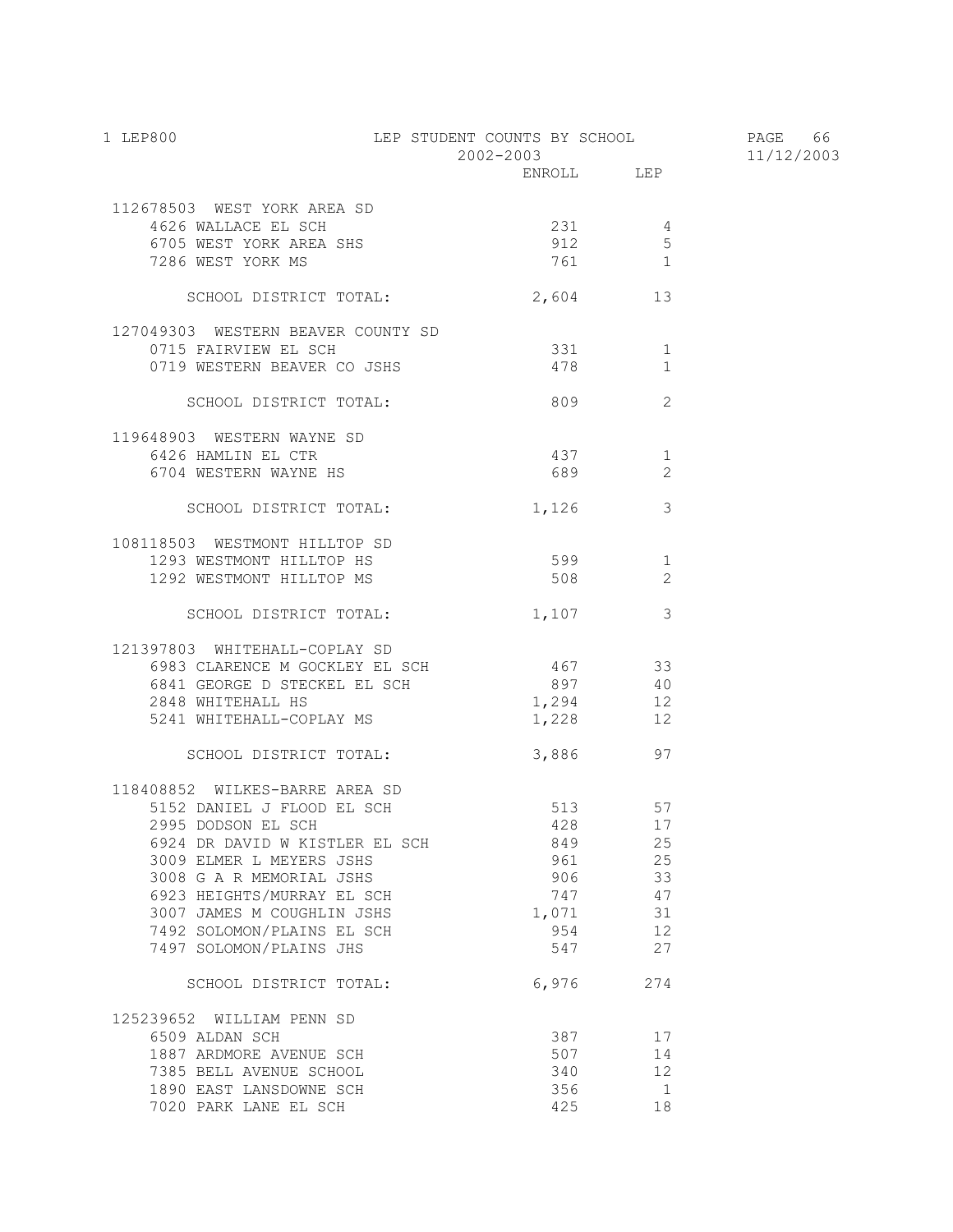# LEP STUDENT COUNTS BY SCHOOL
## 2002-2003

| | ENROLL | LEP |
|---|---|---|
| **112678503 WEST YORK AREA SD** | | |
| 4626 WALLACE EL SCH | 231 | 4 |
| 6705 WEST YORK AREA SHS | 912 | 5 |
| 7286 WEST YORK MS | 761 | 1 |
| SCHOOL DISTRICT TOTAL: | 2,604 | 13 |
| **127049303 WESTERN BEAVER COUNTY SD** | | |
| 0715 FAIRVIEW EL SCH | 331 | 1 |
| 0719 WESTERN BEAVER CO JSHS | 478 | 1 |
| SCHOOL DISTRICT TOTAL: | 809 | 2 |
| **119648903 WESTERN WAYNE SD** | | |
| 6426 HAMLIN EL CTR | 437 | 1 |
| 6704 WESTERN WAYNE HS | 689 | 2 |
| SCHOOL DISTRICT TOTAL: | 1,126 | 3 |
| **108118503 WESTMONT HILLTOP SD** | | |
| 1293 WESTMONT HILLTOP HS | 599 | 1 |
| 1292 WESTMONT HILLTOP MS | 508 | 2 |
| SCHOOL DISTRICT TOTAL: | 1,107 | 3 |
| **121397803 WHITEHALL-COPLAY SD** | | |
| 6983 CLARENCE M GOCKLEY EL SCH | 467 | 33 |
| 6841 GEORGE D STECKEL EL SCH | 897 | 40 |
| 2848 WHITEHALL HS | 1,294 | 12 |
| 5241 WHITEHALL-COPLAY MS | 1,228 | 12 |
| SCHOOL DISTRICT TOTAL: | 3,886 | 97 |
| **118408852 WILKES-BARRE AREA SD** | | |
| 5152 DANIEL J FLOOD EL SCH | 513 | 57 |
| 2995 DODSON EL SCH | 428 | 17 |
| 6924 DR DAVID W KISTLER EL SCH | 849 | 25 |
| 3009 ELMER L MEYERS JSHS | 961 | 25 |
| 3008 G A R MEMORIAL JSHS | 906 | 33 |
| 6923 HEIGHTS/MURRAY EL SCH | 747 | 47 |
| 3007 JAMES M COUGHLIN JSHS | 1,071 | 31 |
| 7492 SOLOMON/PLAINS EL SCH | 954 | 12 |
| 7497 SOLOMON/PLAINS JHS | 547 | 27 |
| SCHOOL DISTRICT TOTAL: | 6,976 | 274 |
| **125239652 WILLIAM PENN SD** | | |
| 6509 ALDAN SCH | 387 | 17 |
| 1887 ARDMORE AVENUE SCH | 507 | 14 |
| 7385 BELL AVENUE SCHOOL | 340 | 12 |
| 1890 EAST LANSDOWNE SCH | 356 | 1 |
| 7020 PARK LANE EL SCH | 425 | 18 |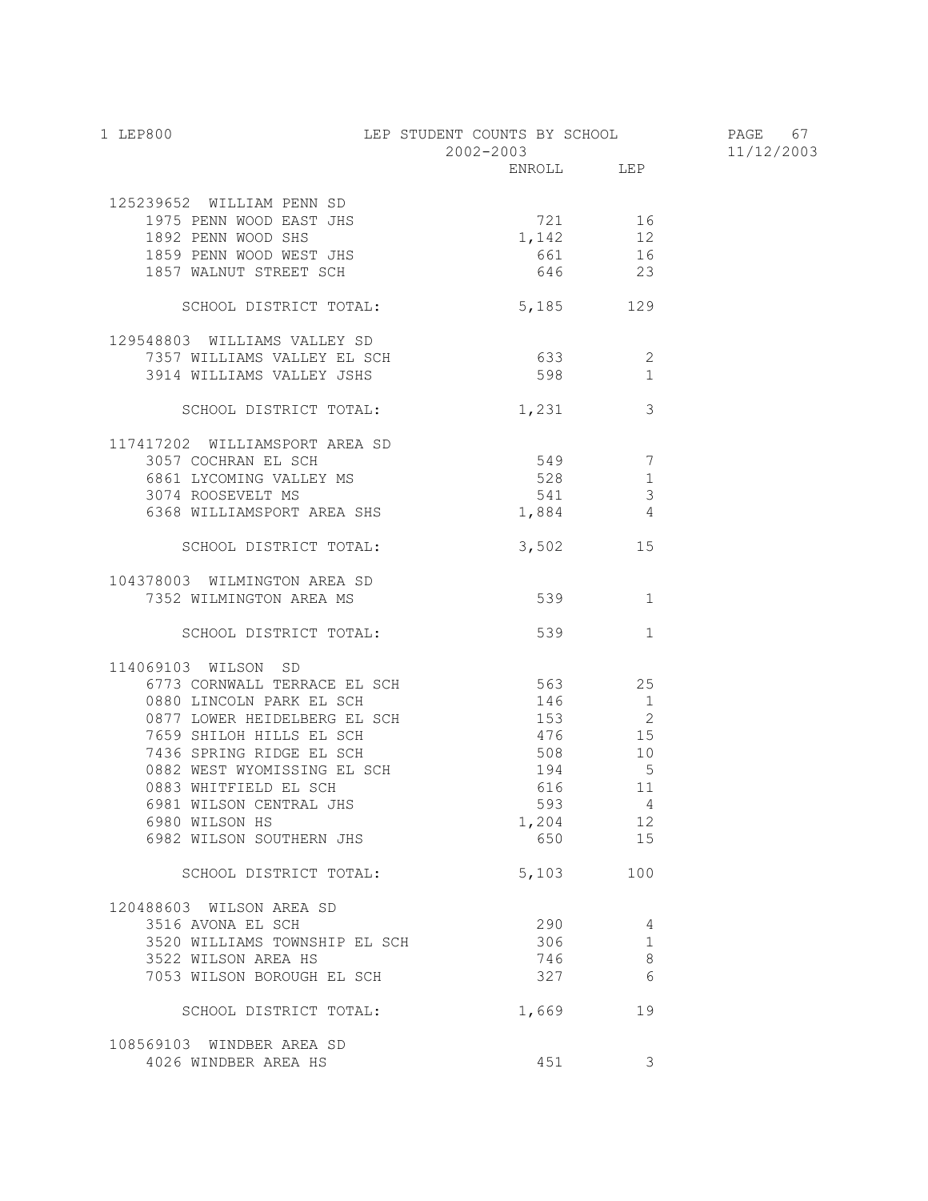LEP STUDENT COUNTS BY SCHOOL
2002-2003

| | ENROLL | LEP |
|---|---|---|
| **125239652 WILLIAM PENN SD** | | |
| 1975 PENN WOOD EAST JHS | 721 | 16 |
| 1892 PENN WOOD SHS | 1,142 | 12 |
| 1859 PENN WOOD WEST JHS | 661 | 16 |
| 1857 WALNUT STREET SCH | 646 | 23 |
| SCHOOL DISTRICT TOTAL: | 5,185 | 129 |
| **129548803 WILLIAMS VALLEY SD** | | |
| 7357 WILLIAMS VALLEY EL SCH | 633 | 2 |
| 3914 WILLIAMS VALLEY JSHS | 598 | 1 |
| SCHOOL DISTRICT TOTAL: | 1,231 | 3 |
| **117417202 WILLIAMSPORT AREA SD** | | |
| 3057 COCHRAN EL SCH | 549 | 7 |
| 6861 LYCOMING VALLEY MS | 528 | 1 |
| 3074 ROOSEVELT MS | 541 | 3 |
| 6368 WILLIAMSPORT AREA SHS | 1,884 | 4 |
| SCHOOL DISTRICT TOTAL: | 3,502 | 15 |
| **104378003 WILMINGTON AREA SD** | | |
| 7352 WILMINGTON AREA MS | 539 | 1 |
| SCHOOL DISTRICT TOTAL: | 539 | 1 |
| **114069103 WILSON SD** | | |
| 6773 CORNWALL TERRACE EL SCH | 563 | 25 |
| 0880 LINCOLN PARK EL SCH | 146 | 1 |
| 0877 LOWER HEIDELBERG EL SCH | 153 | 2 |
| 7659 SHILOH HILLS EL SCH | 476 | 15 |
| 7436 SPRING RIDGE EL SCH | 508 | 10 |
| 0882 WEST WYOMISSING EL SCH | 194 | 5 |
| 0883 WHITFIELD EL SCH | 616 | 11 |
| 6981 WILSON CENTRAL JHS | 593 | 4 |
| 6980 WILSON HS | 1,204 | 12 |
| 6982 WILSON SOUTHERN JHS | 650 | 15 |
| SCHOOL DISTRICT TOTAL: | 5,103 | 100 |
| **120488603 WILSON AREA SD** | | |
| 3516 AVONA EL SCH | 290 | 4 |
| 3520 WILLIAMS TOWNSHIP EL SCH | 306 | 1 |
| 3522 WILSON AREA HS | 746 | 8 |
| 7053 WILSON BOROUGH EL SCH | 327 | 6 |
| SCHOOL DISTRICT TOTAL: | 1,669 | 19 |
| **108569103 WINDBER AREA SD** | | |
| 4026 WINDBER AREA HS | 451 | 3 |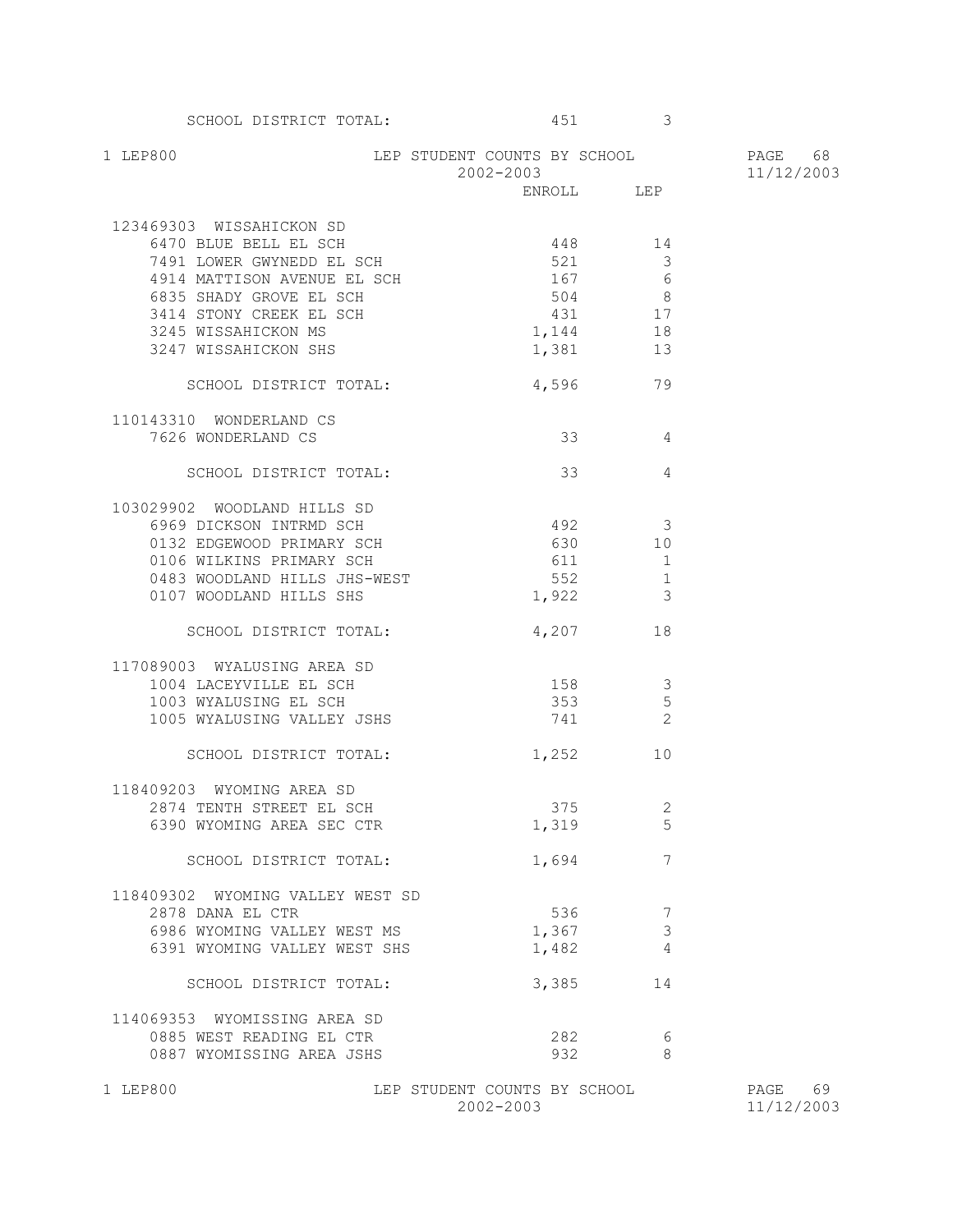| | ENROLL | LEP |
|---|---|---|
| SCHOOL DISTRICT TOTAL: | 451 | 3 |

| | ENROLL | LEP |
|---|---|---|
| **123469303 WISSAHICKON SD** | | |
| 6470 BLUE BELL EL SCH | 448 | 14 |
| 7491 LOWER GWYNEDD EL SCH | 521 | 3 |
| 4914 MATTISON AVENUE EL SCH | 167 | 6 |
| 6835 SHADY GROVE EL SCH | 504 | 8 |
| 3414 STONY CREEK EL SCH | 431 | 17 |
| 3245 WISSAHICKON MS | 1,144 | 18 |
| 3247 WISSAHICKON SHS | 1,381 | 13 |
| SCHOOL DISTRICT TOTAL: | 4,596 | 79 |
| **110143310 WONDERLAND CS** | | |
| 7626 WONDERLAND CS | 33 | 4 |
| SCHOOL DISTRICT TOTAL: | 33 | 4 |
| **103029902 WOODLAND HILLS SD** | | |
| 6969 DICKSON INTRMD SCH | 492 | 3 |
| 0132 EDGEWOOD PRIMARY SCH | 630 | 10 |
| 0106 WILKINS PRIMARY SCH | 611 | 1 |
| 0483 WOODLAND HILLS JHS-WEST | 552 | 1 |
| 0107 WOODLAND HILLS SHS | 1,922 | 3 |
| SCHOOL DISTRICT TOTAL: | 4,207 | 18 |
| **117089003 WYALUSING AREA SD** | | |
| 1004 LACEYVILLE EL SCH | 158 | 3 |
| 1003 WYALUSING EL SCH | 353 | 5 |
| 1005 WYALUSING VALLEY JSHS | 741 | 2 |
| SCHOOL DISTRICT TOTAL: | 1,252 | 10 |
| **118409203 WYOMING AREA SD** | | |
| 2874 TENTH STREET EL SCH | 375 | 2 |
| 6390 WYOMING AREA SEC CTR | 1,319 | 5 |
| SCHOOL DISTRICT TOTAL: | 1,694 | 7 |
| **118409302 WYOMING VALLEY WEST SD** | | |
| 2878 DANA EL CTR | 536 | 7 |
| 6986 WYOMING VALLEY WEST MS | 1,367 | 3 |
| 6391 WYOMING VALLEY WEST SHS | 1,482 | 4 |
| SCHOOL DISTRICT TOTAL: | 3,385 | 14 |
| **114069353 WYOMISSING AREA SD** | | |
| 0885 WEST READING EL CTR | 282 | 6 |
| 0887 WYOMISSING AREA JSHS | 932 | 8 |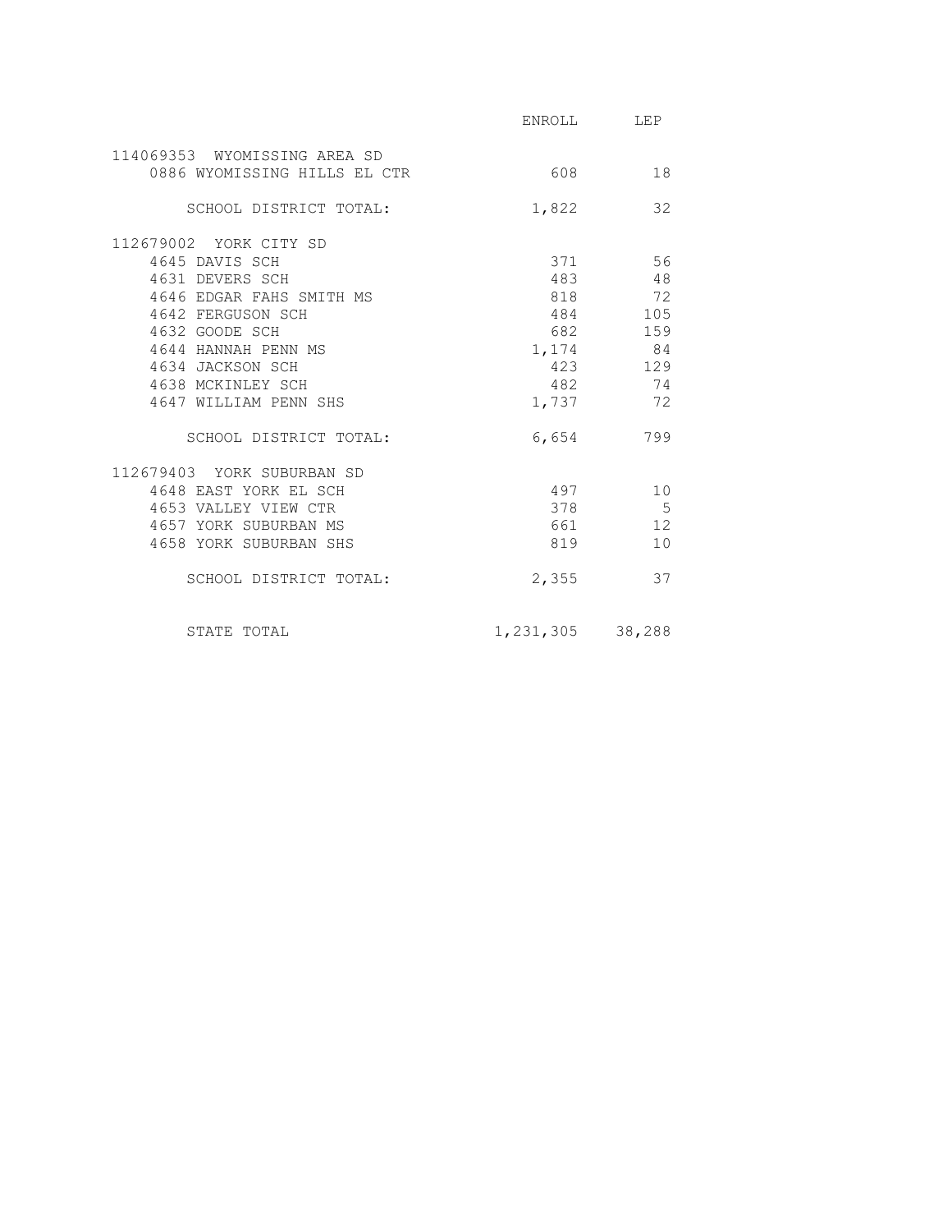| | ENROLL | LEP |
|---|---|---|
| 114069353 WYOMISSING AREA SD | | |
| 0886 WYOMISSING HILLS EL CTR | 608 | 18 |
| SCHOOL DISTRICT TOTAL: | 1,822 | 32 |
| 112679002 YORK CITY SD | | |
| 4645 DAVIS SCH | 371 | 56 |
| 4631 DEVERS SCH | 483 | 48 |
| 4646 EDGAR FAHS SMITH MS | 818 | 72 |
| 4642 FERGUSON SCH | 484 | 105 |
| 4632 GOODE SCH | 682 | 159 |
| 4644 HANNAH PENN MS | 1,174 | 84 |
| 4634 JACKSON SCH | 423 | 129 |
| 4638 MCKINLEY SCH | 482 | 74 |
| 4647 WILLIAM PENN SHS | 1,737 | 72 |
| SCHOOL DISTRICT TOTAL: | 6,654 | 799 |
| 112679403 YORK SUBURBAN SD | | |
| 4648 EAST YORK EL SCH | 497 | 10 |
| 4653 VALLEY VIEW CTR | 378 | 5 |
| 4657 YORK SUBURBAN MS | 661 | 12 |
| 4658 YORK SUBURBAN SHS | 819 | 10 |
| SCHOOL DISTRICT TOTAL: | 2,355 | 37 |
| STATE TOTAL | 1,231,305 | 38,288 |